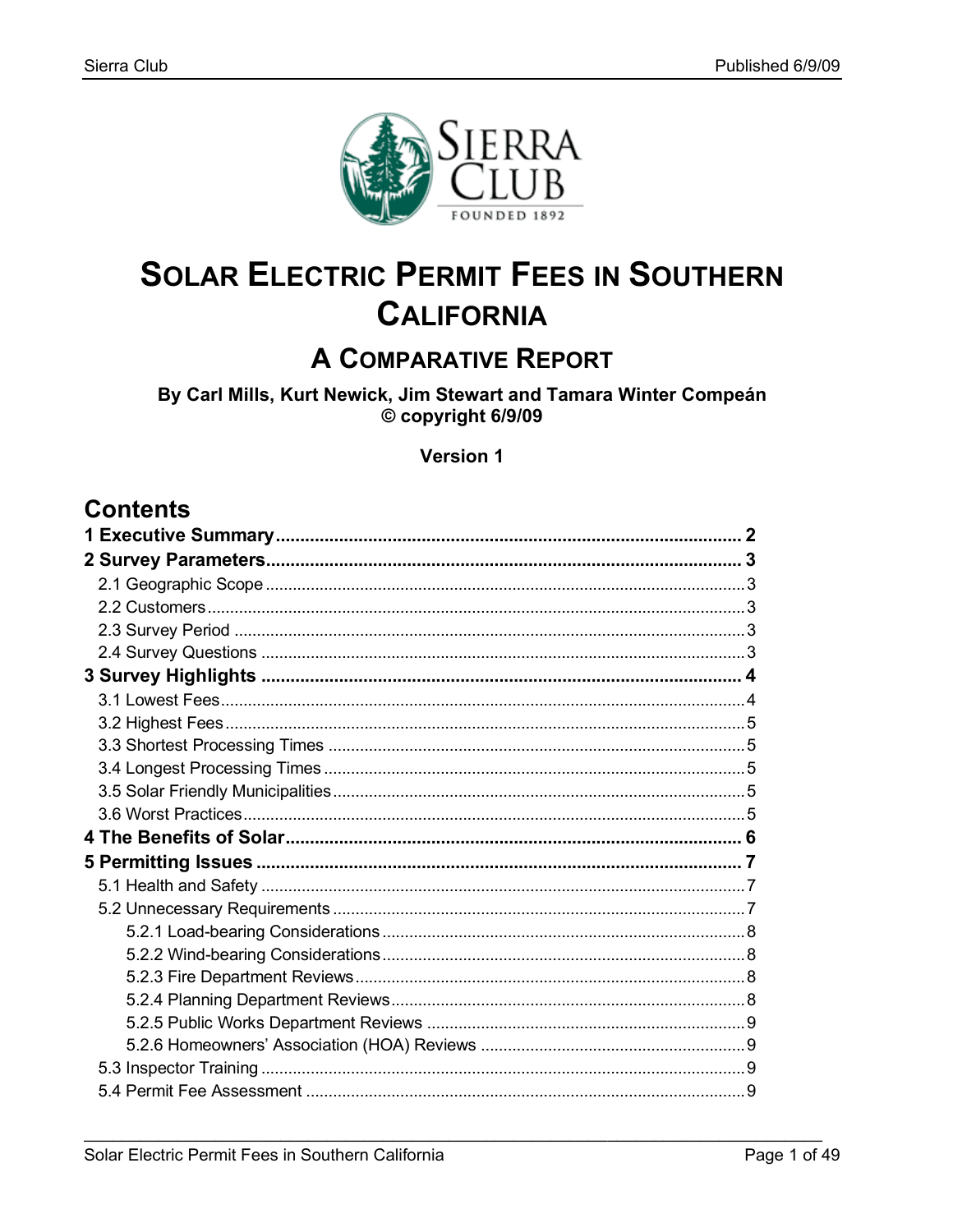# SOLAR ELECTRIC PERMIT FEES IN SOUTHERN CALIFORNIA

## A COMPARATIVE REPORT

**By Carl Mills, Kurt Newick, Jim Stewart and Tamara Winter Compeán**
**© copyright 6/9/09**

**Version 1**

## Contents

**1 Executive Summary** .......... 2
**2 Survey Parameters** .......... 3
- 2.1 Geographic Scope .......... 3
- 2.2 Customers .......... 3
- 2.3 Survey Period .......... 3
- 2.4 Survey Questions .......... 3

**3 Survey Highlights** .......... 4
- 3.1 Lowest Fees .......... 4
- 3.2 Highest Fees .......... 5
- 3.3 Shortest Processing Times .......... 5
- 3.4 Longest Processing Times .......... 5
- 3.5 Solar Friendly Municipalities .......... 5
- 3.6 Worst Practices .......... 5

**4 The Benefits of Solar** .......... 6
**5 Permitting Issues** .......... 7
- 5.1 Health and Safety .......... 7
- 5.2 Unnecessary Requirements .......... 7
  - 5.2.1 Load-bearing Considerations .......... 8
  - 5.2.2 Wind-bearing Considerations .......... 8
  - 5.2.3 Fire Department Reviews .......... 8
  - 5.2.4 Planning Department Reviews .......... 8
  - 5.2.5 Public Works Department Reviews .......... 9
  - 5.2.6 Homeowners' Association (HOA) Reviews .......... 9
- 5.3 Inspector Training .......... 9
- 5.4 Permit Fee Assessment .......... 9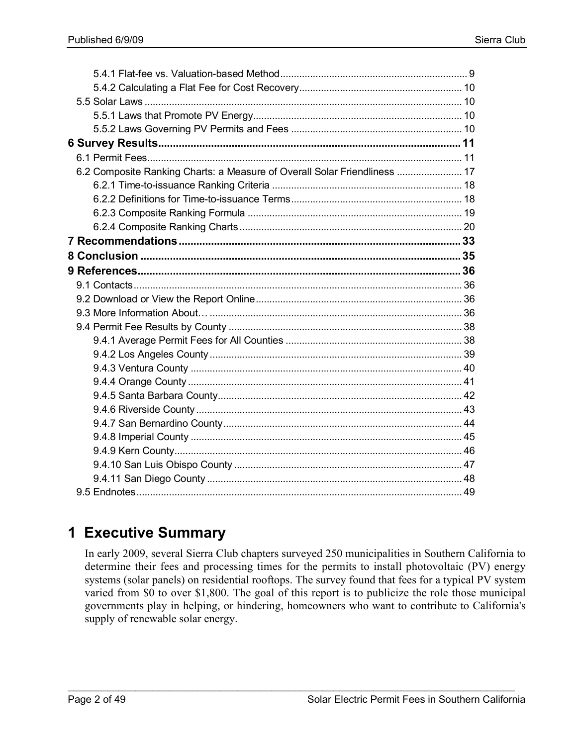5.4.1 Flat-fee vs. Valuation-based Method ..... 9
5.4.2 Calculating a Flat Fee for Cost Recovery ..... 10
5.5 Solar Laws ..... 10
5.5.1 Laws that Promote PV Energy ..... 10
5.5.2 Laws Governing PV Permits and Fees ..... 10
**6 Survey Results ..... 11**
6.1 Permit Fees ..... 11
6.2 Composite Ranking Charts: a Measure of Overall Solar Friendliness ..... 17
6.2.1 Time-to-issuance Ranking Criteria ..... 18
6.2.2 Definitions for Time-to-issuance Terms ..... 18
6.2.3 Composite Ranking Formula ..... 19
6.2.4 Composite Ranking Charts ..... 20
**7 Recommendations ..... 33**
**8 Conclusion ..... 35**
**9 References ..... 36**
9.1 Contacts ..... 36
9.2 Download or View the Report Online ..... 36
9.3 More Information About… ..... 36
9.4 Permit Fee Results by County ..... 38
9.4.1 Average Permit Fees for All Counties ..... 38
9.4.2 Los Angeles County ..... 39
9.4.3 Ventura County ..... 40
9.4.4 Orange County ..... 41
9.4.5 Santa Barbara County ..... 42
9.4.6 Riverside County ..... 43
9.4.7 San Bernardino County ..... 44
9.4.8 Imperial County ..... 45
9.4.9 Kern County ..... 46
9.4.10 San Luis Obispo County ..... 47
9.4.11 San Diego County ..... 48
9.5 Endnotes ..... 49

# 1 Executive Summary

In early 2009, several Sierra Club chapters surveyed 250 municipalities in Southern California to determine their fees and processing times for the permits to install photovoltaic (PV) energy systems (solar panels) on residential rooftops. The survey found that fees for a typical PV system varied from $0 to over $1,800. The goal of this report is to publicize the role those municipal governments play in helping, or hindering, homeowners who want to contribute to California's supply of renewable solar energy.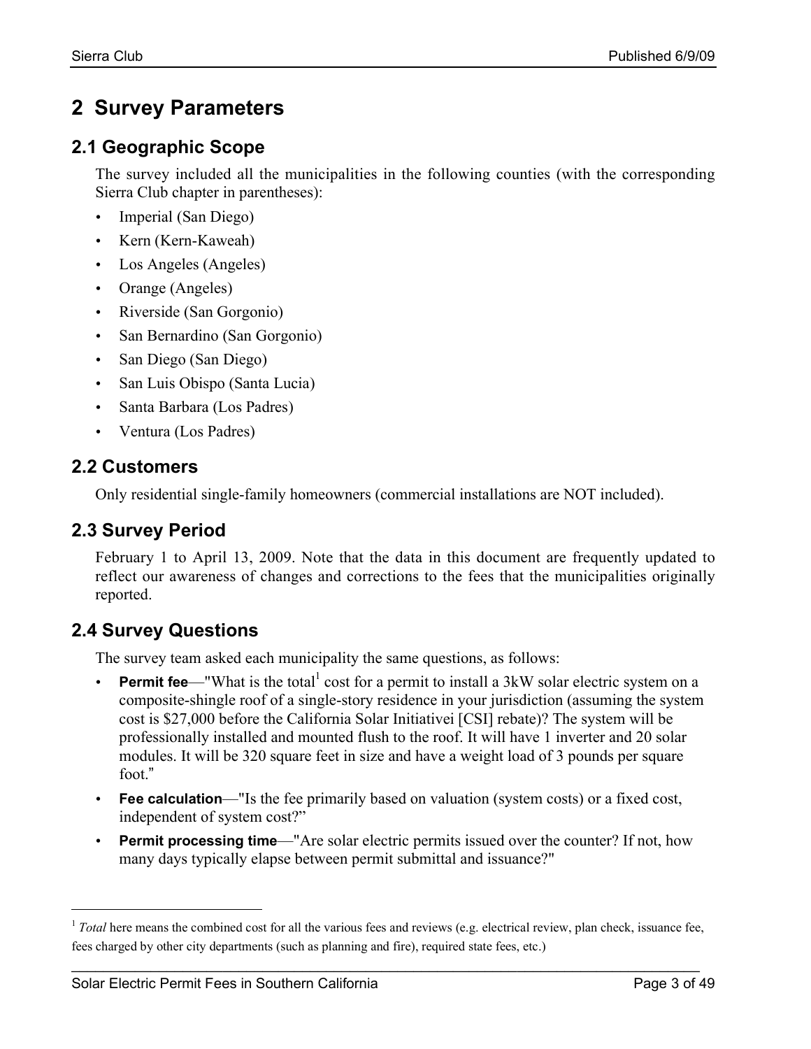# 2 Survey Parameters

## 2.1 Geographic Scope

The survey included all the municipalities in the following counties (with the corresponding Sierra Club chapter in parentheses):

- Imperial (San Diego)
- Kern (Kern-Kaweah)
- Los Angeles (Angeles)
- Orange (Angeles)
- Riverside (San Gorgonio)
- San Bernardino (San Gorgonio)
- San Diego (San Diego)
- San Luis Obispo (Santa Lucia)
- Santa Barbara (Los Padres)
- Ventura (Los Padres)

## 2.2 Customers

Only residential single-family homeowners (commercial installations are NOT included).

## 2.3 Survey Period

February 1 to April 13, 2009. Note that the data in this document are frequently updated to reflect our awareness of changes and corrections to the fees that the municipalities originally reported.

## 2.4 Survey Questions

The survey team asked each municipality the same questions, as follows:

- **Permit fee**—"What is the total[1] cost for a permit to install a 3kW solar electric system on a composite-shingle roof of a single-story residence in your jurisdiction (assuming the system cost is $27,000 before the California Solar Initiativei [CSI] rebate)? The system will be professionally installed and mounted flush to the roof. It will have 1 inverter and 20 solar modules. It will be 320 square feet in size and have a weight load of 3 pounds per square foot."
- **Fee calculation**—"Is the fee primarily based on valuation (system costs) or a fixed cost, independent of system cost?"
- **Permit processing time**—"Are solar electric permits issued over the counter? If not, how many days typically elapse between permit submittal and issuance?"

[1] *Total* here means the combined cost for all the various fees and reviews (e.g. electrical review, plan check, issuance fee, fees charged by other city departments (such as planning and fire), required state fees, etc.)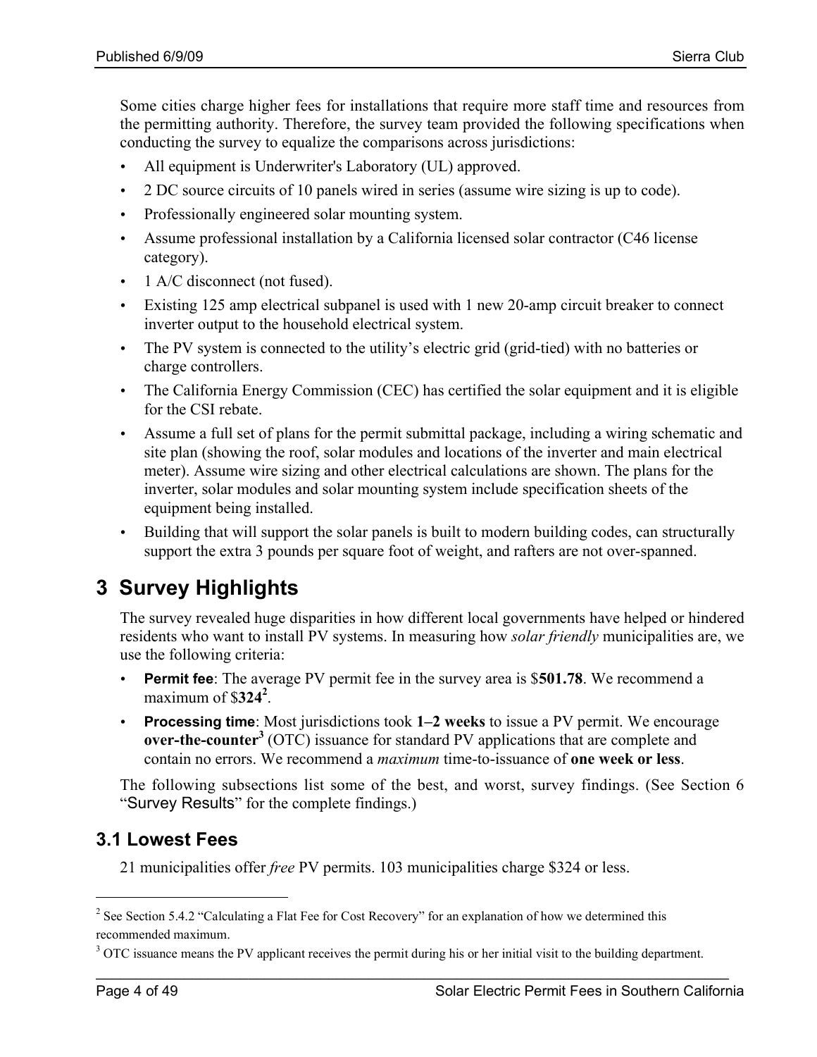Some cities charge higher fees for installations that require more staff time and resources from the permitting authority. Therefore, the survey team provided the following specifications when conducting the survey to equalize the comparisons across jurisdictions:

- All equipment is Underwriter's Laboratory (UL) approved.
- 2 DC source circuits of 10 panels wired in series (assume wire sizing is up to code).
- Professionally engineered solar mounting system.
- Assume professional installation by a California licensed solar contractor (C46 license category).
- 1 A/C disconnect (not fused).
- Existing 125 amp electrical subpanel is used with 1 new 20-amp circuit breaker to connect inverter output to the household electrical system.
- The PV system is connected to the utility's electric grid (grid-tied) with no batteries or charge controllers.
- The California Energy Commission (CEC) has certified the solar equipment and it is eligible for the CSI rebate.
- Assume a full set of plans for the permit submittal package, including a wiring schematic and site plan (showing the roof, solar modules and locations of the inverter and main electrical meter). Assume wire sizing and other electrical calculations are shown. The plans for the inverter, solar modules and solar mounting system include specification sheets of the equipment being installed.
- Building that will support the solar panels is built to modern building codes, can structurally support the extra 3 pounds per square foot of weight, and rafters are not over-spanned.

# 3 Survey Highlights

The survey revealed huge disparities in how different local governments have helped or hindered residents who want to install PV systems. In measuring how *solar friendly* municipalities are, we use the following criteria:

- **Permit fee**: The average PV permit fee in the survey area is $**501.78**. We recommend a maximum of $**324**[2].
- **Processing time**: Most jurisdictions took **1–2 weeks** to issue a PV permit. We encourage **over-the-counter**[3] (OTC) issuance for standard PV applications that are complete and contain no errors. We recommend a *maximum* time-to-issuance of **one week or less**.

The following subsections list some of the best, and worst, survey findings. (See Section 6 "Survey Results" for the complete findings.)

## 3.1 Lowest Fees

21 municipalities offer *free* PV permits. 103 municipalities charge $324 or less.

---

[2] See Section 5.4.2 "Calculating a Flat Fee for Cost Recovery" for an explanation of how we determined this recommended maximum.

[3] OTC issuance means the PV applicant receives the permit during his or her initial visit to the building department.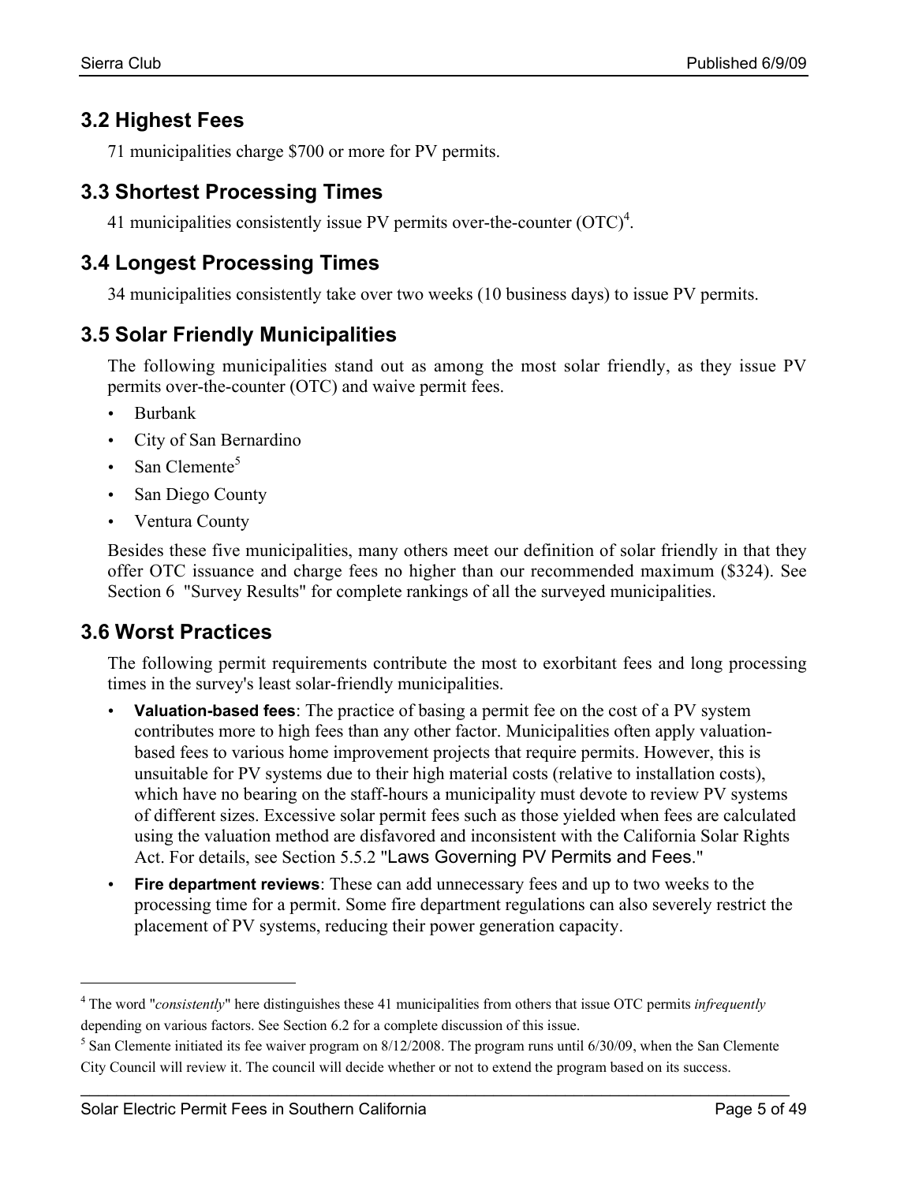## 3.2 Highest Fees

71 municipalities charge $700 or more for PV permits.

## 3.3 Shortest Processing Times

41 municipalities consistently issue PV permits over-the-counter (OTC)[4].

## 3.4 Longest Processing Times

34 municipalities consistently take over two weeks (10 business days) to issue PV permits.

## 3.5 Solar Friendly Municipalities

The following municipalities stand out as among the most solar friendly, as they issue PV permits over-the-counter (OTC) and waive permit fees.

- Burbank
- City of San Bernardino
- San Clemente[5]
- San Diego County
- Ventura County

Besides these five municipalities, many others meet our definition of solar friendly in that they offer OTC issuance and charge fees no higher than our recommended maximum ($324). See Section 6 "Survey Results" for complete rankings of all the surveyed municipalities.

## 3.6 Worst Practices

The following permit requirements contribute the most to exorbitant fees and long processing times in the survey's least solar-friendly municipalities.

- **Valuation-based fees**: The practice of basing a permit fee on the cost of a PV system contributes more to high fees than any other factor. Municipalities often apply valuation-based fees to various home improvement projects that require permits. However, this is unsuitable for PV systems due to their high material costs (relative to installation costs), which have no bearing on the staff-hours a municipality must devote to review PV systems of different sizes. Excessive solar permit fees such as those yielded when fees are calculated using the valuation method are disfavored and inconsistent with the California Solar Rights Act. For details, see Section 5.5.2 "Laws Governing PV Permits and Fees."
- **Fire department reviews**: These can add unnecessary fees and up to two weeks to the processing time for a permit. Some fire department regulations can also severely restrict the placement of PV systems, reducing their power generation capacity.

---

[4] The word "*consistently*" here distinguishes these 41 municipalities from others that issue OTC permits *infrequently* depending on various factors. See Section 6.2 for a complete discussion of this issue.

[5] San Clemente initiated its fee waiver program on 8/12/2008. The program runs until 6/30/09, when the San Clemente City Council will review it. The council will decide whether or not to extend the program based on its success.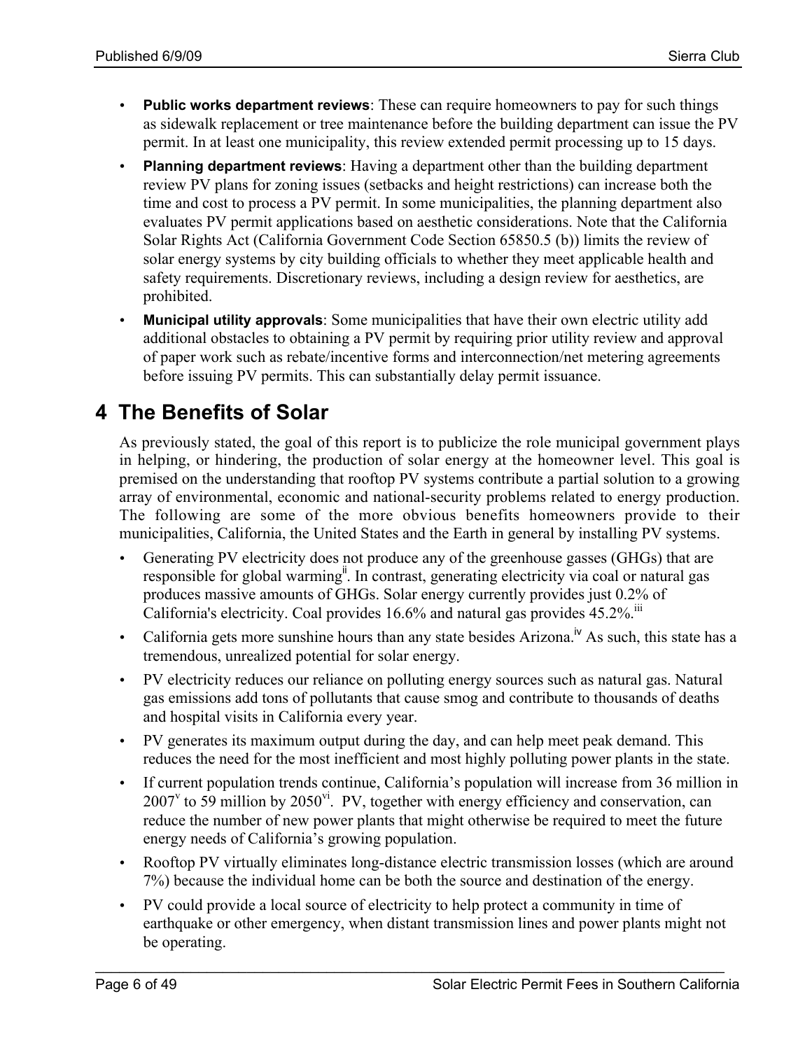- **Public works department reviews**: These can require homeowners to pay for such things as sidewalk replacement or tree maintenance before the building department can issue the PV permit. In at least one municipality, this review extended permit processing up to 15 days.
- **Planning department reviews**: Having a department other than the building department review PV plans for zoning issues (setbacks and height restrictions) can increase both the time and cost to process a PV permit. In some municipalities, the planning department also evaluates PV permit applications based on aesthetic considerations. Note that the California Solar Rights Act (California Government Code Section 65850.5 (b)) limits the review of solar energy systems by city building officials to whether they meet applicable health and safety requirements. Discretionary reviews, including a design review for aesthetics, are prohibited.
- **Municipal utility approvals**: Some municipalities that have their own electric utility add additional obstacles to obtaining a PV permit by requiring prior utility review and approval of paper work such as rebate/incentive forms and interconnection/net metering agreements before issuing PV permits. This can substantially delay permit issuance.

# 4 The Benefits of Solar

As previously stated, the goal of this report is to publicize the role municipal government plays in helping, or hindering, the production of solar energy at the homeowner level. This goal is premised on the understanding that rooftop PV systems contribute a partial solution to a growing array of environmental, economic and national-security problems related to energy production. The following are some of the more obvious benefits homeowners provide to their municipalities, California, the United States and the Earth in general by installing PV systems.

- Generating PV electricity does not produce any of the greenhouse gasses (GHGs) that are responsible for global warming[ii]. In contrast, generating electricity via coal or natural gas produces massive amounts of GHGs. Solar energy currently provides just 0.2% of California's electricity. Coal provides 16.6% and natural gas provides 45.2%.[iii]
- California gets more sunshine hours than any state besides Arizona.[iv] As such, this state has a tremendous, unrealized potential for solar energy.
- PV electricity reduces our reliance on polluting energy sources such as natural gas. Natural gas emissions add tons of pollutants that cause smog and contribute to thousands of deaths and hospital visits in California every year.
- PV generates its maximum output during the day, and can help meet peak demand. This reduces the need for the most inefficient and most highly polluting power plants in the state.
- If current population trends continue, California's population will increase from 36 million in 2007[v] to 59 million by 2050[vi]. PV, together with energy efficiency and conservation, can reduce the number of new power plants that might otherwise be required to meet the future energy needs of California's growing population.
- Rooftop PV virtually eliminates long-distance electric transmission losses (which are around 7%) because the individual home can be both the source and destination of the energy.
- PV could provide a local source of electricity to help protect a community in time of earthquake or other emergency, when distant transmission lines and power plants might not be operating.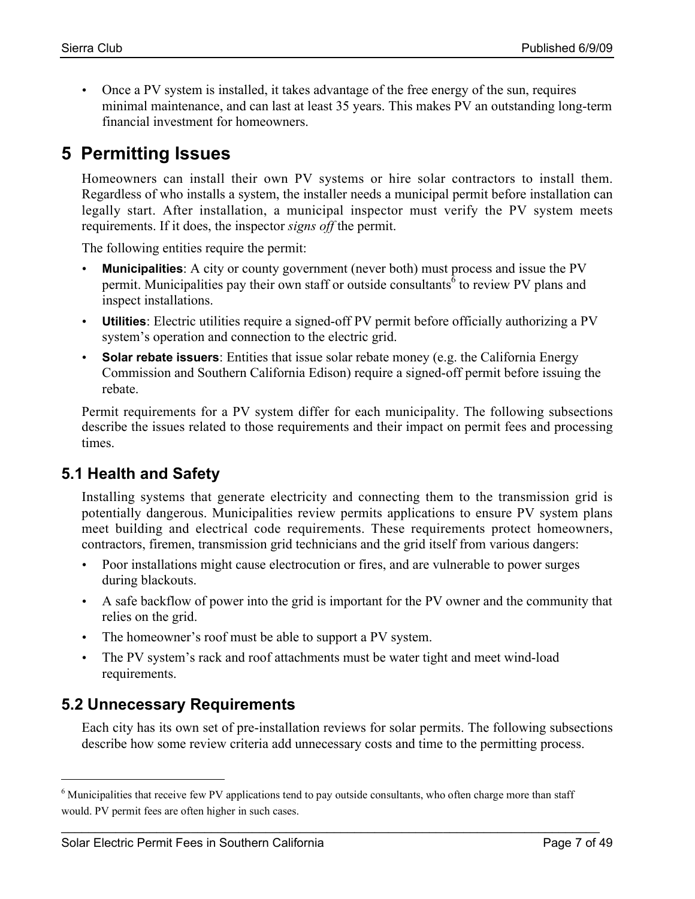- Once a PV system is installed, it takes advantage of the free energy of the sun, requires minimal maintenance, and can last at least 35 years. This makes PV an outstanding long-term financial investment for homeowners.

# 5 Permitting Issues

Homeowners can install their own PV systems or hire solar contractors to install them. Regardless of who installs a system, the installer needs a municipal permit before installation can legally start. After installation, a municipal inspector must verify the PV system meets requirements. If it does, the inspector *signs off* the permit.

The following entities require the permit:

- **Municipalities**: A city or county government (never both) must process and issue the PV permit. Municipalities pay their own staff or outside consultants[6] to review PV plans and inspect installations.
- **Utilities**: Electric utilities require a signed-off PV permit before officially authorizing a PV system's operation and connection to the electric grid.
- **Solar rebate issuers**: Entities that issue solar rebate money (e.g. the California Energy Commission and Southern California Edison) require a signed-off permit before issuing the rebate.

Permit requirements for a PV system differ for each municipality. The following subsections describe the issues related to those requirements and their impact on permit fees and processing times.

## 5.1 Health and Safety

Installing systems that generate electricity and connecting them to the transmission grid is potentially dangerous. Municipalities review permits applications to ensure PV system plans meet building and electrical code requirements. These requirements protect homeowners, contractors, firemen, transmission grid technicians and the grid itself from various dangers:

- Poor installations might cause electrocution or fires, and are vulnerable to power surges during blackouts.
- A safe backflow of power into the grid is important for the PV owner and the community that relies on the grid.
- The homeowner's roof must be able to support a PV system.
- The PV system's rack and roof attachments must be water tight and meet wind-load requirements.

## 5.2 Unnecessary Requirements

Each city has its own set of pre-installation reviews for solar permits. The following subsections describe how some review criteria add unnecessary costs and time to the permitting process.

---

[6] Municipalities that receive few PV applications tend to pay outside consultants, who often charge more than staff would. PV permit fees are often higher in such cases.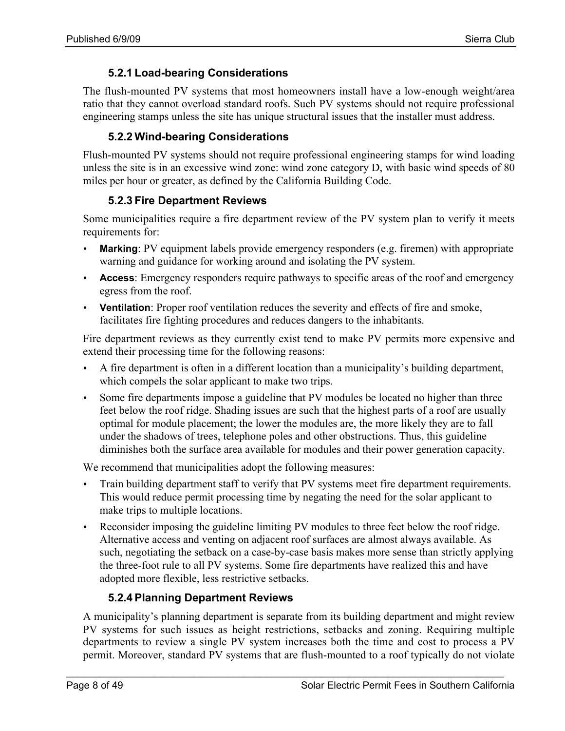### 5.2.1 Load-bearing Considerations

The flush-mounted PV systems that most homeowners install have a low-enough weight/area ratio that they cannot overload standard roofs. Such PV systems should not require professional engineering stamps unless the site has unique structural issues that the installer must address.

### 5.2.2 Wind-bearing Considerations

Flush-mounted PV systems should not require professional engineering stamps for wind loading unless the site is in an excessive wind zone: wind zone category D, with basic wind speeds of 80 miles per hour or greater, as defined by the California Building Code.

### 5.2.3 Fire Department Reviews

Some municipalities require a fire department review of the PV system plan to verify it meets requirements for:

- **Marking**: PV equipment labels provide emergency responders (e.g. firemen) with appropriate warning and guidance for working around and isolating the PV system.
- **Access**: Emergency responders require pathways to specific areas of the roof and emergency egress from the roof.
- **Ventilation**: Proper roof ventilation reduces the severity and effects of fire and smoke, facilitates fire fighting procedures and reduces dangers to the inhabitants.

Fire department reviews as they currently exist tend to make PV permits more expensive and extend their processing time for the following reasons:

- A fire department is often in a different location than a municipality's building department, which compels the solar applicant to make two trips.
- Some fire departments impose a guideline that PV modules be located no higher than three feet below the roof ridge. Shading issues are such that the highest parts of a roof are usually optimal for module placement; the lower the modules are, the more likely they are to fall under the shadows of trees, telephone poles and other obstructions. Thus, this guideline diminishes both the surface area available for modules and their power generation capacity.

We recommend that municipalities adopt the following measures:

- Train building department staff to verify that PV systems meet fire department requirements. This would reduce permit processing time by negating the need for the solar applicant to make trips to multiple locations.
- Reconsider imposing the guideline limiting PV modules to three feet below the roof ridge. Alternative access and venting on adjacent roof surfaces are almost always available. As such, negotiating the setback on a case-by-case basis makes more sense than strictly applying the three-foot rule to all PV systems. Some fire departments have realized this and have adopted more flexible, less restrictive setbacks.

### 5.2.4 Planning Department Reviews

A municipality's planning department is separate from its building department and might review PV systems for such issues as height restrictions, setbacks and zoning. Requiring multiple departments to review a single PV system increases both the time and cost to process a PV permit. Moreover, standard PV systems that are flush-mounted to a roof typically do not violate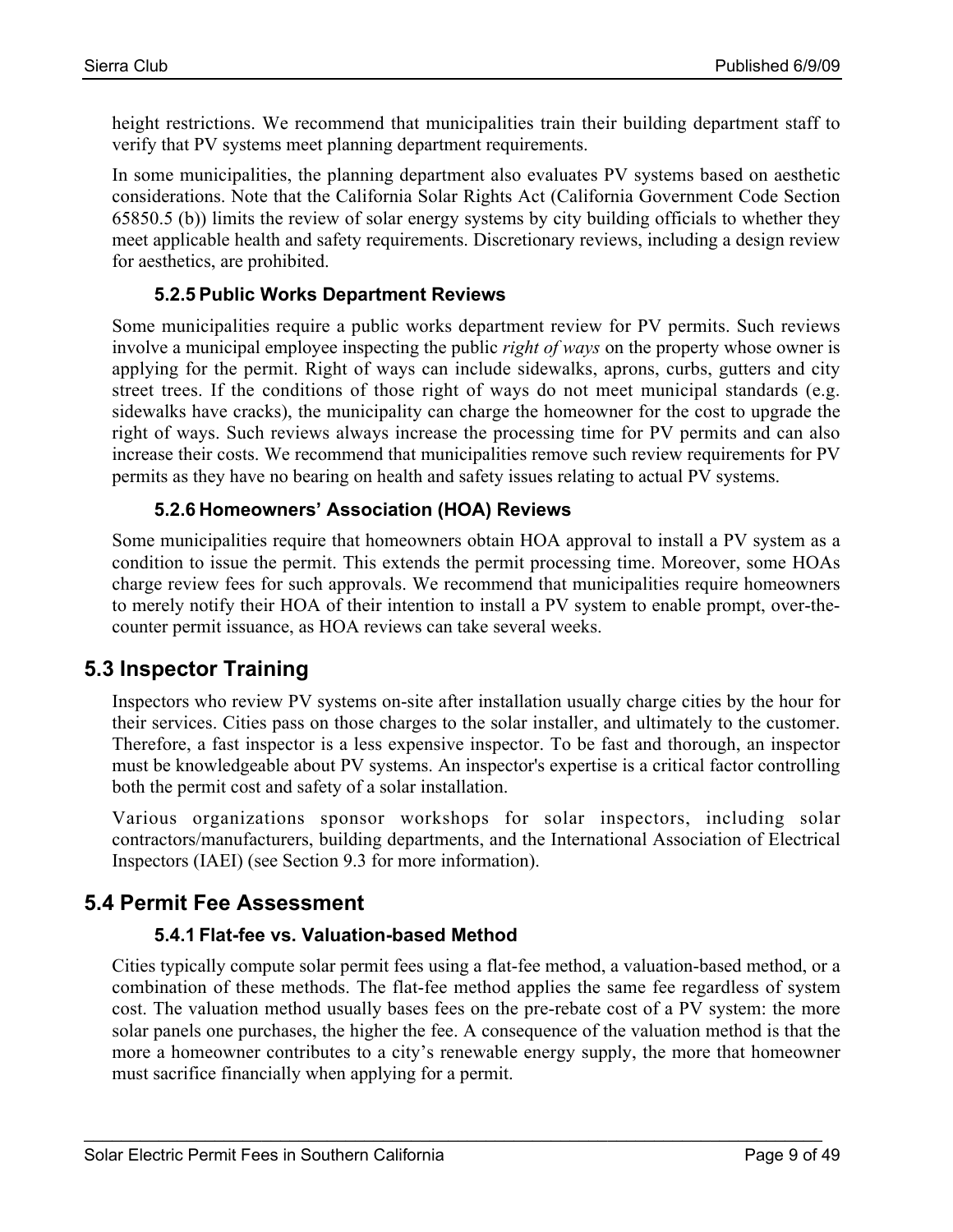height restrictions. We recommend that municipalities train their building department staff to verify that PV systems meet planning department requirements.

In some municipalities, the planning department also evaluates PV systems based on aesthetic considerations. Note that the California Solar Rights Act (California Government Code Section 65850.5 (b)) limits the review of solar energy systems by city building officials to whether they meet applicable health and safety requirements. Discretionary reviews, including a design review for aesthetics, are prohibited.

### 5.2.5 Public Works Department Reviews

Some municipalities require a public works department review for PV permits. Such reviews involve a municipal employee inspecting the public *right of ways* on the property whose owner is applying for the permit. Right of ways can include sidewalks, aprons, curbs, gutters and city street trees. If the conditions of those right of ways do not meet municipal standards (e.g. sidewalks have cracks), the municipality can charge the homeowner for the cost to upgrade the right of ways. Such reviews always increase the processing time for PV permits and can also increase their costs. We recommend that municipalities remove such review requirements for PV permits as they have no bearing on health and safety issues relating to actual PV systems.

### 5.2.6 Homeowners' Association (HOA) Reviews

Some municipalities require that homeowners obtain HOA approval to install a PV system as a condition to issue the permit. This extends the permit processing time. Moreover, some HOAs charge review fees for such approvals. We recommend that municipalities require homeowners to merely notify their HOA of their intention to install a PV system to enable prompt, over-the-counter permit issuance, as HOA reviews can take several weeks.

## 5.3 Inspector Training

Inspectors who review PV systems on-site after installation usually charge cities by the hour for their services. Cities pass on those charges to the solar installer, and ultimately to the customer. Therefore, a fast inspector is a less expensive inspector. To be fast and thorough, an inspector must be knowledgeable about PV systems. An inspector's expertise is a critical factor controlling both the permit cost and safety of a solar installation.

Various organizations sponsor workshops for solar inspectors, including solar contractors/manufacturers, building departments, and the International Association of Electrical Inspectors (IAEI) (see Section 9.3 for more information).

## 5.4 Permit Fee Assessment

### 5.4.1 Flat-fee vs. Valuation-based Method

Cities typically compute solar permit fees using a flat-fee method, a valuation-based method, or a combination of these methods. The flat-fee method applies the same fee regardless of system cost. The valuation method usually bases fees on the pre-rebate cost of a PV system: the more solar panels one purchases, the higher the fee. A consequence of the valuation method is that the more a homeowner contributes to a city's renewable energy supply, the more that homeowner must sacrifice financially when applying for a permit.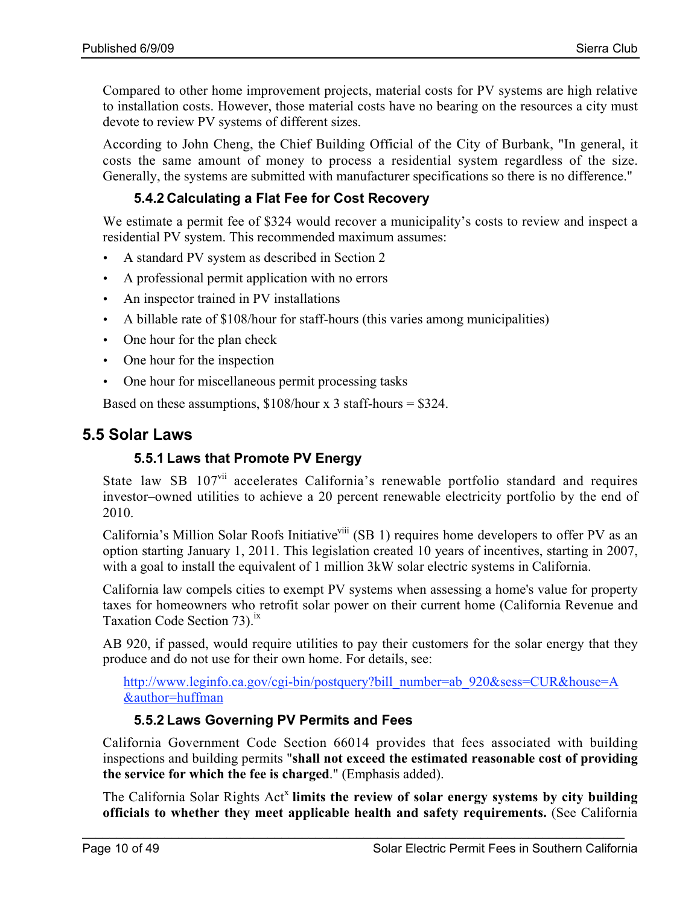Compared to other home improvement projects, material costs for PV systems are high relative to installation costs. However, those material costs have no bearing on the resources a city must devote to review PV systems of different sizes.

According to John Cheng, the Chief Building Official of the City of Burbank, "In general, it costs the same amount of money to process a residential system regardless of the size. Generally, the systems are submitted with manufacturer specifications so there is no difference."

### 5.4.2 Calculating a Flat Fee for Cost Recovery

We estimate a permit fee of $324 would recover a municipality's costs to review and inspect a residential PV system. This recommended maximum assumes:

- A standard PV system as described in Section 2
- A professional permit application with no errors
- An inspector trained in PV installations
- A billable rate of $108/hour for staff-hours (this varies among municipalities)
- One hour for the plan check
- One hour for the inspection
- One hour for miscellaneous permit processing tasks

Based on these assumptions, $108/hour x 3 staff-hours = $324.

## 5.5 Solar Laws

### 5.5.1 Laws that Promote PV Energy

State law SB 107[vii] accelerates California's renewable portfolio standard and requires investor–owned utilities to achieve a 20 percent renewable electricity portfolio by the end of 2010.

California's Million Solar Roofs Initiative[viii] (SB 1) requires home developers to offer PV as an option starting January 1, 2011. This legislation created 10 years of incentives, starting in 2007, with a goal to install the equivalent of 1 million 3kW solar electric systems in California.

California law compels cities to exempt PV systems when assessing a home's value for property taxes for homeowners who retrofit solar power on their current home (California Revenue and Taxation Code Section 73).[ix]

AB 920, if passed, would require utilities to pay their customers for the solar energy that they produce and do not use for their own home. For details, see:

> http://www.leginfo.ca.gov/cgi-bin/postquery?bill_number=ab_920&sess=CUR&house=A&author=huffman

### 5.5.2 Laws Governing PV Permits and Fees

California Government Code Section 66014 provides that fees associated with building inspections and building permits "**shall not exceed the estimated reasonable cost of providing the service for which the fee is charged**." (Emphasis added).

The California Solar Rights Act[x] **limits the review of solar energy systems by city building officials to whether they meet applicable health and safety requirements.** (See California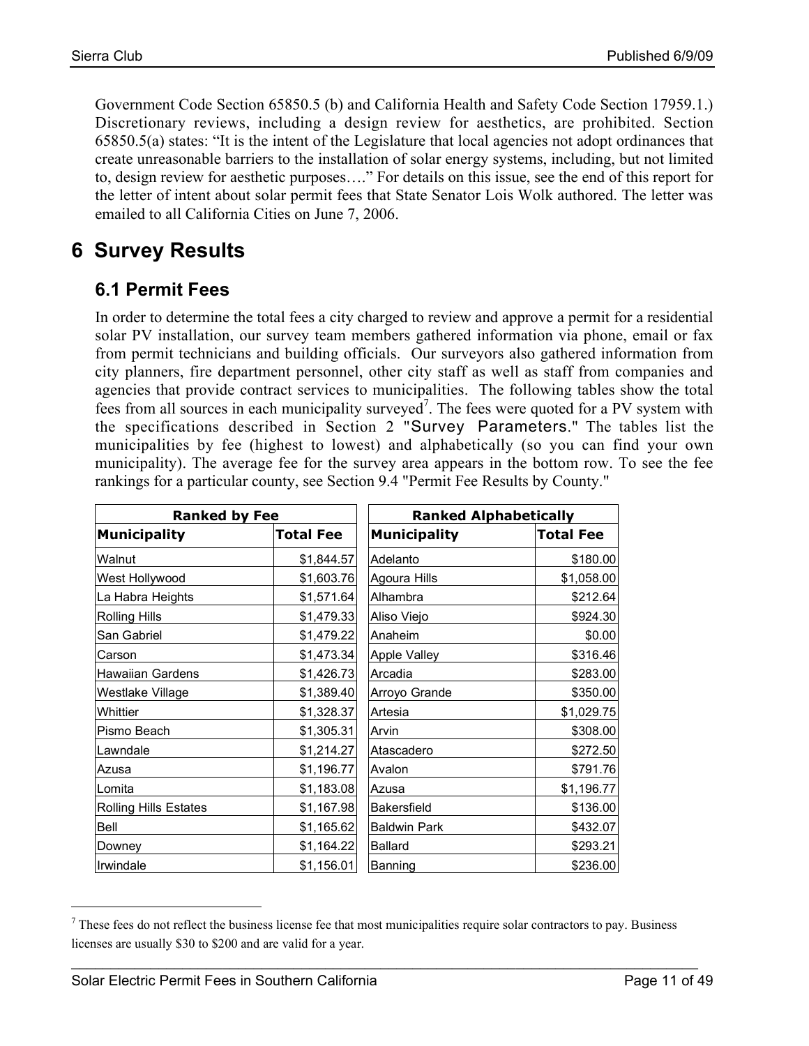Government Code Section 65850.5 (b) and California Health and Safety Code Section 17959.1.) Discretionary reviews, including a design review for aesthetics, are prohibited. Section 65850.5(a) states: "It is the intent of the Legislature that local agencies not adopt ordinances that create unreasonable barriers to the installation of solar energy systems, including, but not limited to, design review for aesthetic purposes…." For details on this issue, see the end of this report for the letter of intent about solar permit fees that State Senator Lois Wolk authored. The letter was emailed to all California Cities on June 7, 2006.

# 6 Survey Results

## 6.1 Permit Fees

In order to determine the total fees a city charged to review and approve a permit for a residential solar PV installation, our survey team members gathered information via phone, email or fax from permit technicians and building officials. Our surveyors also gathered information from city planners, fire department personnel, other city staff as well as staff from companies and agencies that provide contract services to municipalities. The following tables show the total fees from all sources in each municipality surveyed[7]. The fees were quoted for a PV system with the specifications described in Section 2 "Survey Parameters." The tables list the municipalities by fee (highest to lowest) and alphabetically (so you can find your own municipality). The average fee for the survey area appears in the bottom row. To see the fee rankings for a particular county, see Section 9.4 "Permit Fee Results by County."

| Ranked by Fee | |
|---|---|
| **Municipality** | **Total Fee** |
| Walnut | $1,844.57 |
| West Hollywood | $1,603.76 |
| La Habra Heights | $1,571.64 |
| Rolling Hills | $1,479.33 |
| San Gabriel | $1,479.22 |
| Carson | $1,473.34 |
| Hawaiian Gardens | $1,426.73 |
| Westlake Village | $1,389.40 |
| Whittier | $1,328.37 |
| Pismo Beach | $1,305.31 |
| Lawndale | $1,214.27 |
| Azusa | $1,196.77 |
| Lomita | $1,183.08 |
| Rolling Hills Estates | $1,167.98 |
| Bell | $1,165.62 |
| Downey | $1,164.22 |
| Irwindale | $1,156.01 |

| Ranked Alphabetically | |
|---|---|
| **Municipality** | **Total Fee** |
| Adelanto | $180.00 |
| Agoura Hills | $1,058.00 |
| Alhambra | $212.64 |
| Aliso Viejo | $924.30 |
| Anaheim | $0.00 |
| Apple Valley | $316.46 |
| Arcadia | $283.00 |
| Arroyo Grande | $350.00 |
| Artesia | $1,029.75 |
| Arvin | $308.00 |
| Atascadero | $272.50 |
| Avalon | $791.76 |
| Azusa | $1,196.77 |
| Bakersfield | $136.00 |
| Baldwin Park | $432.07 |
| Ballard | $293.21 |
| Banning | $236.00 |

[7] These fees do not reflect the business license fee that most municipalities require solar contractors to pay. Business licenses are usually $30 to $200 and are valid for a year.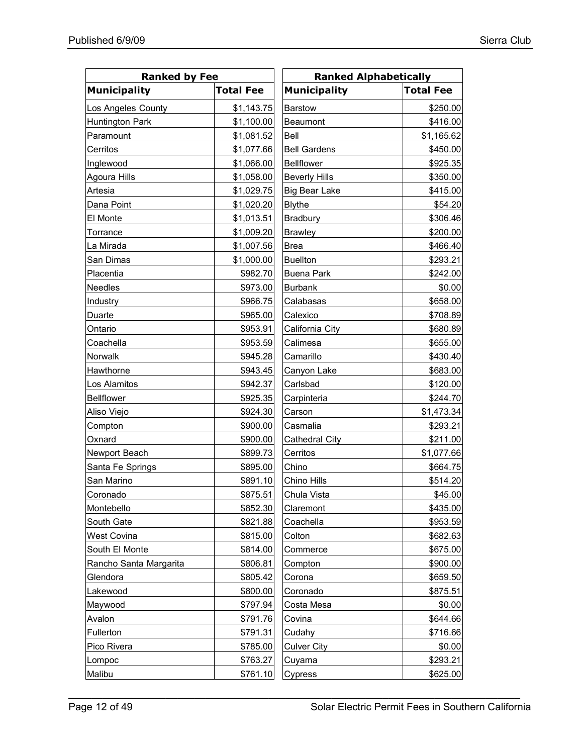| Ranked by Fee | |
|---|---|
| **Municipality** | **Total Fee** |
| Los Angeles County | $1,143.75 |
| Huntington Park | $1,100.00 |
| Paramount | $1,081.52 |
| Cerritos | $1,077.66 |
| Inglewood | $1,066.00 |
| Agoura Hills | $1,058.00 |
| Artesia | $1,029.75 |
| Dana Point | $1,020.20 |
| El Monte | $1,013.51 |
| Torrance | $1,009.20 |
| La Mirada | $1,007.56 |
| San Dimas | $1,000.00 |
| Placentia | $982.70 |
| Needles | $973.00 |
| Industry | $966.75 |
| Duarte | $965.00 |
| Ontario | $953.91 |
| Coachella | $953.59 |
| Norwalk | $945.28 |
| Hawthorne | $943.45 |
| Los Alamitos | $942.37 |
| Bellflower | $925.35 |
| Aliso Viejo | $924.30 |
| Compton | $900.00 |
| Oxnard | $900.00 |
| Newport Beach | $899.73 |
| Santa Fe Springs | $895.00 |
| San Marino | $891.10 |
| Coronado | $875.51 |
| Montebello | $852.30 |
| South Gate | $821.88 |
| West Covina | $815.00 |
| South El Monte | $814.00 |
| Rancho Santa Margarita | $806.81 |
| Glendora | $805.42 |
| Lakewood | $800.00 |
| Maywood | $797.94 |
| Avalon | $791.76 |
| Fullerton | $791.31 |
| Pico Rivera | $785.00 |
| Lompoc | $763.27 |
| Malibu | $761.10 |

| Ranked Alphabetically | |
|---|---|
| **Municipality** | **Total Fee** |
| Barstow | $250.00 |
| Beaumont | $416.00 |
| Bell | $1,165.62 |
| Bell Gardens | $450.00 |
| Bellflower | $925.35 |
| Beverly Hills | $350.00 |
| Big Bear Lake | $415.00 |
| Blythe | $54.20 |
| Bradbury | $306.46 |
| Brawley | $200.00 |
| Brea | $466.40 |
| Buellton | $293.21 |
| Buena Park | $242.00 |
| Burbank | $0.00 |
| Calabasas | $658.00 |
| Calexico | $708.89 |
| California City | $680.89 |
| Calimesa | $655.00 |
| Camarillo | $430.40 |
| Canyon Lake | $683.00 |
| Carlsbad | $120.00 |
| Carpinteria | $244.70 |
| Carson | $1,473.34 |
| Casmalia | $293.21 |
| Cathedral City | $211.00 |
| Cerritos | $1,077.66 |
| Chino | $664.75 |
| Chino Hills | $514.20 |
| Chula Vista | $45.00 |
| Claremont | $435.00 |
| Coachella | $953.59 |
| Colton | $682.63 |
| Commerce | $675.00 |
| Compton | $900.00 |
| Corona | $659.50 |
| Coronado | $875.51 |
| Costa Mesa | $0.00 |
| Covina | $644.66 |
| Cudahy | $716.66 |
| Culver City | $0.00 |
| Cuyama | $293.21 |
| Cypress | $625.00 |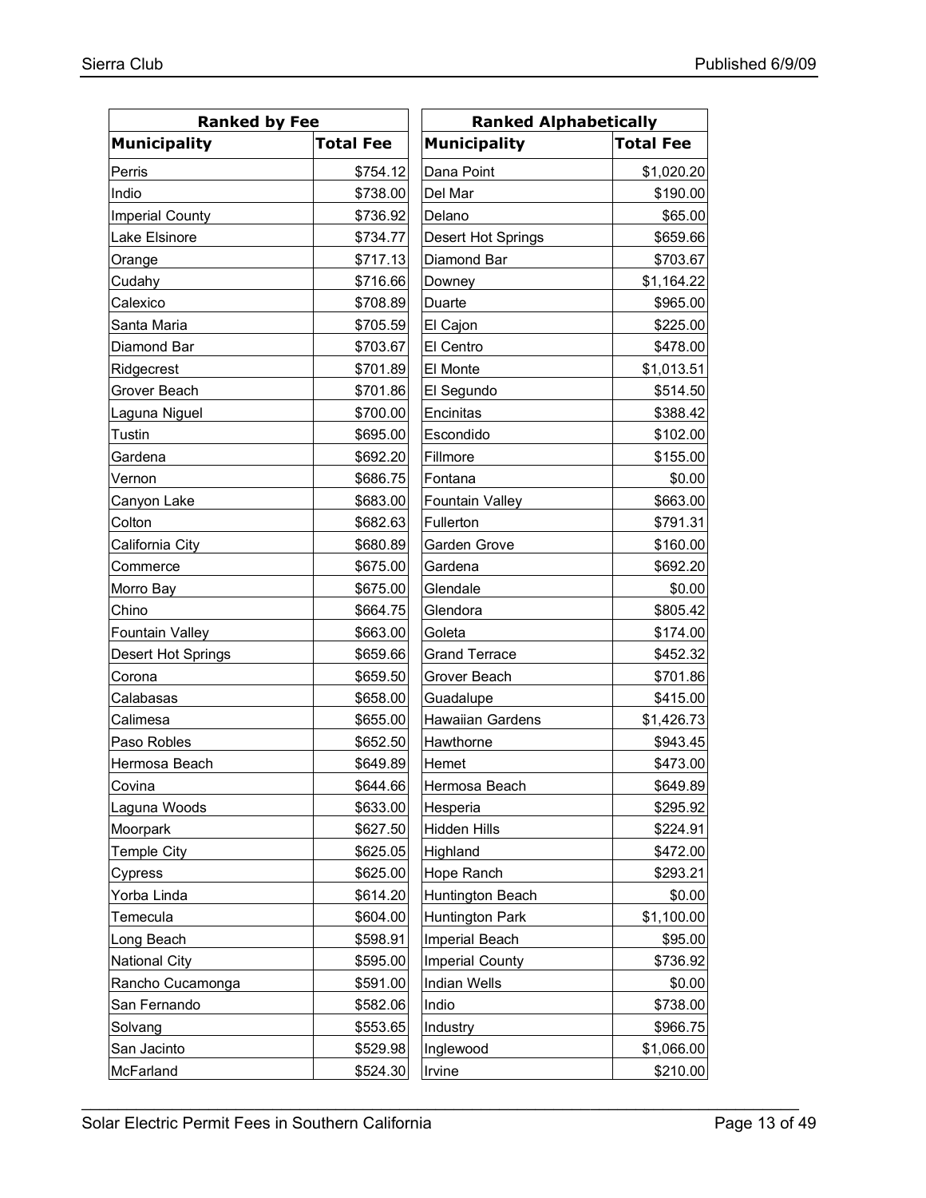| Ranked by Fee | |
|---|---|
| **Municipality** | **Total Fee** |
| Perris | $754.12 |
| Indio | $738.00 |
| Imperial County | $736.92 |
| Lake Elsinore | $734.77 |
| Orange | $717.13 |
| Cudahy | $716.66 |
| Calexico | $708.89 |
| Santa Maria | $705.59 |
| Diamond Bar | $703.67 |
| Ridgecrest | $701.89 |
| Grover Beach | $701.86 |
| Laguna Niguel | $700.00 |
| Tustin | $695.00 |
| Gardena | $692.20 |
| Vernon | $686.75 |
| Canyon Lake | $683.00 |
| Colton | $682.63 |
| California City | $680.89 |
| Commerce | $675.00 |
| Morro Bay | $675.00 |
| Chino | $664.75 |
| Fountain Valley | $663.00 |
| Desert Hot Springs | $659.66 |
| Corona | $659.50 |
| Calabasas | $658.00 |
| Calimesa | $655.00 |
| Paso Robles | $652.50 |
| Hermosa Beach | $649.89 |
| Covina | $644.66 |
| Laguna Woods | $633.00 |
| Moorpark | $627.50 |
| Temple City | $625.05 |
| Cypress | $625.00 |
| Yorba Linda | $614.20 |
| Temecula | $604.00 |
| Long Beach | $598.91 |
| National City | $595.00 |
| Rancho Cucamonga | $591.00 |
| San Fernando | $582.06 |
| Solvang | $553.65 |
| San Jacinto | $529.98 |
| McFarland | $524.30 |

| Ranked Alphabetically | |
|---|---|
| **Municipality** | **Total Fee** |
| Dana Point | $1,020.20 |
| Del Mar | $190.00 |
| Delano | $65.00 |
| Desert Hot Springs | $659.66 |
| Diamond Bar | $703.67 |
| Downey | $1,164.22 |
| Duarte | $965.00 |
| El Cajon | $225.00 |
| El Centro | $478.00 |
| El Monte | $1,013.51 |
| El Segundo | $514.50 |
| Encinitas | $388.42 |
| Escondido | $102.00 |
| Fillmore | $155.00 |
| Fontana | $0.00 |
| Fountain Valley | $663.00 |
| Fullerton | $791.31 |
| Garden Grove | $160.00 |
| Gardena | $692.20 |
| Glendale | $0.00 |
| Glendora | $805.42 |
| Goleta | $174.00 |
| Grand Terrace | $452.32 |
| Grover Beach | $701.86 |
| Guadalupe | $415.00 |
| Hawaiian Gardens | $1,426.73 |
| Hawthorne | $943.45 |
| Hemet | $473.00 |
| Hermosa Beach | $649.89 |
| Hesperia | $295.92 |
| Hidden Hills | $224.91 |
| Highland | $472.00 |
| Hope Ranch | $293.21 |
| Huntington Beach | $0.00 |
| Huntington Park | $1,100.00 |
| Imperial Beach | $95.00 |
| Imperial County | $736.92 |
| Indian Wells | $0.00 |
| Indio | $738.00 |
| Industry | $966.75 |
| Inglewood | $1,066.00 |
| Irvine | $210.00 |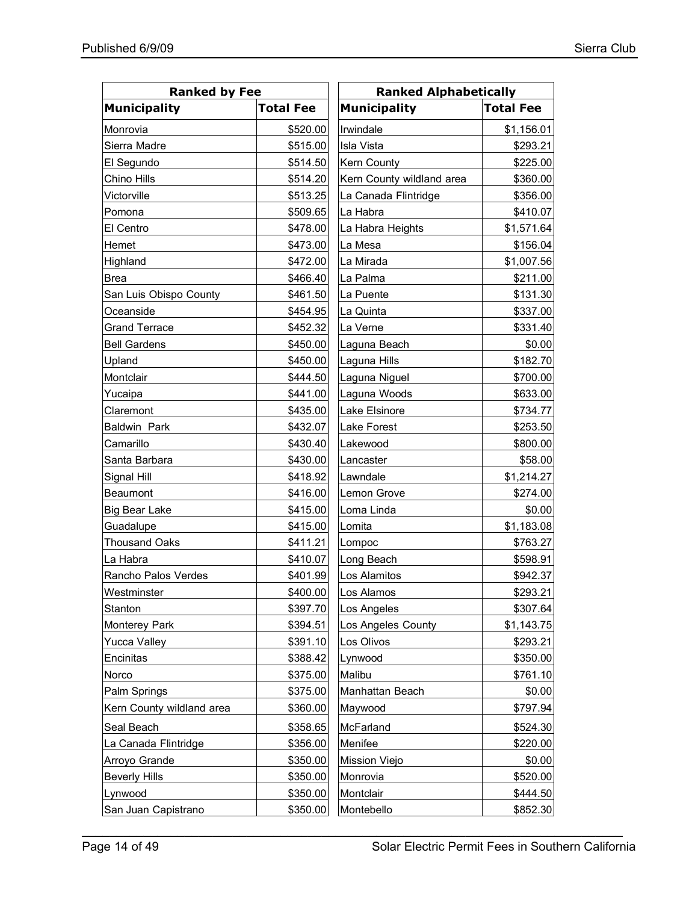| Ranked by Fee | |
|---|---|
| **Municipality** | **Total Fee** |
| Monrovia | $520.00 |
| Sierra Madre | $515.00 |
| El Segundo | $514.50 |
| Chino Hills | $514.20 |
| Victorville | $513.25 |
| Pomona | $509.65 |
| El Centro | $478.00 |
| Hemet | $473.00 |
| Highland | $472.00 |
| Brea | $466.40 |
| San Luis Obispo County | $461.50 |
| Oceanside | $454.95 |
| Grand Terrace | $452.32 |
| Bell Gardens | $450.00 |
| Upland | $450.00 |
| Montclair | $444.50 |
| Yucaipa | $441.00 |
| Claremont | $435.00 |
| Baldwin Park | $432.07 |
| Camarillo | $430.40 |
| Santa Barbara | $430.00 |
| Signal Hill | $418.92 |
| Beaumont | $416.00 |
| Big Bear Lake | $415.00 |
| Guadalupe | $415.00 |
| Thousand Oaks | $411.21 |
| La Habra | $410.07 |
| Rancho Palos Verdes | $401.99 |
| Westminster | $400.00 |
| Stanton | $397.70 |
| Monterey Park | $394.51 |
| Yucca Valley | $391.10 |
| Encinitas | $388.42 |
| Norco | $375.00 |
| Palm Springs | $375.00 |
| Kern County wildland area | $360.00 |
| Seal Beach | $358.65 |
| La Canada Flintridge | $356.00 |
| Arroyo Grande | $350.00 |
| Beverly Hills | $350.00 |
| Lynwood | $350.00 |
| San Juan Capistrano | $350.00 |

| Ranked Alphabetically | |
|---|---|
| **Municipality** | **Total Fee** |
| Irwindale | $1,156.01 |
| Isla Vista | $293.21 |
| Kern County | $225.00 |
| Kern County wildland area | $360.00 |
| La Canada Flintridge | $356.00 |
| La Habra | $410.07 |
| La Habra Heights | $1,571.64 |
| La Mesa | $156.04 |
| La Mirada | $1,007.56 |
| La Palma | $211.00 |
| La Puente | $131.30 |
| La Quinta | $337.00 |
| La Verne | $331.40 |
| Laguna Beach | $0.00 |
| Laguna Hills | $182.70 |
| Laguna Niguel | $700.00 |
| Laguna Woods | $633.00 |
| Lake Elsinore | $734.77 |
| Lake Forest | $253.50 |
| Lakewood | $800.00 |
| Lancaster | $58.00 |
| Lawndale | $1,214.27 |
| Lemon Grove | $274.00 |
| Loma Linda | $0.00 |
| Lomita | $1,183.08 |
| Lompoc | $763.27 |
| Long Beach | $598.91 |
| Los Alamitos | $942.37 |
| Los Alamos | $293.21 |
| Los Angeles | $307.64 |
| Los Angeles County | $1,143.75 |
| Los Olivos | $293.21 |
| Lynwood | $350.00 |
| Malibu | $761.10 |
| Manhattan Beach | $0.00 |
| Maywood | $797.94 |
| McFarland | $524.30 |
| Menifee | $220.00 |
| Mission Viejo | $0.00 |
| Monrovia | $520.00 |
| Montclair | $444.50 |
| Montebello | $852.30 |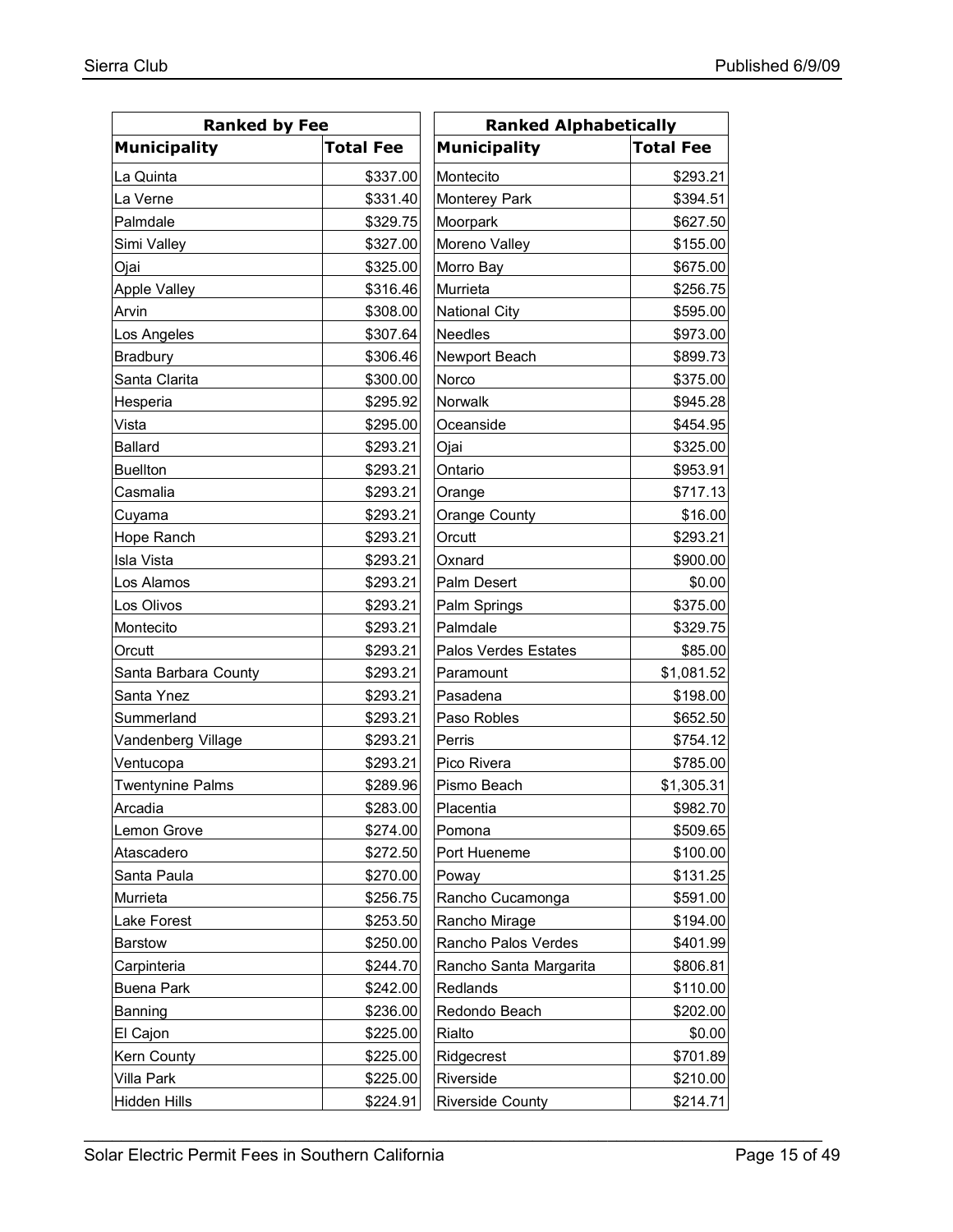| Ranked by Fee | |
|---|---|
| **Municipality** | **Total Fee** |
| La Quinta | $337.00 |
| La Verne | $331.40 |
| Palmdale | $329.75 |
| Simi Valley | $327.00 |
| Ojai | $325.00 |
| Apple Valley | $316.46 |
| Arvin | $308.00 |
| Los Angeles | $307.64 |
| Bradbury | $306.46 |
| Santa Clarita | $300.00 |
| Hesperia | $295.92 |
| Vista | $295.00 |
| Ballard | $293.21 |
| Buellton | $293.21 |
| Casmalia | $293.21 |
| Cuyama | $293.21 |
| Hope Ranch | $293.21 |
| Isla Vista | $293.21 |
| Los Alamos | $293.21 |
| Los Olivos | $293.21 |
| Montecito | $293.21 |
| Orcutt | $293.21 |
| Santa Barbara County | $293.21 |
| Santa Ynez | $293.21 |
| Summerland | $293.21 |
| Vandenberg Village | $293.21 |
| Ventucopa | $293.21 |
| Twentynine Palms | $289.96 |
| Arcadia | $283.00 |
| Lemon Grove | $274.00 |
| Atascadero | $272.50 |
| Santa Paula | $270.00 |
| Murrieta | $256.75 |
| Lake Forest | $253.50 |
| Barstow | $250.00 |
| Carpinteria | $244.70 |
| Buena Park | $242.00 |
| Banning | $236.00 |
| El Cajon | $225.00 |
| Kern County | $225.00 |
| Villa Park | $225.00 |
| Hidden Hills | $224.91 |

| Ranked Alphabetically | |
|---|---|
| **Municipality** | **Total Fee** |
| Montecito | $293.21 |
| Monterey Park | $394.51 |
| Moorpark | $627.50 |
| Moreno Valley | $155.00 |
| Morro Bay | $675.00 |
| Murrieta | $256.75 |
| National City | $595.00 |
| Needles | $973.00 |
| Newport Beach | $899.73 |
| Norco | $375.00 |
| Norwalk | $945.28 |
| Oceanside | $454.95 |
| Ojai | $325.00 |
| Ontario | $953.91 |
| Orange | $717.13 |
| Orange County | $16.00 |
| Orcutt | $293.21 |
| Oxnard | $900.00 |
| Palm Desert | $0.00 |
| Palm Springs | $375.00 |
| Palmdale | $329.75 |
| Palos Verdes Estates | $85.00 |
| Paramount | $1,081.52 |
| Pasadena | $198.00 |
| Paso Robles | $652.50 |
| Perris | $754.12 |
| Pico Rivera | $785.00 |
| Pismo Beach | $1,305.31 |
| Placentia | $982.70 |
| Pomona | $509.65 |
| Port Hueneme | $100.00 |
| Poway | $131.25 |
| Rancho Cucamonga | $591.00 |
| Rancho Mirage | $194.00 |
| Rancho Palos Verdes | $401.99 |
| Rancho Santa Margarita | $806.81 |
| Redlands | $110.00 |
| Redondo Beach | $202.00 |
| Rialto | $0.00 |
| Ridgecrest | $701.89 |
| Riverside | $210.00 |
| Riverside County | $214.71 |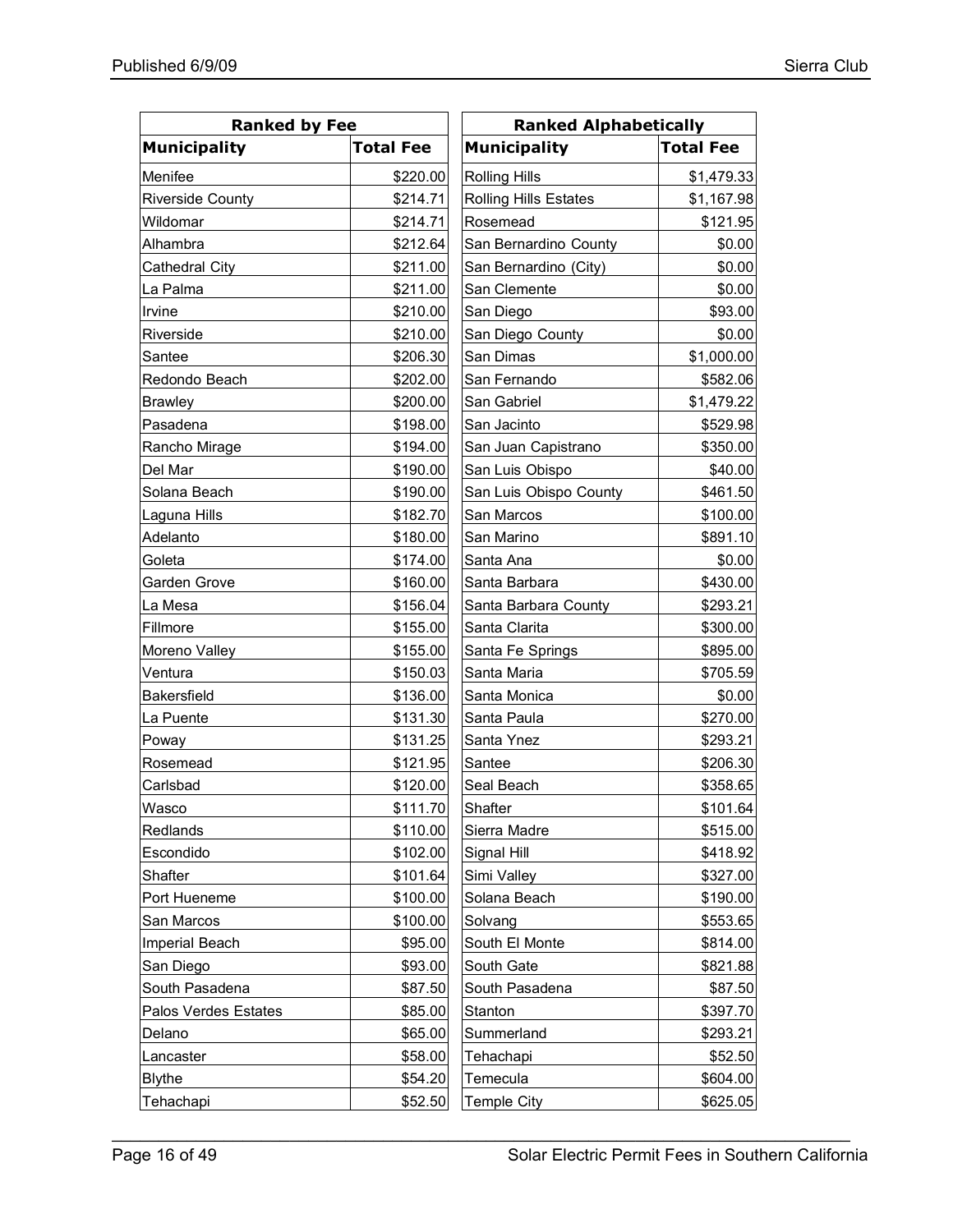| Ranked by Fee | |
|---|---|
| **Municipality** | **Total Fee** |
| Menifee | $220.00 |
| Riverside County | $214.71 |
| Wildomar | $214.71 |
| Alhambra | $212.64 |
| Cathedral City | $211.00 |
| La Palma | $211.00 |
| Irvine | $210.00 |
| Riverside | $210.00 |
| Santee | $206.30 |
| Redondo Beach | $202.00 |
| Brawley | $200.00 |
| Pasadena | $198.00 |
| Rancho Mirage | $194.00 |
| Del Mar | $190.00 |
| Solana Beach | $190.00 |
| Laguna Hills | $182.70 |
| Adelanto | $180.00 |
| Goleta | $174.00 |
| Garden Grove | $160.00 |
| La Mesa | $156.04 |
| Fillmore | $155.00 |
| Moreno Valley | $155.00 |
| Ventura | $150.03 |
| Bakersfield | $136.00 |
| La Puente | $131.30 |
| Poway | $131.25 |
| Rosemead | $121.95 |
| Carlsbad | $120.00 |
| Wasco | $111.70 |
| Redlands | $110.00 |
| Escondido | $102.00 |
| Shafter | $101.64 |
| Port Hueneme | $100.00 |
| San Marcos | $100.00 |
| Imperial Beach | $95.00 |
| San Diego | $93.00 |
| South Pasadena | $87.50 |
| Palos Verdes Estates | $85.00 |
| Delano | $65.00 |
| Lancaster | $58.00 |
| Blythe | $54.20 |
| Tehachapi | $52.50 |

| Ranked Alphabetically | |
|---|---|
| **Municipality** | **Total Fee** |
| Rolling Hills | $1,479.33 |
| Rolling Hills Estates | $1,167.98 |
| Rosemead | $121.95 |
| San Bernardino County | $0.00 |
| San Bernardino (City) | $0.00 |
| San Clemente | $0.00 |
| San Diego | $93.00 |
| San Diego County | $0.00 |
| San Dimas | $1,000.00 |
| San Fernando | $582.06 |
| San Gabriel | $1,479.22 |
| San Jacinto | $529.98 |
| San Juan Capistrano | $350.00 |
| San Luis Obispo | $40.00 |
| San Luis Obispo County | $461.50 |
| San Marcos | $100.00 |
| San Marino | $891.10 |
| Santa Ana | $0.00 |
| Santa Barbara | $430.00 |
| Santa Barbara County | $293.21 |
| Santa Clarita | $300.00 |
| Santa Fe Springs | $895.00 |
| Santa Maria | $705.59 |
| Santa Monica | $0.00 |
| Santa Paula | $270.00 |
| Santa Ynez | $293.21 |
| Santee | $206.30 |
| Seal Beach | $358.65 |
| Shafter | $101.64 |
| Sierra Madre | $515.00 |
| Signal Hill | $418.92 |
| Simi Valley | $327.00 |
| Solana Beach | $190.00 |
| Solvang | $553.65 |
| South El Monte | $814.00 |
| South Gate | $821.88 |
| South Pasadena | $87.50 |
| Stanton | $397.70 |
| Summerland | $293.21 |
| Tehachapi | $52.50 |
| Temecula | $604.00 |
| Temple City | $625.05 |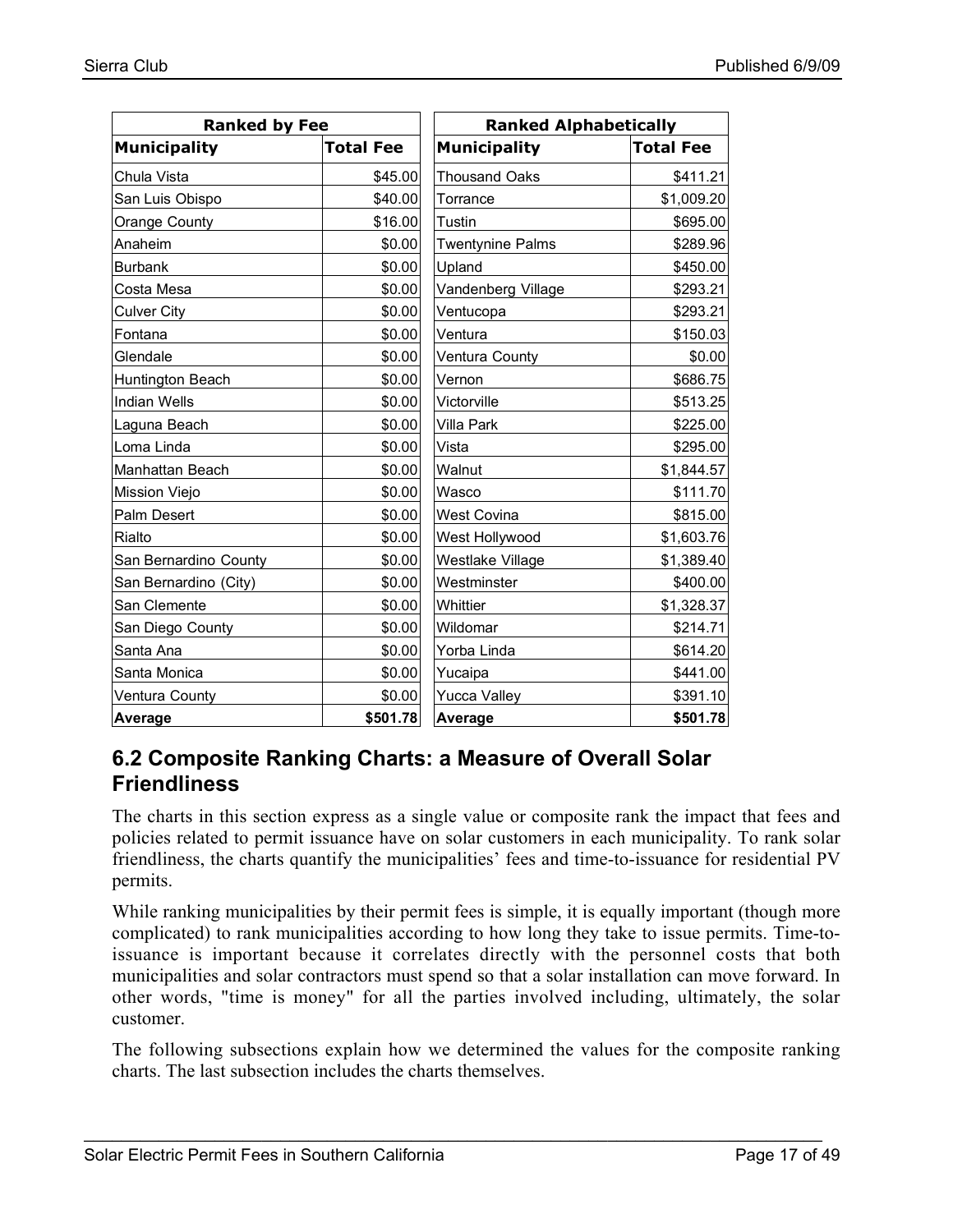| Ranked by Fee | |
|---|---|
| **Municipality** | **Total Fee** |
| Chula Vista | $45.00 |
| San Luis Obispo | $40.00 |
| Orange County | $16.00 |
| Anaheim | $0.00 |
| Burbank | $0.00 |
| Costa Mesa | $0.00 |
| Culver City | $0.00 |
| Fontana | $0.00 |
| Glendale | $0.00 |
| Huntington Beach | $0.00 |
| Indian Wells | $0.00 |
| Laguna Beach | $0.00 |
| Loma Linda | $0.00 |
| Manhattan Beach | $0.00 |
| Mission Viejo | $0.00 |
| Palm Desert | $0.00 |
| Rialto | $0.00 |
| San Bernardino County | $0.00 |
| San Bernardino (City) | $0.00 |
| San Clemente | $0.00 |
| San Diego County | $0.00 |
| Santa Ana | $0.00 |
| Santa Monica | $0.00 |
| Ventura County | $0.00 |
| **Average** | **$501.78** |

| Ranked Alphabetically | |
|---|---|
| **Municipality** | **Total Fee** |
| Thousand Oaks | $411.21 |
| Torrance | $1,009.20 |
| Tustin | $695.00 |
| Twentynine Palms | $289.96 |
| Upland | $450.00 |
| Vandenberg Village | $293.21 |
| Ventucopa | $293.21 |
| Ventura | $150.03 |
| Ventura County | $0.00 |
| Vernon | $686.75 |
| Victorville | $513.25 |
| Villa Park | $225.00 |
| Vista | $295.00 |
| Walnut | $1,844.57 |
| Wasco | $111.70 |
| West Covina | $815.00 |
| West Hollywood | $1,603.76 |
| Westlake Village | $1,389.40 |
| Westminster | $400.00 |
| Whittier | $1,328.37 |
| Wildomar | $214.71 |
| Yorba Linda | $614.20 |
| Yucaipa | $441.00 |
| Yucca Valley | $391.10 |
| **Average** | **$501.78** |

## 6.2 Composite Ranking Charts: a Measure of Overall Solar Friendliness

The charts in this section express as a single value or composite rank the impact that fees and policies related to permit issuance have on solar customers in each municipality. To rank solar friendliness, the charts quantify the municipalities' fees and time-to-issuance for residential PV permits.

While ranking municipalities by their permit fees is simple, it is equally important (though more complicated) to rank municipalities according to how long they take to issue permits. Time-to-issuance is important because it correlates directly with the personnel costs that both municipalities and solar contractors must spend so that a solar installation can move forward. In other words, "time is money" for all the parties involved including, ultimately, the solar customer.

The following subsections explain how we determined the values for the composite ranking charts. The last subsection includes the charts themselves.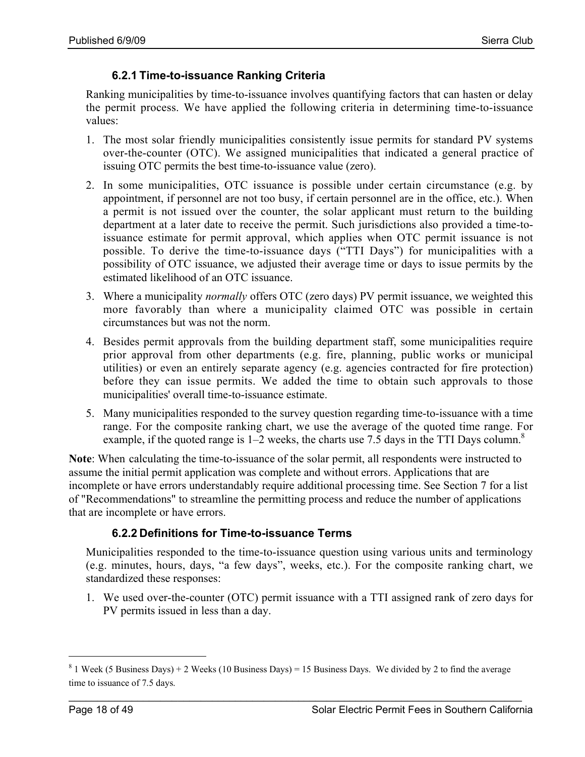### 6.2.1 Time-to-issuance Ranking Criteria

Ranking municipalities by time-to-issuance involves quantifying factors that can hasten or delay the permit process. We have applied the following criteria in determining time-to-issuance values:

1. The most solar friendly municipalities consistently issue permits for standard PV systems over-the-counter (OTC). We assigned municipalities that indicated a general practice of issuing OTC permits the best time-to-issuance value (zero).
2. In some municipalities, OTC issuance is possible under certain circumstance (e.g. by appointment, if personnel are not too busy, if certain personnel are in the office, etc.). When a permit is not issued over the counter, the solar applicant must return to the building department at a later date to receive the permit. Such jurisdictions also provided a time-to-issuance estimate for permit approval, which applies when OTC permit issuance is not possible. To derive the time-to-issuance days ("TTI Days") for municipalities with a possibility of OTC issuance, we adjusted their average time or days to issue permits by the estimated likelihood of an OTC issuance.
3. Where a municipality *normally* offers OTC (zero days) PV permit issuance, we weighted this more favorably than where a municipality claimed OTC was possible in certain circumstances but was not the norm.
4. Besides permit approvals from the building department staff, some municipalities require prior approval from other departments (e.g. fire, planning, public works or municipal utilities) or even an entirely separate agency (e.g. agencies contracted for fire protection) before they can issue permits. We added the time to obtain such approvals to those municipalities' overall time-to-issuance estimate.
5. Many municipalities responded to the survey question regarding time-to-issuance with a time range. For the composite ranking chart, we use the average of the quoted time range. For example, if the quoted range is 1–2 weeks, the charts use 7.5 days in the TTI Days column.[8]

**Note**: When calculating the time-to-issuance of the solar permit, all respondents were instructed to assume the initial permit application was complete and without errors. Applications that are incomplete or have errors understandably require additional processing time. See Section 7 for a list of "Recommendations" to streamline the permitting process and reduce the number of applications that are incomplete or have errors.

### 6.2.2 Definitions for Time-to-issuance Terms

Municipalities responded to the time-to-issuance question using various units and terminology (e.g. minutes, hours, days, "a few days", weeks, etc.). For the composite ranking chart, we standardized these responses:

1. We used over-the-counter (OTC) permit issuance with a TTI assigned rank of zero days for PV permits issued in less than a day.

[8] 1 Week (5 Business Days) + 2 Weeks (10 Business Days) = 15 Business Days. We divided by 2 to find the average time to issuance of 7.5 days.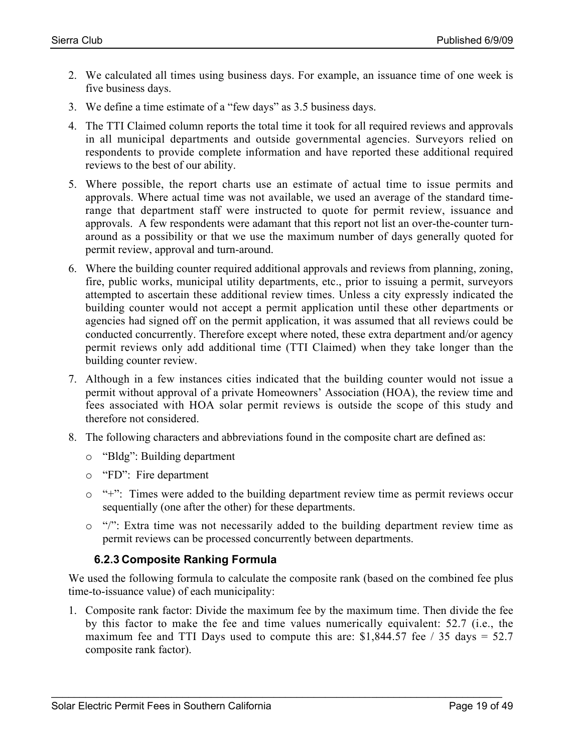2. We calculated all times using business days. For example, an issuance time of one week is five business days.
3. We define a time estimate of a "few days" as 3.5 business days.
4. The TTI Claimed column reports the total time it took for all required reviews and approvals in all municipal departments and outside governmental agencies. Surveyors relied on respondents to provide complete information and have reported these additional required reviews to the best of our ability.
5. Where possible, the report charts use an estimate of actual time to issue permits and approvals. Where actual time was not available, we used an average of the standard time-range that department staff were instructed to quote for permit review, issuance and approvals. A few respondents were adamant that this report not list an over-the-counter turn-around as a possibility or that we use the maximum number of days generally quoted for permit review, approval and turn-around.
6. Where the building counter required additional approvals and reviews from planning, zoning, fire, public works, municipal utility departments, etc., prior to issuing a permit, surveyors attempted to ascertain these additional review times. Unless a city expressly indicated the building counter would not accept a permit application until these other departments or agencies had signed off on the permit application, it was assumed that all reviews could be conducted concurrently. Therefore except where noted, these extra department and/or agency permit reviews only add additional time (TTI Claimed) when they take longer than the building counter review.
7. Although in a few instances cities indicated that the building counter would not issue a permit without approval of a private Homeowners' Association (HOA), the review time and fees associated with HOA solar permit reviews is outside the scope of this study and therefore not considered.
8. The following characters and abbreviations found in the composite chart are defined as:
   - "Bldg": Building department
   - "FD": Fire department
   - "+": Times were added to the building department review time as permit reviews occur sequentially (one after the other) for these departments.
   - "/": Extra time was not necessarily added to the building department review time as permit reviews can be processed concurrently between departments.

### 6.2.3 Composite Ranking Formula

We used the following formula to calculate the composite rank (based on the combined fee plus time-to-issuance value) of each municipality:

1. Composite rank factor: Divide the maximum fee by the maximum time. Then divide the fee by this factor to make the fee and time values numerically equivalent: 52.7 (i.e., the maximum fee and TTI Days used to compute this are: $1,844.57 fee / 35 days = 52.7 composite rank factor).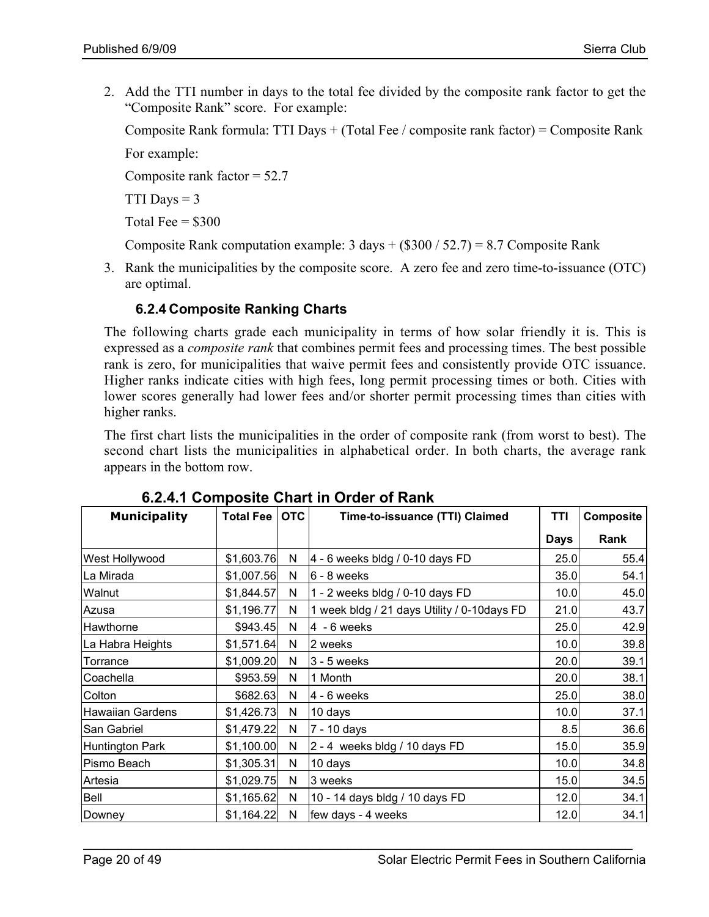2. Add the TTI number in days to the total fee divided by the composite rank factor to get the "Composite Rank" score. For example:

   Composite Rank formula: TTI Days + (Total Fee / composite rank factor) = Composite Rank

   For example:

   Composite rank factor = 52.7

   TTI Days = 3

   Total Fee = $300

   Composite Rank computation example: 3 days + ($300 / 52.7) = 8.7 Composite Rank

3. Rank the municipalities by the composite score. A zero fee and zero time-to-issuance (OTC) are optimal.

### 6.2.4 Composite Ranking Charts

The following charts grade each municipality in terms of how solar friendly it is. This is expressed as a *composite rank* that combines permit fees and processing times. The best possible rank is zero, for municipalities that waive permit fees and consistently provide OTC issuance. Higher ranks indicate cities with high fees, long permit processing times or both. Cities with lower scores generally had lower fees and/or shorter permit processing times than cities with higher ranks.

The first chart lists the municipalities in the order of composite rank (from worst to best). The second chart lists the municipalities in alphabetical order. In both charts, the average rank appears in the bottom row.

#### 6.2.4.1 Composite Chart in Order of Rank

| Municipality | Total Fee | OTC | Time-to-issuance (TTI) Claimed | TTI Days | Composite Rank |
|---|---|---|---|---|---|
| West Hollywood | $1,603.76 | N | 4 - 6 weeks bldg / 0-10 days FD | 25.0 | 55.4 |
| La Mirada | $1,007.56 | N | 6 - 8 weeks | 35.0 | 54.1 |
| Walnut | $1,844.57 | N | 1 - 2 weeks bldg / 0-10 days FD | 10.0 | 45.0 |
| Azusa | $1,196.77 | N | 1 week bldg / 21 days Utility / 0-10days FD | 21.0 | 43.7 |
| Hawthorne | $943.45 | N | 4 - 6 weeks | 25.0 | 42.9 |
| La Habra Heights | $1,571.64 | N | 2 weeks | 10.0 | 39.8 |
| Torrance | $1,009.20 | N | 3 - 5 weeks | 20.0 | 39.1 |
| Coachella | $953.59 | N | 1 Month | 20.0 | 38.1 |
| Colton | $682.63 | N | 4 - 6 weeks | 25.0 | 38.0 |
| Hawaiian Gardens | $1,426.73 | N | 10 days | 10.0 | 37.1 |
| San Gabriel | $1,479.22 | N | 7 - 10 days | 8.5 | 36.6 |
| Huntington Park | $1,100.00 | N | 2 - 4 weeks bldg / 10 days FD | 15.0 | 35.9 |
| Pismo Beach | $1,305.31 | N | 10 days | 10.0 | 34.8 |
| Artesia | $1,029.75 | N | 3 weeks | 15.0 | 34.5 |
| Bell | $1,165.62 | N | 10 - 14 days bldg / 10 days FD | 12.0 | 34.1 |
| Downey | $1,164.22 | N | few days - 4 weeks | 12.0 | 34.1 |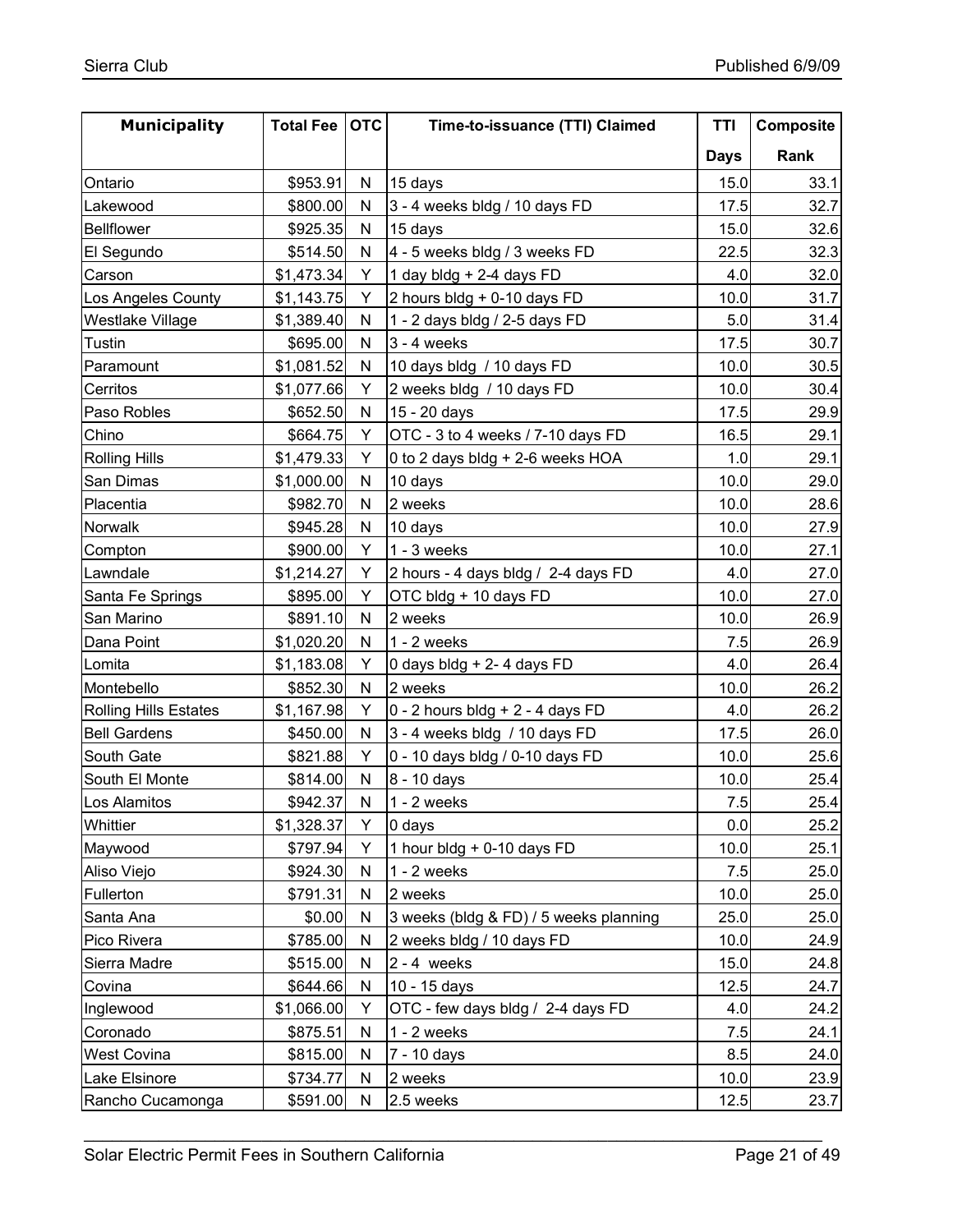| Municipality | Total Fee | OTC | Time-to-issuance (TTI) Claimed | TTI Days | Composite Rank |
|---|---|---|---|---|---|
| Ontario | $953.91 | N | 15 days | 15.0 | 33.1 |
| Lakewood | $800.00 | N | 3 - 4 weeks bldg / 10 days FD | 17.5 | 32.7 |
| Bellflower | $925.35 | N | 15 days | 15.0 | 32.6 |
| El Segundo | $514.50 | N | 4 - 5 weeks bldg / 3 weeks FD | 22.5 | 32.3 |
| Carson | $1,473.34 | Y | 1 day bldg + 2-4 days FD | 4.0 | 32.0 |
| Los Angeles County | $1,143.75 | Y | 2 hours bldg + 0-10 days FD | 10.0 | 31.7 |
| Westlake Village | $1,389.40 | N | 1 - 2 days bldg / 2-5 days FD | 5.0 | 31.4 |
| Tustin | $695.00 | N | 3 - 4 weeks | 17.5 | 30.7 |
| Paramount | $1,081.52 | N | 10 days bldg / 10 days FD | 10.0 | 30.5 |
| Cerritos | $1,077.66 | Y | 2 weeks bldg / 10 days FD | 10.0 | 30.4 |
| Paso Robles | $652.50 | N | 15 - 20 days | 17.5 | 29.9 |
| Chino | $664.75 | Y | OTC - 3 to 4 weeks / 7-10 days FD | 16.5 | 29.1 |
| Rolling Hills | $1,479.33 | Y | 0 to 2 days bldg + 2-6 weeks HOA | 1.0 | 29.1 |
| San Dimas | $1,000.00 | N | 10 days | 10.0 | 29.0 |
| Placentia | $982.70 | N | 2 weeks | 10.0 | 28.6 |
| Norwalk | $945.28 | N | 10 days | 10.0 | 27.9 |
| Compton | $900.00 | Y | 1 - 3 weeks | 10.0 | 27.1 |
| Lawndale | $1,214.27 | Y | 2 hours - 4 days bldg / 2-4 days FD | 4.0 | 27.0 |
| Santa Fe Springs | $895.00 | Y | OTC bldg + 10 days FD | 10.0 | 27.0 |
| San Marino | $891.10 | N | 2 weeks | 10.0 | 26.9 |
| Dana Point | $1,020.20 | N | 1 - 2 weeks | 7.5 | 26.9 |
| Lomita | $1,183.08 | Y | 0 days bldg + 2- 4 days FD | 4.0 | 26.4 |
| Montebello | $852.30 | N | 2 weeks | 10.0 | 26.2 |
| Rolling Hills Estates | $1,167.98 | Y | 0 - 2 hours bldg + 2 - 4 days FD | 4.0 | 26.2 |
| Bell Gardens | $450.00 | N | 3 - 4 weeks bldg / 10 days FD | 17.5 | 26.0 |
| South Gate | $821.88 | Y | 0 - 10 days bldg / 0-10 days FD | 10.0 | 25.6 |
| South El Monte | $814.00 | N | 8 - 10 days | 10.0 | 25.4 |
| Los Alamitos | $942.37 | N | 1 - 2 weeks | 7.5 | 25.4 |
| Whittier | $1,328.37 | Y | 0 days | 0.0 | 25.2 |
| Maywood | $797.94 | Y | 1 hour bldg + 0-10 days FD | 10.0 | 25.1 |
| Aliso Viejo | $924.30 | N | 1 - 2 weeks | 7.5 | 25.0 |
| Fullerton | $791.31 | N | 2 weeks | 10.0 | 25.0 |
| Santa Ana | $0.00 | N | 3 weeks (bldg & FD) / 5 weeks planning | 25.0 | 25.0 |
| Pico Rivera | $785.00 | N | 2 weeks bldg / 10 days FD | 10.0 | 24.9 |
| Sierra Madre | $515.00 | N | 2 - 4 weeks | 15.0 | 24.8 |
| Covina | $644.66 | N | 10 - 15 days | 12.5 | 24.7 |
| Inglewood | $1,066.00 | Y | OTC - few days bldg / 2-4 days FD | 4.0 | 24.2 |
| Coronado | $875.51 | N | 1 - 2 weeks | 7.5 | 24.1 |
| West Covina | $815.00 | N | 7 - 10 days | 8.5 | 24.0 |
| Lake Elsinore | $734.77 | N | 2 weeks | 10.0 | 23.9 |
| Rancho Cucamonga | $591.00 | N | 2.5 weeks | 12.5 | 23.7 |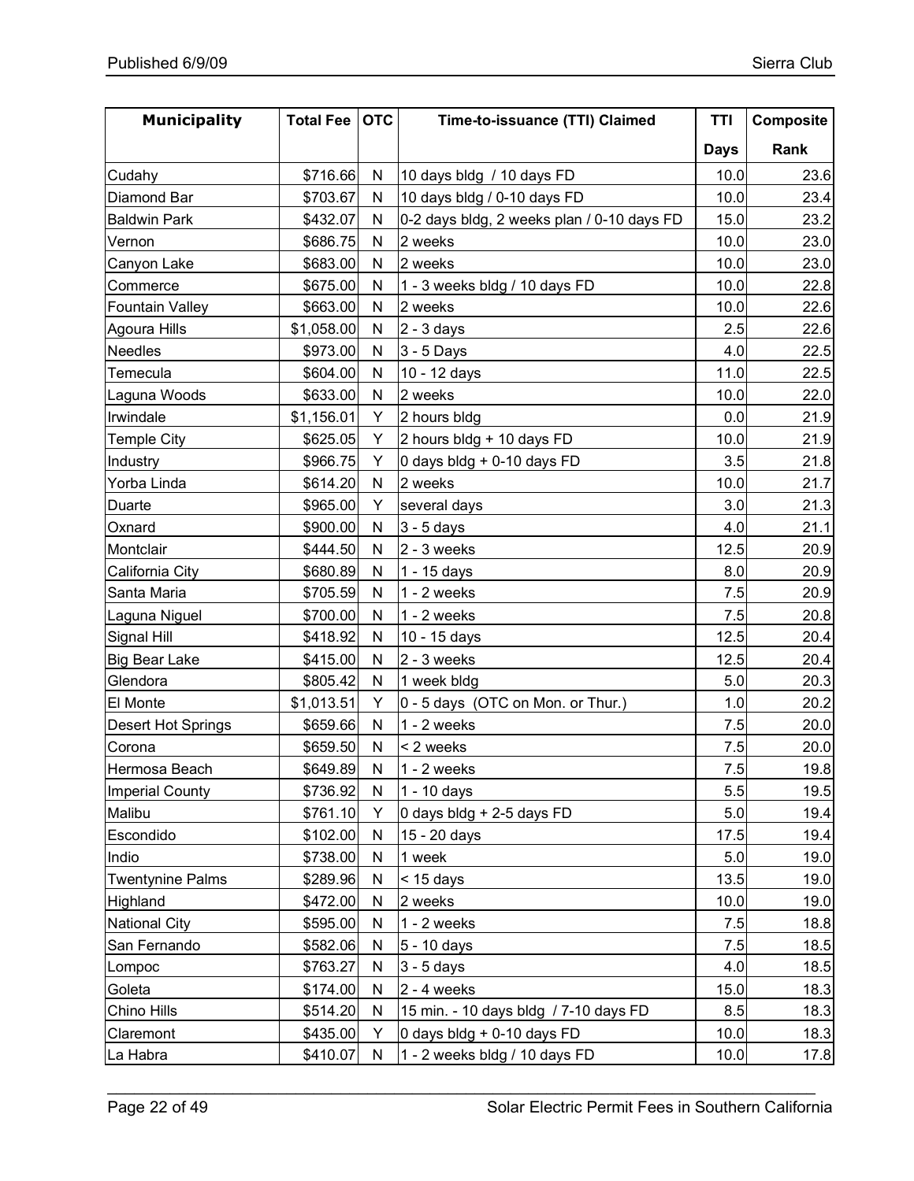| Municipality | Total Fee | OTC | Time-to-issuance (TTI) Claimed | TTI | Composite |
|---|---|---|---|---|---|
| | | | | Days | Rank |
| Cudahy | $716.66 | N | 10 days bldg / 10 days FD | 10.0 | 23.6 |
| Diamond Bar | $703.67 | N | 10 days bldg / 0-10 days FD | 10.0 | 23.4 |
| Baldwin Park | $432.07 | N | 0-2 days bldg, 2 weeks plan / 0-10 days FD | 15.0 | 23.2 |
| Vernon | $686.75 | N | 2 weeks | 10.0 | 23.0 |
| Canyon Lake | $683.00 | N | 2 weeks | 10.0 | 23.0 |
| Commerce | $675.00 | N | 1 - 3 weeks bldg / 10 days FD | 10.0 | 22.8 |
| Fountain Valley | $663.00 | N | 2 weeks | 10.0 | 22.6 |
| Agoura Hills | $1,058.00 | N | 2 - 3 days | 2.5 | 22.6 |
| Needles | $973.00 | N | 3 - 5 Days | 4.0 | 22.5 |
| Temecula | $604.00 | N | 10 - 12 days | 11.0 | 22.5 |
| Laguna Woods | $633.00 | N | 2 weeks | 10.0 | 22.0 |
| Irwindale | $1,156.01 | Y | 2 hours bldg | 0.0 | 21.9 |
| Temple City | $625.05 | Y | 2 hours bldg + 10 days FD | 10.0 | 21.9 |
| Industry | $966.75 | Y | 0 days bldg + 0-10 days FD | 3.5 | 21.8 |
| Yorba Linda | $614.20 | N | 2 weeks | 10.0 | 21.7 |
| Duarte | $965.00 | Y | several days | 3.0 | 21.3 |
| Oxnard | $900.00 | N | 3 - 5 days | 4.0 | 21.1 |
| Montclair | $444.50 | N | 2 - 3 weeks | 12.5 | 20.9 |
| California City | $680.89 | N | 1 - 15 days | 8.0 | 20.9 |
| Santa Maria | $705.59 | N | 1 - 2 weeks | 7.5 | 20.9 |
| Laguna Niguel | $700.00 | N | 1 - 2 weeks | 7.5 | 20.8 |
| Signal Hill | $418.92 | N | 10 - 15 days | 12.5 | 20.4 |
| Big Bear Lake | $415.00 | N | 2 - 3 weeks | 12.5 | 20.4 |
| Glendora | $805.42 | N | 1 week bldg | 5.0 | 20.3 |
| El Monte | $1,013.51 | Y | 0 - 5 days (OTC on Mon. or Thur.) | 1.0 | 20.2 |
| Desert Hot Springs | $659.66 | N | 1 - 2 weeks | 7.5 | 20.0 |
| Corona | $659.50 | N | < 2 weeks | 7.5 | 20.0 |
| Hermosa Beach | $649.89 | N | 1 - 2 weeks | 7.5 | 19.8 |
| Imperial County | $736.92 | N | 1 - 10 days | 5.5 | 19.5 |
| Malibu | $761.10 | Y | 0 days bldg + 2-5 days FD | 5.0 | 19.4 |
| Escondido | $102.00 | N | 15 - 20 days | 17.5 | 19.4 |
| Indio | $738.00 | N | 1 week | 5.0 | 19.0 |
| Twentynine Palms | $289.96 | N | < 15 days | 13.5 | 19.0 |
| Highland | $472.00 | N | 2 weeks | 10.0 | 19.0 |
| National City | $595.00 | N | 1 - 2 weeks | 7.5 | 18.8 |
| San Fernando | $582.06 | N | 5 - 10 days | 7.5 | 18.5 |
| Lompoc | $763.27 | N | 3 - 5 days | 4.0 | 18.5 |
| Goleta | $174.00 | N | 2 - 4 weeks | 15.0 | 18.3 |
| Chino Hills | $514.20 | N | 15 min. - 10 days bldg / 7-10 days FD | 8.5 | 18.3 |
| Claremont | $435.00 | Y | 0 days bldg + 0-10 days FD | 10.0 | 18.3 |
| La Habra | $410.07 | N | 1 - 2 weeks bldg / 10 days FD | 10.0 | 17.8 |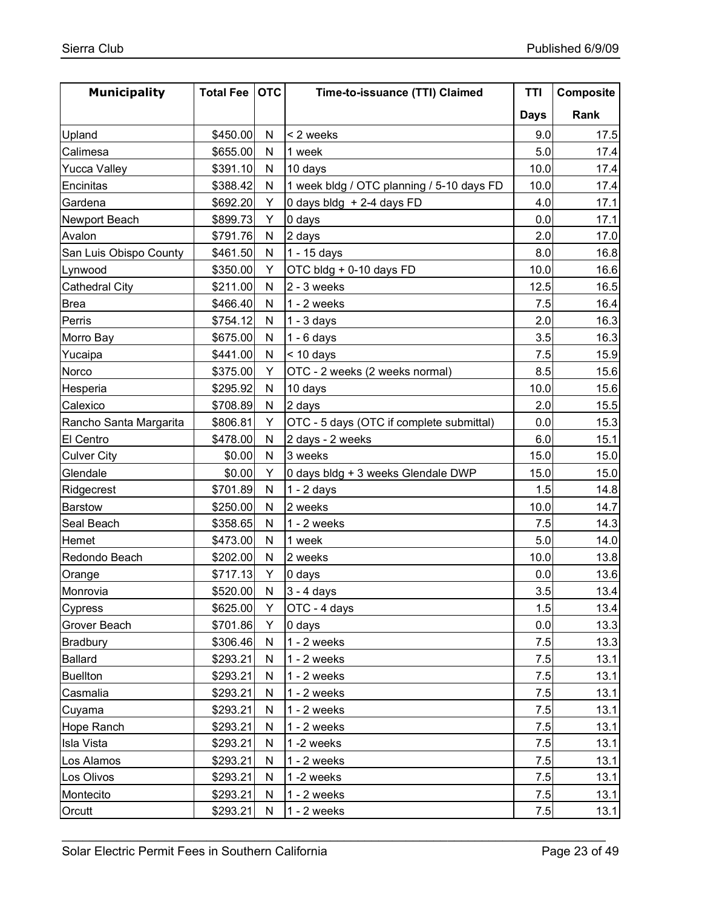| Municipality | Total Fee | OTC | Time-to-issuance (TTI) Claimed | TTI Days | Composite Rank |
|---|---|---|---|---|---|
| Upland | $450.00 | N | < 2 weeks | 9.0 | 17.5 |
| Calimesa | $655.00 | N | 1 week | 5.0 | 17.4 |
| Yucca Valley | $391.10 | N | 10 days | 10.0 | 17.4 |
| Encinitas | $388.42 | N | 1 week bldg / OTC planning / 5-10 days FD | 10.0 | 17.4 |
| Gardena | $692.20 | Y | 0 days bldg + 2-4 days FD | 4.0 | 17.1 |
| Newport Beach | $899.73 | Y | 0 days | 0.0 | 17.1 |
| Avalon | $791.76 | N | 2 days | 2.0 | 17.0 |
| San Luis Obispo County | $461.50 | N | 1 - 15 days | 8.0 | 16.8 |
| Lynwood | $350.00 | Y | OTC bldg + 0-10 days FD | 10.0 | 16.6 |
| Cathedral City | $211.00 | N | 2 - 3 weeks | 12.5 | 16.5 |
| Brea | $466.40 | N | 1 - 2 weeks | 7.5 | 16.4 |
| Perris | $754.12 | N | 1 - 3 days | 2.0 | 16.3 |
| Morro Bay | $675.00 | N | 1 - 6 days | 3.5 | 16.3 |
| Yucaipa | $441.00 | N | < 10 days | 7.5 | 15.9 |
| Norco | $375.00 | Y | OTC - 2 weeks (2 weeks normal) | 8.5 | 15.6 |
| Hesperia | $295.92 | N | 10 days | 10.0 | 15.6 |
| Calexico | $708.89 | N | 2 days | 2.0 | 15.5 |
| Rancho Santa Margarita | $806.81 | Y | OTC - 5 days (OTC if complete submittal) | 0.0 | 15.3 |
| El Centro | $478.00 | N | 2 days - 2 weeks | 6.0 | 15.1 |
| Culver City | $0.00 | N | 3 weeks | 15.0 | 15.0 |
| Glendale | $0.00 | Y | 0 days bldg + 3 weeks Glendale DWP | 15.0 | 15.0 |
| Ridgecrest | $701.89 | N | 1 - 2 days | 1.5 | 14.8 |
| Barstow | $250.00 | N | 2 weeks | 10.0 | 14.7 |
| Seal Beach | $358.65 | N | 1 - 2 weeks | 7.5 | 14.3 |
| Hemet | $473.00 | N | 1 week | 5.0 | 14.0 |
| Redondo Beach | $202.00 | N | 2 weeks | 10.0 | 13.8 |
| Orange | $717.13 | Y | 0 days | 0.0 | 13.6 |
| Monrovia | $520.00 | N | 3 - 4 days | 3.5 | 13.4 |
| Cypress | $625.00 | Y | OTC - 4 days | 1.5 | 13.4 |
| Grover Beach | $701.86 | Y | 0 days | 0.0 | 13.3 |
| Bradbury | $306.46 | N | 1 - 2 weeks | 7.5 | 13.3 |
| Ballard | $293.21 | N | 1 - 2 weeks | 7.5 | 13.1 |
| Buellton | $293.21 | N | 1 - 2 weeks | 7.5 | 13.1 |
| Casmalia | $293.21 | N | 1 - 2 weeks | 7.5 | 13.1 |
| Cuyama | $293.21 | N | 1 - 2 weeks | 7.5 | 13.1 |
| Hope Ranch | $293.21 | N | 1 - 2 weeks | 7.5 | 13.1 |
| Isla Vista | $293.21 | N | 1 -2 weeks | 7.5 | 13.1 |
| Los Alamos | $293.21 | N | 1 - 2 weeks | 7.5 | 13.1 |
| Los Olivos | $293.21 | N | 1 -2 weeks | 7.5 | 13.1 |
| Montecito | $293.21 | N | 1 - 2 weeks | 7.5 | 13.1 |
| Orcutt | $293.21 | N | 1 - 2 weeks | 7.5 | 13.1 |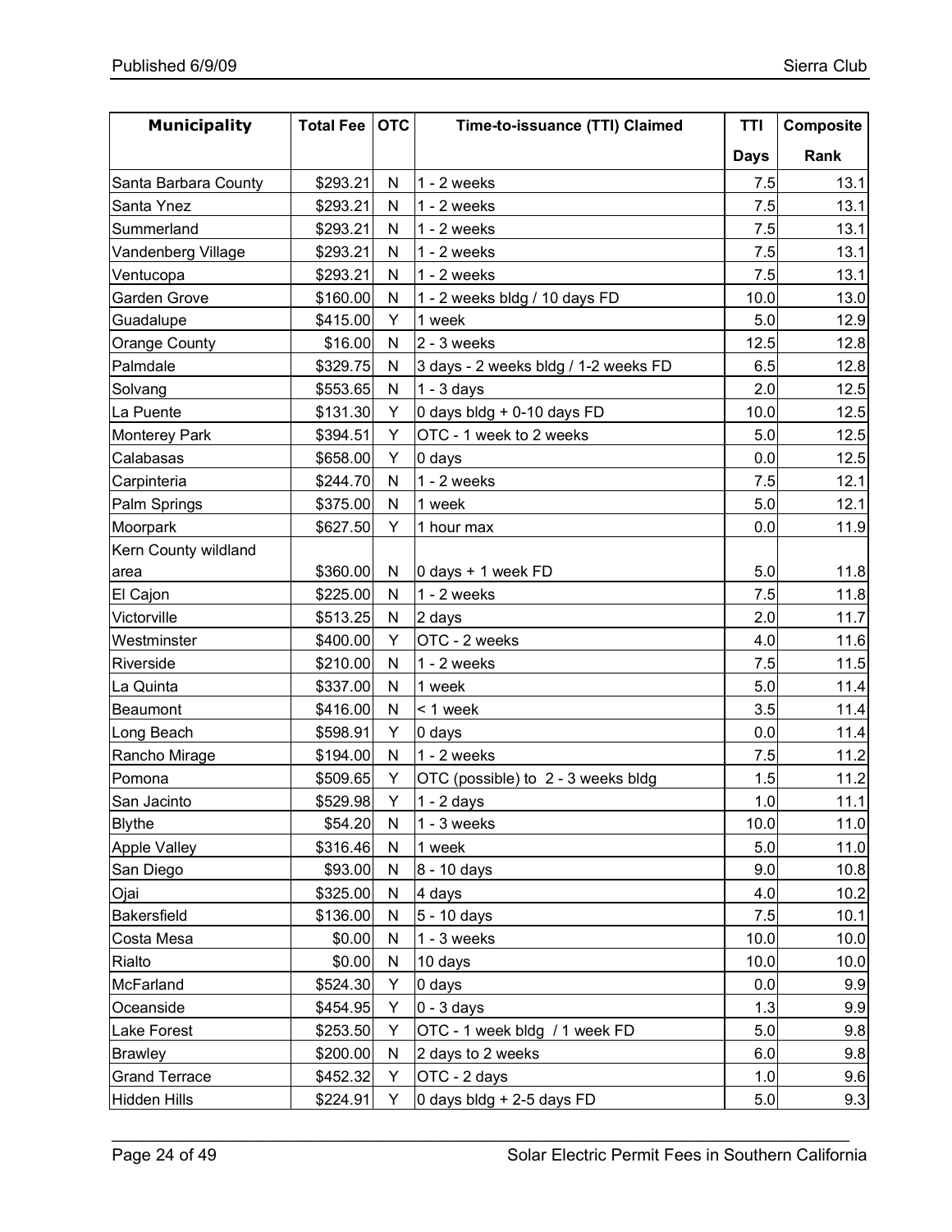| Municipality | Total Fee | OTC | Time-to-issuance (TTI) Claimed | TTI Days | Composite Rank |
|---|---|---|---|---|---|
| Santa Barbara County | $293.21 | N | 1 - 2 weeks | 7.5 | 13.1 |
| Santa Ynez | $293.21 | N | 1 - 2 weeks | 7.5 | 13.1 |
| Summerland | $293.21 | N | 1 - 2 weeks | 7.5 | 13.1 |
| Vandenberg Village | $293.21 | N | 1 - 2 weeks | 7.5 | 13.1 |
| Ventucopa | $293.21 | N | 1 - 2 weeks | 7.5 | 13.1 |
| Garden Grove | $160.00 | N | 1 - 2 weeks bldg / 10 days FD | 10.0 | 13.0 |
| Guadalupe | $415.00 | Y | 1 week | 5.0 | 12.9 |
| Orange County | $16.00 | N | 2 - 3 weeks | 12.5 | 12.8 |
| Palmdale | $329.75 | N | 3 days - 2 weeks bldg / 1-2 weeks FD | 6.5 | 12.8 |
| Solvang | $553.65 | N | 1 - 3 days | 2.0 | 12.5 |
| La Puente | $131.30 | Y | 0 days bldg + 0-10 days FD | 10.0 | 12.5 |
| Monterey Park | $394.51 | Y | OTC - 1 week to 2 weeks | 5.0 | 12.5 |
| Calabasas | $658.00 | Y | 0 days | 0.0 | 12.5 |
| Carpinteria | $244.70 | N | 1 - 2 weeks | 7.5 | 12.1 |
| Palm Springs | $375.00 | N | 1 week | 5.0 | 12.1 |
| Moorpark | $627.50 | Y | 1 hour max | 0.0 | 11.9 |
| Kern County wildland area | $360.00 | N | 0 days + 1 week FD | 5.0 | 11.8 |
| El Cajon | $225.00 | N | 1 - 2 weeks | 7.5 | 11.8 |
| Victorville | $513.25 | N | 2 days | 2.0 | 11.7 |
| Westminster | $400.00 | Y | OTC - 2 weeks | 4.0 | 11.6 |
| Riverside | $210.00 | N | 1 - 2 weeks | 7.5 | 11.5 |
| La Quinta | $337.00 | N | 1 week | 5.0 | 11.4 |
| Beaumont | $416.00 | N | < 1 week | 3.5 | 11.4 |
| Long Beach | $598.91 | Y | 0 days | 0.0 | 11.4 |
| Rancho Mirage | $194.00 | N | 1 - 2 weeks | 7.5 | 11.2 |
| Pomona | $509.65 | Y | OTC (possible) to 2 - 3 weeks bldg | 1.5 | 11.2 |
| San Jacinto | $529.98 | Y | 1 - 2 days | 1.0 | 11.1 |
| Blythe | $54.20 | N | 1 - 3 weeks | 10.0 | 11.0 |
| Apple Valley | $316.46 | N | 1 week | 5.0 | 11.0 |
| San Diego | $93.00 | N | 8 - 10 days | 9.0 | 10.8 |
| Ojai | $325.00 | N | 4 days | 4.0 | 10.2 |
| Bakersfield | $136.00 | N | 5 - 10 days | 7.5 | 10.1 |
| Costa Mesa | $0.00 | N | 1 - 3 weeks | 10.0 | 10.0 |
| Rialto | $0.00 | N | 10 days | 10.0 | 10.0 |
| McFarland | $524.30 | Y | 0 days | 0.0 | 9.9 |
| Oceanside | $454.95 | Y | 0 - 3 days | 1.3 | 9.9 |
| Lake Forest | $253.50 | Y | OTC - 1 week bldg / 1 week FD | 5.0 | 9.8 |
| Brawley | $200.00 | N | 2 days to 2 weeks | 6.0 | 9.8 |
| Grand Terrace | $452.32 | Y | OTC - 2 days | 1.0 | 9.6 |
| Hidden Hills | $224.91 | Y | 0 days bldg + 2-5 days FD | 5.0 | 9.3 |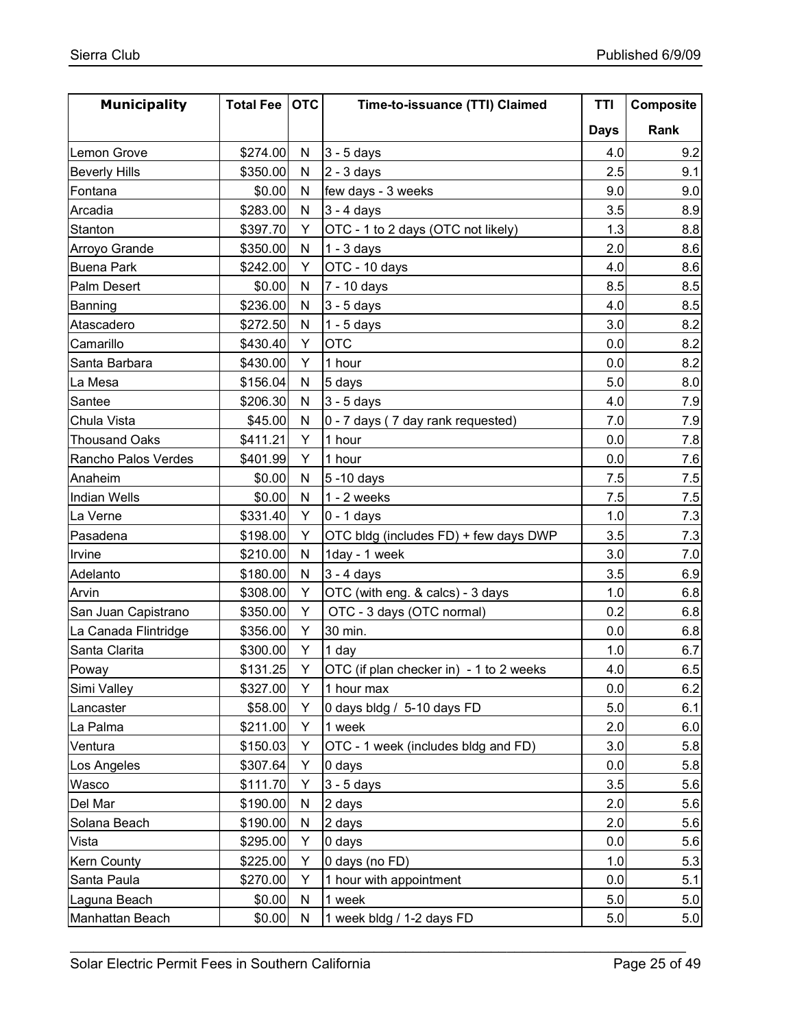| Municipality | Total Fee | OTC | Time-to-issuance (TTI) Claimed | TTI Days | Composite Rank |
|---|---|---|---|---|---|
| Lemon Grove | $274.00 | N | 3 - 5 days | 4.0 | 9.2 |
| Beverly Hills | $350.00 | N | 2 - 3 days | 2.5 | 9.1 |
| Fontana | $0.00 | N | few days - 3 weeks | 9.0 | 9.0 |
| Arcadia | $283.00 | N | 3 - 4 days | 3.5 | 8.9 |
| Stanton | $397.70 | Y | OTC - 1 to 2 days (OTC not likely) | 1.3 | 8.8 |
| Arroyo Grande | $350.00 | N | 1 - 3 days | 2.0 | 8.6 |
| Buena Park | $242.00 | Y | OTC - 10 days | 4.0 | 8.6 |
| Palm Desert | $0.00 | N | 7 - 10 days | 8.5 | 8.5 |
| Banning | $236.00 | N | 3 - 5 days | 4.0 | 8.5 |
| Atascadero | $272.50 | N | 1 - 5 days | 3.0 | 8.2 |
| Camarillo | $430.40 | Y | OTC | 0.0 | 8.2 |
| Santa Barbara | $430.00 | Y | 1 hour | 0.0 | 8.2 |
| La Mesa | $156.04 | N | 5 days | 5.0 | 8.0 |
| Santee | $206.30 | N | 3 - 5 days | 4.0 | 7.9 |
| Chula Vista | $45.00 | N | 0 - 7 days ( 7 day rank requested) | 7.0 | 7.9 |
| Thousand Oaks | $411.21 | Y | 1 hour | 0.0 | 7.8 |
| Rancho Palos Verdes | $401.99 | Y | 1 hour | 0.0 | 7.6 |
| Anaheim | $0.00 | N | 5 -10 days | 7.5 | 7.5 |
| Indian Wells | $0.00 | N | 1 - 2 weeks | 7.5 | 7.5 |
| La Verne | $331.40 | Y | 0 - 1 days | 1.0 | 7.3 |
| Pasadena | $198.00 | Y | OTC bldg (includes FD) + few days DWP | 3.5 | 7.3 |
| Irvine | $210.00 | N | 1day - 1 week | 3.0 | 7.0 |
| Adelanto | $180.00 | N | 3 - 4 days | 3.5 | 6.9 |
| Arvin | $308.00 | Y | OTC (with eng. & calcs) - 3 days | 1.0 | 6.8 |
| San Juan Capistrano | $350.00 | Y | OTC - 3 days (OTC normal) | 0.2 | 6.8 |
| La Canada Flintridge | $356.00 | Y | 30 min. | 0.0 | 6.8 |
| Santa Clarita | $300.00 | Y | 1 day | 1.0 | 6.7 |
| Poway | $131.25 | Y | OTC (if plan checker in) - 1 to 2 weeks | 4.0 | 6.5 |
| Simi Valley | $327.00 | Y | 1 hour max | 0.0 | 6.2 |
| Lancaster | $58.00 | Y | 0 days bldg / 5-10 days FD | 5.0 | 6.1 |
| La Palma | $211.00 | Y | 1 week | 2.0 | 6.0 |
| Ventura | $150.03 | Y | OTC - 1 week (includes bldg and FD) | 3.0 | 5.8 |
| Los Angeles | $307.64 | Y | 0 days | 0.0 | 5.8 |
| Wasco | $111.70 | Y | 3 - 5 days | 3.5 | 5.6 |
| Del Mar | $190.00 | N | 2 days | 2.0 | 5.6 |
| Solana Beach | $190.00 | N | 2 days | 2.0 | 5.6 |
| Vista | $295.00 | Y | 0 days | 0.0 | 5.6 |
| Kern County | $225.00 | Y | 0 days (no FD) | 1.0 | 5.3 |
| Santa Paula | $270.00 | Y | 1 hour with appointment | 0.0 | 5.1 |
| Laguna Beach | $0.00 | N | 1 week | 5.0 | 5.0 |
| Manhattan Beach | $0.00 | N | 1 week bldg / 1-2 days FD | 5.0 | 5.0 |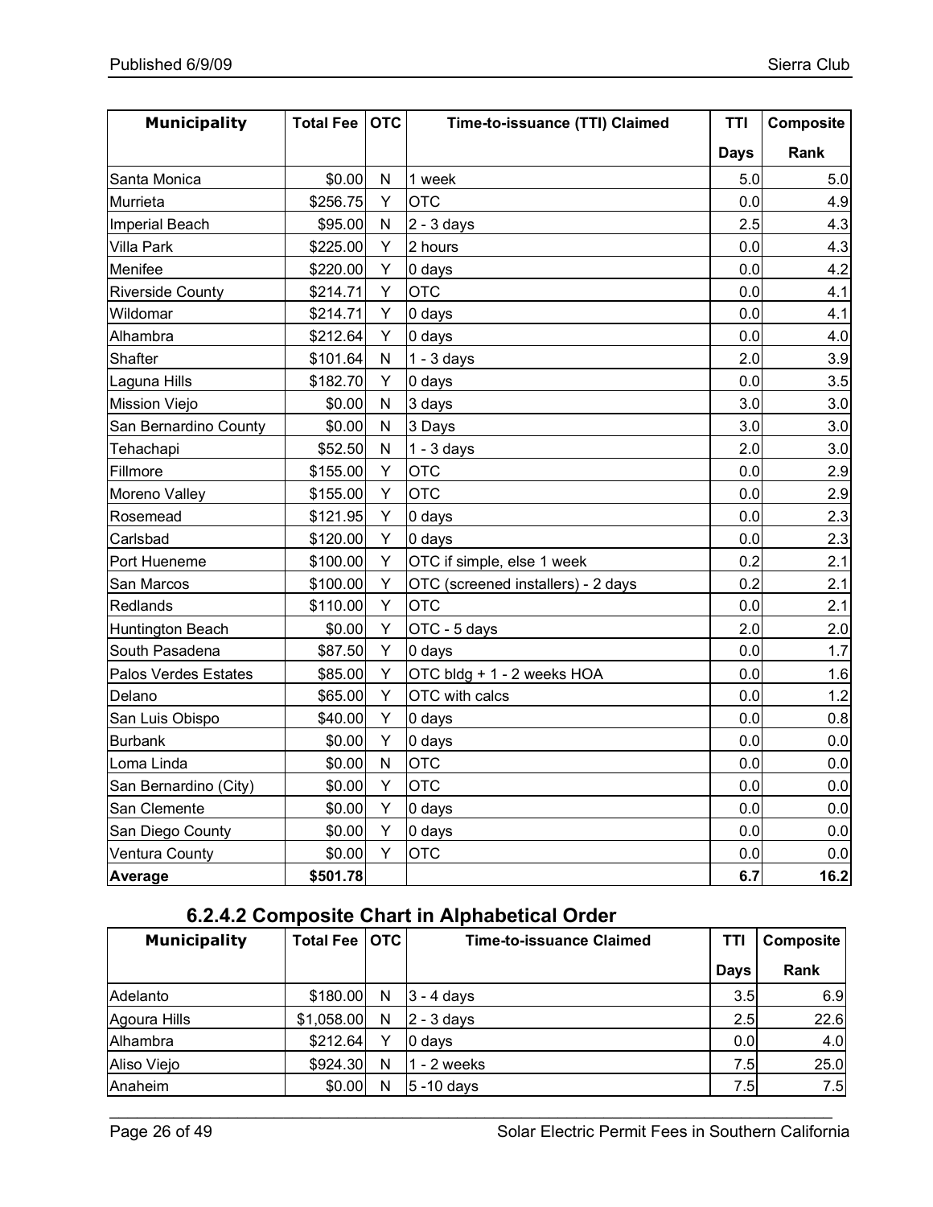| Municipality | Total Fee | OTC | Time-to-issuance (TTI) Claimed | TTI | Composite |
|---|---|---|---|---|---|
| | | | | Days | Rank |
| Santa Monica | $0.00 | N | 1 week | 5.0 | 5.0 |
| Murrieta | $256.75 | Y | OTC | 0.0 | 4.9 |
| Imperial Beach | $95.00 | N | 2 - 3 days | 2.5 | 4.3 |
| Villa Park | $225.00 | Y | 2 hours | 0.0 | 4.3 |
| Menifee | $220.00 | Y | 0 days | 0.0 | 4.2 |
| Riverside County | $214.71 | Y | OTC | 0.0 | 4.1 |
| Wildomar | $214.71 | Y | 0 days | 0.0 | 4.1 |
| Alhambra | $212.64 | Y | 0 days | 0.0 | 4.0 |
| Shafter | $101.64 | N | 1 - 3 days | 2.0 | 3.9 |
| Laguna Hills | $182.70 | Y | 0 days | 0.0 | 3.5 |
| Mission Viejo | $0.00 | N | 3 days | 3.0 | 3.0 |
| San Bernardino County | $0.00 | N | 3 Days | 3.0 | 3.0 |
| Tehachapi | $52.50 | N | 1 - 3 days | 2.0 | 3.0 |
| Fillmore | $155.00 | Y | OTC | 0.0 | 2.9 |
| Moreno Valley | $155.00 | Y | OTC | 0.0 | 2.9 |
| Rosemead | $121.95 | Y | 0 days | 0.0 | 2.3 |
| Carlsbad | $120.00 | Y | 0 days | 0.0 | 2.3 |
| Port Hueneme | $100.00 | Y | OTC if simple, else 1 week | 0.2 | 2.1 |
| San Marcos | $100.00 | Y | OTC (screened installers) - 2 days | 0.2 | 2.1 |
| Redlands | $110.00 | Y | OTC | 0.0 | 2.1 |
| Huntington Beach | $0.00 | Y | OTC - 5 days | 2.0 | 2.0 |
| South Pasadena | $87.50 | Y | 0 days | 0.0 | 1.7 |
| Palos Verdes Estates | $85.00 | Y | OTC bldg + 1 - 2 weeks HOA | 0.0 | 1.6 |
| Delano | $65.00 | Y | OTC with calcs | 0.0 | 1.2 |
| San Luis Obispo | $40.00 | Y | 0 days | 0.0 | 0.8 |
| Burbank | $0.00 | Y | 0 days | 0.0 | 0.0 |
| Loma Linda | $0.00 | N | OTC | 0.0 | 0.0 |
| San Bernardino (City) | $0.00 | Y | OTC | 0.0 | 0.0 |
| San Clemente | $0.00 | Y | 0 days | 0.0 | 0.0 |
| San Diego County | $0.00 | Y | 0 days | 0.0 | 0.0 |
| Ventura County | $0.00 | Y | OTC | 0.0 | 0.0 |
| **Average** | **$501.78** | | | **6.7** | **16.2** |

### 6.2.4.2 Composite Chart in Alphabetical Order

| Municipality | Total Fee | OTC | Time-to-issuance Claimed | TTI | Composite |
|---|---|---|---|---|---|
| | | | | Days | Rank |
| Adelanto | $180.00 | N | 3 - 4 days | 3.5 | 6.9 |
| Agoura Hills | $1,058.00 | N | 2 - 3 days | 2.5 | 22.6 |
| Alhambra | $212.64 | Y | 0 days | 0.0 | 4.0 |
| Aliso Viejo | $924.30 | N | 1 - 2 weeks | 7.5 | 25.0 |
| Anaheim | $0.00 | N | 5 -10 days | 7.5 | 7.5 |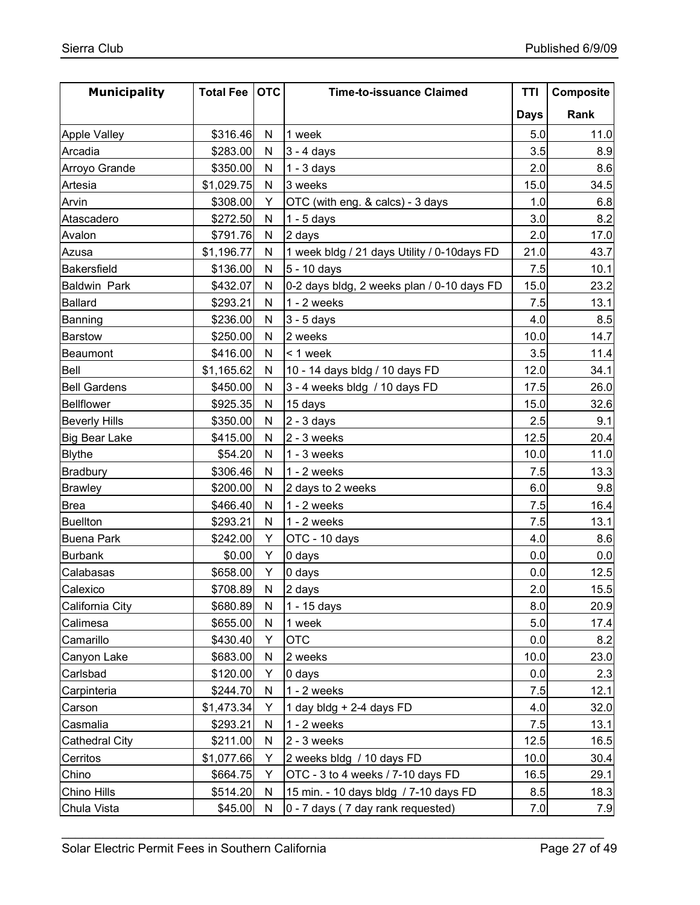| Municipality | Total Fee | OTC | Time-to-issuance Claimed | TTI Days | Composite Rank |
|---|---|---|---|---|---|
| Apple Valley | $316.46 | N | 1 week | 5.0 | 11.0 |
| Arcadia | $283.00 | N | 3 - 4 days | 3.5 | 8.9 |
| Arroyo Grande | $350.00 | N | 1 - 3 days | 2.0 | 8.6 |
| Artesia | $1,029.75 | N | 3 weeks | 15.0 | 34.5 |
| Arvin | $308.00 | Y | OTC (with eng. & calcs) - 3 days | 1.0 | 6.8 |
| Atascadero | $272.50 | N | 1 - 5 days | 3.0 | 8.2 |
| Avalon | $791.76 | N | 2 days | 2.0 | 17.0 |
| Azusa | $1,196.77 | N | 1 week bldg / 21 days Utility / 0-10days FD | 21.0 | 43.7 |
| Bakersfield | $136.00 | N | 5 - 10 days | 7.5 | 10.1 |
| Baldwin Park | $432.07 | N | 0-2 days bldg, 2 weeks plan / 0-10 days FD | 15.0 | 23.2 |
| Ballard | $293.21 | N | 1 - 2 weeks | 7.5 | 13.1 |
| Banning | $236.00 | N | 3 - 5 days | 4.0 | 8.5 |
| Barstow | $250.00 | N | 2 weeks | 10.0 | 14.7 |
| Beaumont | $416.00 | N | < 1 week | 3.5 | 11.4 |
| Bell | $1,165.62 | N | 10 - 14 days bldg / 10 days FD | 12.0 | 34.1 |
| Bell Gardens | $450.00 | N | 3 - 4 weeks bldg / 10 days FD | 17.5 | 26.0 |
| Bellflower | $925.35 | N | 15 days | 15.0 | 32.6 |
| Beverly Hills | $350.00 | N | 2 - 3 days | 2.5 | 9.1 |
| Big Bear Lake | $415.00 | N | 2 - 3 weeks | 12.5 | 20.4 |
| Blythe | $54.20 | N | 1 - 3 weeks | 10.0 | 11.0 |
| Bradbury | $306.46 | N | 1 - 2 weeks | 7.5 | 13.3 |
| Brawley | $200.00 | N | 2 days to 2 weeks | 6.0 | 9.8 |
| Brea | $466.40 | N | 1 - 2 weeks | 7.5 | 16.4 |
| Buellton | $293.21 | N | 1 - 2 weeks | 7.5 | 13.1 |
| Buena Park | $242.00 | Y | OTC - 10 days | 4.0 | 8.6 |
| Burbank | $0.00 | Y | 0 days | 0.0 | 0.0 |
| Calabasas | $658.00 | Y | 0 days | 0.0 | 12.5 |
| Calexico | $708.89 | N | 2 days | 2.0 | 15.5 |
| California City | $680.89 | N | 1 - 15 days | 8.0 | 20.9 |
| Calimesa | $655.00 | N | 1 week | 5.0 | 17.4 |
| Camarillo | $430.40 | Y | OTC | 0.0 | 8.2 |
| Canyon Lake | $683.00 | N | 2 weeks | 10.0 | 23.0 |
| Carlsbad | $120.00 | Y | 0 days | 0.0 | 2.3 |
| Carpinteria | $244.70 | N | 1 - 2 weeks | 7.5 | 12.1 |
| Carson | $1,473.34 | Y | 1 day bldg + 2-4 days FD | 4.0 | 32.0 |
| Casmalia | $293.21 | N | 1 - 2 weeks | 7.5 | 13.1 |
| Cathedral City | $211.00 | N | 2 - 3 weeks | 12.5 | 16.5 |
| Cerritos | $1,077.66 | Y | 2 weeks bldg / 10 days FD | 10.0 | 30.4 |
| Chino | $664.75 | Y | OTC - 3 to 4 weeks / 7-10 days FD | 16.5 | 29.1 |
| Chino Hills | $514.20 | N | 15 min. - 10 days bldg / 7-10 days FD | 8.5 | 18.3 |
| Chula Vista | $45.00 | N | 0 - 7 days ( 7 day rank requested) | 7.0 | 7.9 |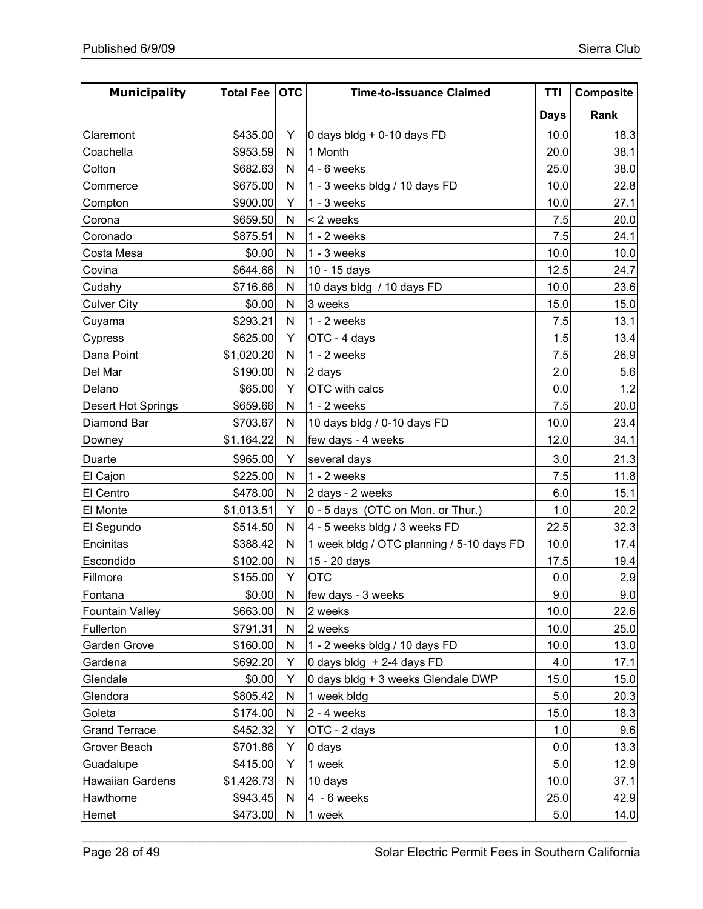| Municipality | Total Fee | OTC | Time-to-issuance Claimed | TTI Days | Composite Rank |
|---|---|---|---|---|---|
| Claremont | $435.00 | Y | 0 days bldg + 0-10 days FD | 10.0 | 18.3 |
| Coachella | $953.59 | N | 1 Month | 20.0 | 38.1 |
| Colton | $682.63 | N | 4 - 6 weeks | 25.0 | 38.0 |
| Commerce | $675.00 | N | 1 - 3 weeks bldg / 10 days FD | 10.0 | 22.8 |
| Compton | $900.00 | Y | 1 - 3 weeks | 10.0 | 27.1 |
| Corona | $659.50 | N | < 2 weeks | 7.5 | 20.0 |
| Coronado | $875.51 | N | 1 - 2 weeks | 7.5 | 24.1 |
| Costa Mesa | $0.00 | N | 1 - 3 weeks | 10.0 | 10.0 |
| Covina | $644.66 | N | 10 - 15 days | 12.5 | 24.7 |
| Cudahy | $716.66 | N | 10 days bldg / 10 days FD | 10.0 | 23.6 |
| Culver City | $0.00 | N | 3 weeks | 15.0 | 15.0 |
| Cuyama | $293.21 | N | 1 - 2 weeks | 7.5 | 13.1 |
| Cypress | $625.00 | Y | OTC - 4 days | 1.5 | 13.4 |
| Dana Point | $1,020.20 | N | 1 - 2 weeks | 7.5 | 26.9 |
| Del Mar | $190.00 | N | 2 days | 2.0 | 5.6 |
| Delano | $65.00 | Y | OTC with calcs | 0.0 | 1.2 |
| Desert Hot Springs | $659.66 | N | 1 - 2 weeks | 7.5 | 20.0 |
| Diamond Bar | $703.67 | N | 10 days bldg / 0-10 days FD | 10.0 | 23.4 |
| Downey | $1,164.22 | N | few days - 4 weeks | 12.0 | 34.1 |
| Duarte | $965.00 | Y | several days | 3.0 | 21.3 |
| El Cajon | $225.00 | N | 1 - 2 weeks | 7.5 | 11.8 |
| El Centro | $478.00 | N | 2 days - 2 weeks | 6.0 | 15.1 |
| El Monte | $1,013.51 | Y | 0 - 5 days (OTC on Mon. or Thur.) | 1.0 | 20.2 |
| El Segundo | $514.50 | N | 4 - 5 weeks bldg / 3 weeks FD | 22.5 | 32.3 |
| Encinitas | $388.42 | N | 1 week bldg / OTC planning / 5-10 days FD | 10.0 | 17.4 |
| Escondido | $102.00 | N | 15 - 20 days | 17.5 | 19.4 |
| Fillmore | $155.00 | Y | OTC | 0.0 | 2.9 |
| Fontana | $0.00 | N | few days - 3 weeks | 9.0 | 9.0 |
| Fountain Valley | $663.00 | N | 2 weeks | 10.0 | 22.6 |
| Fullerton | $791.31 | N | 2 weeks | 10.0 | 25.0 |
| Garden Grove | $160.00 | N | 1 - 2 weeks bldg / 10 days FD | 10.0 | 13.0 |
| Gardena | $692.20 | Y | 0 days bldg + 2-4 days FD | 4.0 | 17.1 |
| Glendale | $0.00 | Y | 0 days bldg + 3 weeks Glendale DWP | 15.0 | 15.0 |
| Glendora | $805.42 | N | 1 week bldg | 5.0 | 20.3 |
| Goleta | $174.00 | N | 2 - 4 weeks | 15.0 | 18.3 |
| Grand Terrace | $452.32 | Y | OTC - 2 days | 1.0 | 9.6 |
| Grover Beach | $701.86 | Y | 0 days | 0.0 | 13.3 |
| Guadalupe | $415.00 | Y | 1 week | 5.0 | 12.9 |
| Hawaiian Gardens | $1,426.73 | N | 10 days | 10.0 | 37.1 |
| Hawthorne | $943.45 | N | 4 - 6 weeks | 25.0 | 42.9 |
| Hemet | $473.00 | N | 1 week | 5.0 | 14.0 |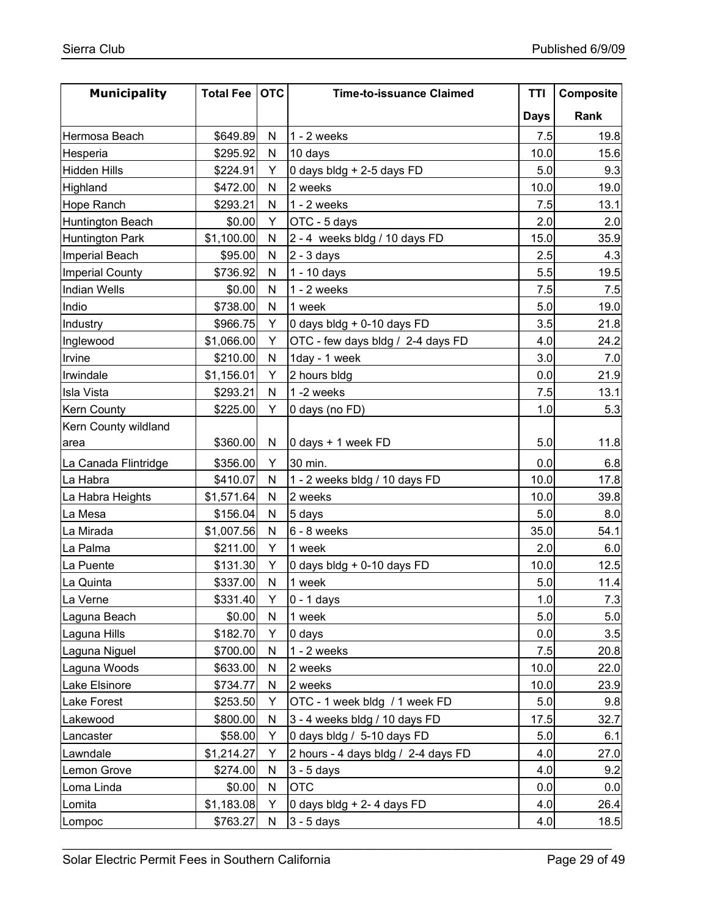| Municipality | Total Fee | OTC | Time-to-issuance Claimed | TTI Days | Composite Rank |
|---|---|---|---|---|---|
| Hermosa Beach | $649.89 | N | 1 - 2 weeks | 7.5 | 19.8 |
| Hesperia | $295.92 | N | 10 days | 10.0 | 15.6 |
| Hidden Hills | $224.91 | Y | 0 days bldg + 2-5 days FD | 5.0 | 9.3 |
| Highland | $472.00 | N | 2 weeks | 10.0 | 19.0 |
| Hope Ranch | $293.21 | N | 1 - 2 weeks | 7.5 | 13.1 |
| Huntington Beach | $0.00 | Y | OTC - 5 days | 2.0 | 2.0 |
| Huntington Park | $1,100.00 | N | 2 - 4 weeks bldg / 10 days FD | 15.0 | 35.9 |
| Imperial Beach | $95.00 | N | 2 - 3 days | 2.5 | 4.3 |
| Imperial County | $736.92 | N | 1 - 10 days | 5.5 | 19.5 |
| Indian Wells | $0.00 | N | 1 - 2 weeks | 7.5 | 7.5 |
| Indio | $738.00 | N | 1 week | 5.0 | 19.0 |
| Industry | $966.75 | Y | 0 days bldg + 0-10 days FD | 3.5 | 21.8 |
| Inglewood | $1,066.00 | Y | OTC - few days bldg / 2-4 days FD | 4.0 | 24.2 |
| Irvine | $210.00 | N | 1day - 1 week | 3.0 | 7.0 |
| Irwindale | $1,156.01 | Y | 2 hours bldg | 0.0 | 21.9 |
| Isla Vista | $293.21 | N | 1 -2 weeks | 7.5 | 13.1 |
| Kern County | $225.00 | Y | 0 days (no FD) | 1.0 | 5.3 |
| Kern County wildland area | $360.00 | N | 0 days + 1 week FD | 5.0 | 11.8 |
| La Canada Flintridge | $356.00 | Y | 30 min. | 0.0 | 6.8 |
| La Habra | $410.07 | N | 1 - 2 weeks bldg / 10 days FD | 10.0 | 17.8 |
| La Habra Heights | $1,571.64 | N | 2 weeks | 10.0 | 39.8 |
| La Mesa | $156.04 | N | 5 days | 5.0 | 8.0 |
| La Mirada | $1,007.56 | N | 6 - 8 weeks | 35.0 | 54.1 |
| La Palma | $211.00 | Y | 1 week | 2.0 | 6.0 |
| La Puente | $131.30 | Y | 0 days bldg + 0-10 days FD | 10.0 | 12.5 |
| La Quinta | $337.00 | N | 1 week | 5.0 | 11.4 |
| La Verne | $331.40 | Y | 0 - 1 days | 1.0 | 7.3 |
| Laguna Beach | $0.00 | N | 1 week | 5.0 | 5.0 |
| Laguna Hills | $182.70 | Y | 0 days | 0.0 | 3.5 |
| Laguna Niguel | $700.00 | N | 1 - 2 weeks | 7.5 | 20.8 |
| Laguna Woods | $633.00 | N | 2 weeks | 10.0 | 22.0 |
| Lake Elsinore | $734.77 | N | 2 weeks | 10.0 | 23.9 |
| Lake Forest | $253.50 | Y | OTC - 1 week bldg / 1 week FD | 5.0 | 9.8 |
| Lakewood | $800.00 | N | 3 - 4 weeks bldg / 10 days FD | 17.5 | 32.7 |
| Lancaster | $58.00 | Y | 0 days bldg / 5-10 days FD | 5.0 | 6.1 |
| Lawndale | $1,214.27 | Y | 2 hours - 4 days bldg / 2-4 days FD | 4.0 | 27.0 |
| Lemon Grove | $274.00 | N | 3 - 5 days | 4.0 | 9.2 |
| Loma Linda | $0.00 | N | OTC | 0.0 | 0.0 |
| Lomita | $1,183.08 | Y | 0 days bldg + 2- 4 days FD | 4.0 | 26.4 |
| Lompoc | $763.27 | N | 3 - 5 days | 4.0 | 18.5 |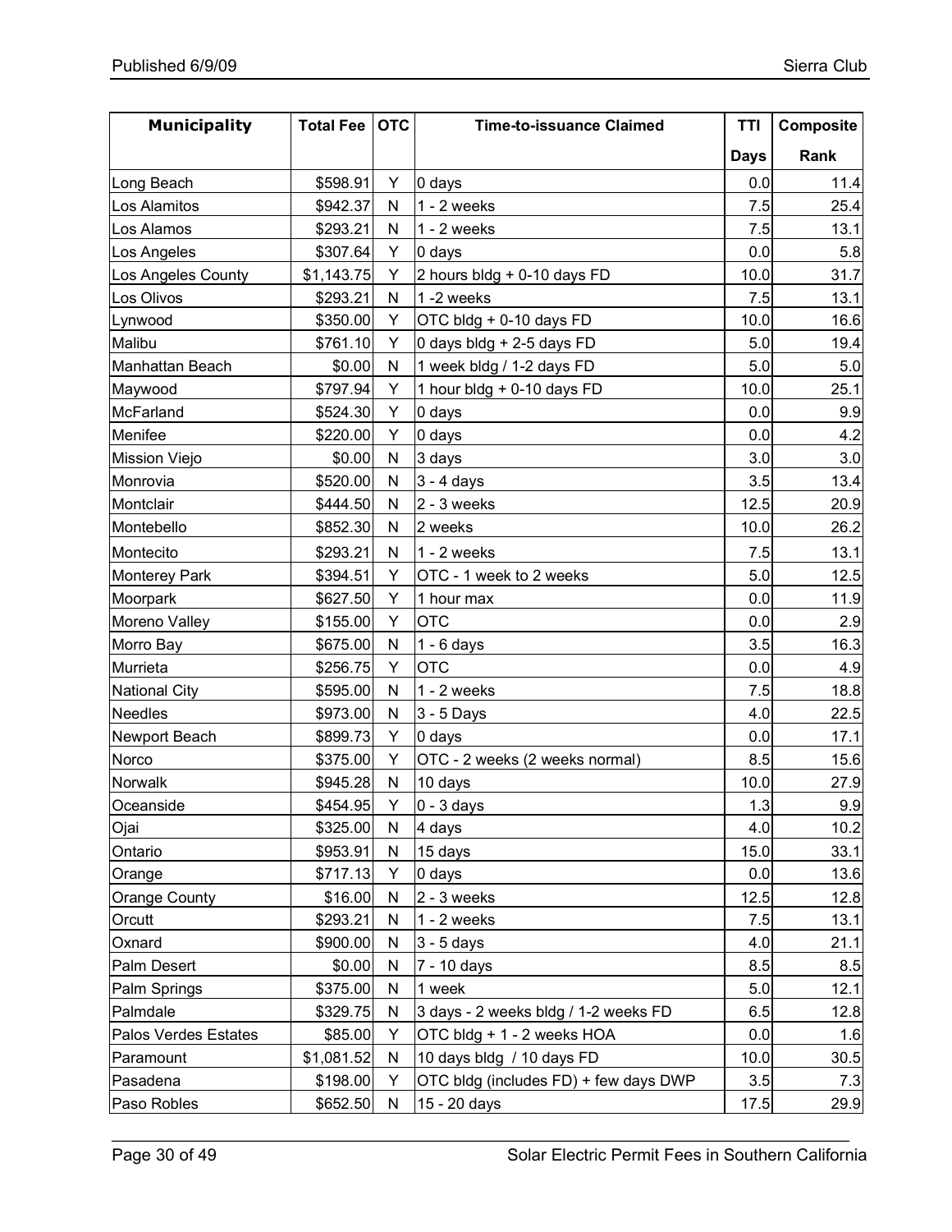| Municipality | Total Fee | OTC | Time-to-issuance Claimed | TTI Days | Composite Rank |
|---|---|---|---|---|---|
| Long Beach | $598.91 | Y | 0 days | 0.0 | 11.4 |
| Los Alamitos | $942.37 | N | 1 - 2 weeks | 7.5 | 25.4 |
| Los Alamos | $293.21 | N | 1 - 2 weeks | 7.5 | 13.1 |
| Los Angeles | $307.64 | Y | 0 days | 0.0 | 5.8 |
| Los Angeles County | $1,143.75 | Y | 2 hours bldg + 0-10 days FD | 10.0 | 31.7 |
| Los Olivos | $293.21 | N | 1 -2 weeks | 7.5 | 13.1 |
| Lynwood | $350.00 | Y | OTC bldg + 0-10 days FD | 10.0 | 16.6 |
| Malibu | $761.10 | Y | 0 days bldg + 2-5 days FD | 5.0 | 19.4 |
| Manhattan Beach | $0.00 | N | 1 week bldg / 1-2 days FD | 5.0 | 5.0 |
| Maywood | $797.94 | Y | 1 hour bldg + 0-10 days FD | 10.0 | 25.1 |
| McFarland | $524.30 | Y | 0 days | 0.0 | 9.9 |
| Menifee | $220.00 | Y | 0 days | 0.0 | 4.2 |
| Mission Viejo | $0.00 | N | 3 days | 3.0 | 3.0 |
| Monrovia | $520.00 | N | 3 - 4 days | 3.5 | 13.4 |
| Montclair | $444.50 | N | 2 - 3 weeks | 12.5 | 20.9 |
| Montebello | $852.30 | N | 2 weeks | 10.0 | 26.2 |
| Montecito | $293.21 | N | 1 - 2 weeks | 7.5 | 13.1 |
| Monterey Park | $394.51 | Y | OTC - 1 week to 2 weeks | 5.0 | 12.5 |
| Moorpark | $627.50 | Y | 1 hour max | 0.0 | 11.9 |
| Moreno Valley | $155.00 | Y | OTC | 0.0 | 2.9 |
| Morro Bay | $675.00 | N | 1 - 6 days | 3.5 | 16.3 |
| Murrieta | $256.75 | Y | OTC | 0.0 | 4.9 |
| National City | $595.00 | N | 1 - 2 weeks | 7.5 | 18.8 |
| Needles | $973.00 | N | 3 - 5 Days | 4.0 | 22.5 |
| Newport Beach | $899.73 | Y | 0 days | 0.0 | 17.1 |
| Norco | $375.00 | Y | OTC - 2 weeks (2 weeks normal) | 8.5 | 15.6 |
| Norwalk | $945.28 | N | 10 days | 10.0 | 27.9 |
| Oceanside | $454.95 | Y | 0 - 3 days | 1.3 | 9.9 |
| Ojai | $325.00 | N | 4 days | 4.0 | 10.2 |
| Ontario | $953.91 | N | 15 days | 15.0 | 33.1 |
| Orange | $717.13 | Y | 0 days | 0.0 | 13.6 |
| Orange County | $16.00 | N | 2 - 3 weeks | 12.5 | 12.8 |
| Orcutt | $293.21 | N | 1 - 2 weeks | 7.5 | 13.1 |
| Oxnard | $900.00 | N | 3 - 5 days | 4.0 | 21.1 |
| Palm Desert | $0.00 | N | 7 - 10 days | 8.5 | 8.5 |
| Palm Springs | $375.00 | N | 1 week | 5.0 | 12.1 |
| Palmdale | $329.75 | N | 3 days - 2 weeks bldg / 1-2 weeks FD | 6.5 | 12.8 |
| Palos Verdes Estates | $85.00 | Y | OTC bldg + 1 - 2 weeks HOA | 0.0 | 1.6 |
| Paramount | $1,081.52 | N | 10 days bldg / 10 days FD | 10.0 | 30.5 |
| Pasadena | $198.00 | Y | OTC bldg (includes FD) + few days DWP | 3.5 | 7.3 |
| Paso Robles | $652.50 | N | 15 - 20 days | 17.5 | 29.9 |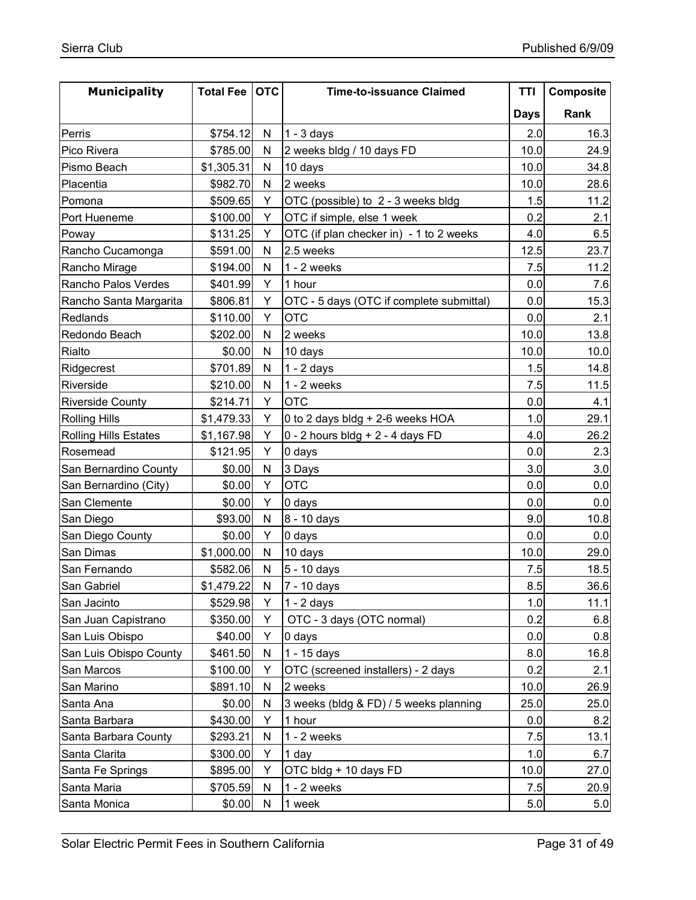| Municipality | Total Fee | OTC | Time-to-issuance Claimed | TTI Days | Composite Rank |
|---|---|---|---|---|---|
| Perris | $754.12 | N | 1 - 3 days | 2.0 | 16.3 |
| Pico Rivera | $785.00 | N | 2 weeks bldg / 10 days FD | 10.0 | 24.9 |
| Pismo Beach | $1,305.31 | N | 10 days | 10.0 | 34.8 |
| Placentia | $982.70 | N | 2 weeks | 10.0 | 28.6 |
| Pomona | $509.65 | Y | OTC (possible) to 2 - 3 weeks bldg | 1.5 | 11.2 |
| Port Hueneme | $100.00 | Y | OTC if simple, else 1 week | 0.2 | 2.1 |
| Poway | $131.25 | Y | OTC (if plan checker in) - 1 to 2 weeks | 4.0 | 6.5 |
| Rancho Cucamonga | $591.00 | N | 2.5 weeks | 12.5 | 23.7 |
| Rancho Mirage | $194.00 | N | 1 - 2 weeks | 7.5 | 11.2 |
| Rancho Palos Verdes | $401.99 | Y | 1 hour | 0.0 | 7.6 |
| Rancho Santa Margarita | $806.81 | Y | OTC - 5 days (OTC if complete submittal) | 0.0 | 15.3 |
| Redlands | $110.00 | Y | OTC | 0.0 | 2.1 |
| Redondo Beach | $202.00 | N | 2 weeks | 10.0 | 13.8 |
| Rialto | $0.00 | N | 10 days | 10.0 | 10.0 |
| Ridgecrest | $701.89 | N | 1 - 2 days | 1.5 | 14.8 |
| Riverside | $210.00 | N | 1 - 2 weeks | 7.5 | 11.5 |
| Riverside County | $214.71 | Y | OTC | 0.0 | 4.1 |
| Rolling Hills | $1,479.33 | Y | 0 to 2 days bldg + 2-6 weeks HOA | 1.0 | 29.1 |
| Rolling Hills Estates | $1,167.98 | Y | 0 - 2 hours bldg + 2 - 4 days FD | 4.0 | 26.2 |
| Rosemead | $121.95 | Y | 0 days | 0.0 | 2.3 |
| San Bernardino County | $0.00 | N | 3 Days | 3.0 | 3.0 |
| San Bernardino (City) | $0.00 | Y | OTC | 0.0 | 0.0 |
| San Clemente | $0.00 | Y | 0 days | 0.0 | 0.0 |
| San Diego | $93.00 | N | 8 - 10 days | 9.0 | 10.8 |
| San Diego County | $0.00 | Y | 0 days | 0.0 | 0.0 |
| San Dimas | $1,000.00 | N | 10 days | 10.0 | 29.0 |
| San Fernando | $582.06 | N | 5 - 10 days | 7.5 | 18.5 |
| San Gabriel | $1,479.22 | N | 7 - 10 days | 8.5 | 36.6 |
| San Jacinto | $529.98 | Y | 1 - 2 days | 1.0 | 11.1 |
| San Juan Capistrano | $350.00 | Y | OTC - 3 days (OTC normal) | 0.2 | 6.8 |
| San Luis Obispo | $40.00 | Y | 0 days | 0.0 | 0.8 |
| San Luis Obispo County | $461.50 | N | 1 - 15 days | 8.0 | 16.8 |
| San Marcos | $100.00 | Y | OTC (screened installers) - 2 days | 0.2 | 2.1 |
| San Marino | $891.10 | N | 2 weeks | 10.0 | 26.9 |
| Santa Ana | $0.00 | N | 3 weeks (bldg & FD) / 5 weeks planning | 25.0 | 25.0 |
| Santa Barbara | $430.00 | Y | 1 hour | 0.0 | 8.2 |
| Santa Barbara County | $293.21 | N | 1 - 2 weeks | 7.5 | 13.1 |
| Santa Clarita | $300.00 | Y | 1 day | 1.0 | 6.7 |
| Santa Fe Springs | $895.00 | Y | OTC bldg + 10 days FD | 10.0 | 27.0 |
| Santa Maria | $705.59 | N | 1 - 2 weeks | 7.5 | 20.9 |
| Santa Monica | $0.00 | N | 1 week | 5.0 | 5.0 |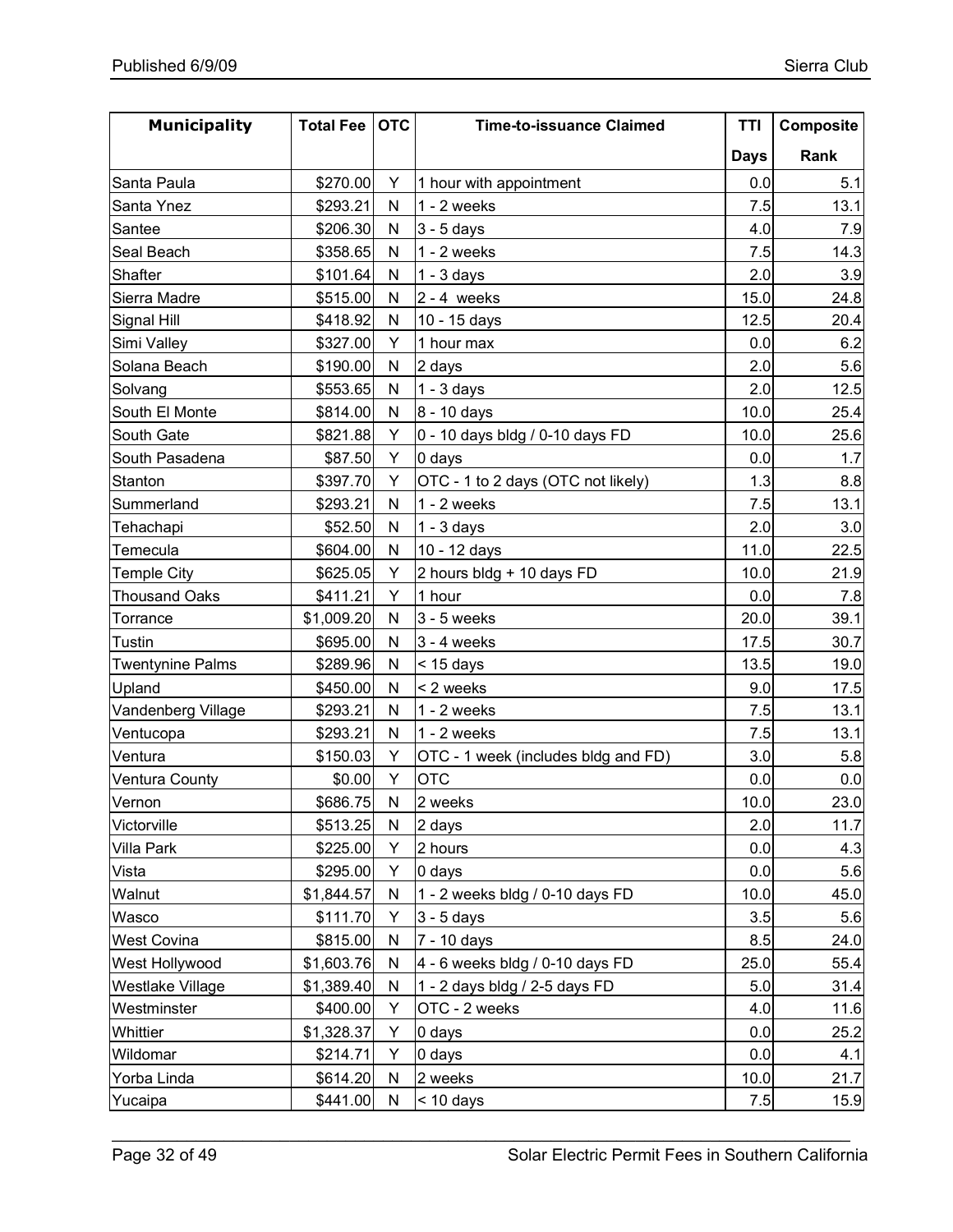| Municipality | Total Fee | OTC | Time-to-issuance Claimed | TTI Days | Composite Rank |
|---|---|---|---|---|---|
| Santa Paula | $270.00 | Y | 1 hour with appointment | 0.0 | 5.1 |
| Santa Ynez | $293.21 | N | 1 - 2 weeks | 7.5 | 13.1 |
| Santee | $206.30 | N | 3 - 5 days | 4.0 | 7.9 |
| Seal Beach | $358.65 | N | 1 - 2 weeks | 7.5 | 14.3 |
| Shafter | $101.64 | N | 1 - 3 days | 2.0 | 3.9 |
| Sierra Madre | $515.00 | N | 2 - 4 weeks | 15.0 | 24.8 |
| Signal Hill | $418.92 | N | 10 - 15 days | 12.5 | 20.4 |
| Simi Valley | $327.00 | Y | 1 hour max | 0.0 | 6.2 |
| Solana Beach | $190.00 | N | 2 days | 2.0 | 5.6 |
| Solvang | $553.65 | N | 1 - 3 days | 2.0 | 12.5 |
| South El Monte | $814.00 | N | 8 - 10 days | 10.0 | 25.4 |
| South Gate | $821.88 | Y | 0 - 10 days bldg / 0-10 days FD | 10.0 | 25.6 |
| South Pasadena | $87.50 | Y | 0 days | 0.0 | 1.7 |
| Stanton | $397.70 | Y | OTC - 1 to 2 days (OTC not likely) | 1.3 | 8.8 |
| Summerland | $293.21 | N | 1 - 2 weeks | 7.5 | 13.1 |
| Tehachapi | $52.50 | N | 1 - 3 days | 2.0 | 3.0 |
| Temecula | $604.00 | N | 10 - 12 days | 11.0 | 22.5 |
| Temple City | $625.05 | Y | 2 hours bldg + 10 days FD | 10.0 | 21.9 |
| Thousand Oaks | $411.21 | Y | 1 hour | 0.0 | 7.8 |
| Torrance | $1,009.20 | N | 3 - 5 weeks | 20.0 | 39.1 |
| Tustin | $695.00 | N | 3 - 4 weeks | 17.5 | 30.7 |
| Twentynine Palms | $289.96 | N | < 15 days | 13.5 | 19.0 |
| Upland | $450.00 | N | < 2 weeks | 9.0 | 17.5 |
| Vandenberg Village | $293.21 | N | 1 - 2 weeks | 7.5 | 13.1 |
| Ventucopa | $293.21 | N | 1 - 2 weeks | 7.5 | 13.1 |
| Ventura | $150.03 | Y | OTC - 1 week (includes bldg and FD) | 3.0 | 5.8 |
| Ventura County | $0.00 | Y | OTC | 0.0 | 0.0 |
| Vernon | $686.75 | N | 2 weeks | 10.0 | 23.0 |
| Victorville | $513.25 | N | 2 days | 2.0 | 11.7 |
| Villa Park | $225.00 | Y | 2 hours | 0.0 | 4.3 |
| Vista | $295.00 | Y | 0 days | 0.0 | 5.6 |
| Walnut | $1,844.57 | N | 1 - 2 weeks bldg / 0-10 days FD | 10.0 | 45.0 |
| Wasco | $111.70 | Y | 3 - 5 days | 3.5 | 5.6 |
| West Covina | $815.00 | N | 7 - 10 days | 8.5 | 24.0 |
| West Hollywood | $1,603.76 | N | 4 - 6 weeks bldg / 0-10 days FD | 25.0 | 55.4 |
| Westlake Village | $1,389.40 | N | 1 - 2 days bldg / 2-5 days FD | 5.0 | 31.4 |
| Westminster | $400.00 | Y | OTC - 2 weeks | 4.0 | 11.6 |
| Whittier | $1,328.37 | Y | 0 days | 0.0 | 25.2 |
| Wildomar | $214.71 | Y | 0 days | 0.0 | 4.1 |
| Yorba Linda | $614.20 | N | 2 weeks | 10.0 | 21.7 |
| Yucaipa | $441.00 | N | < 10 days | 7.5 | 15.9 |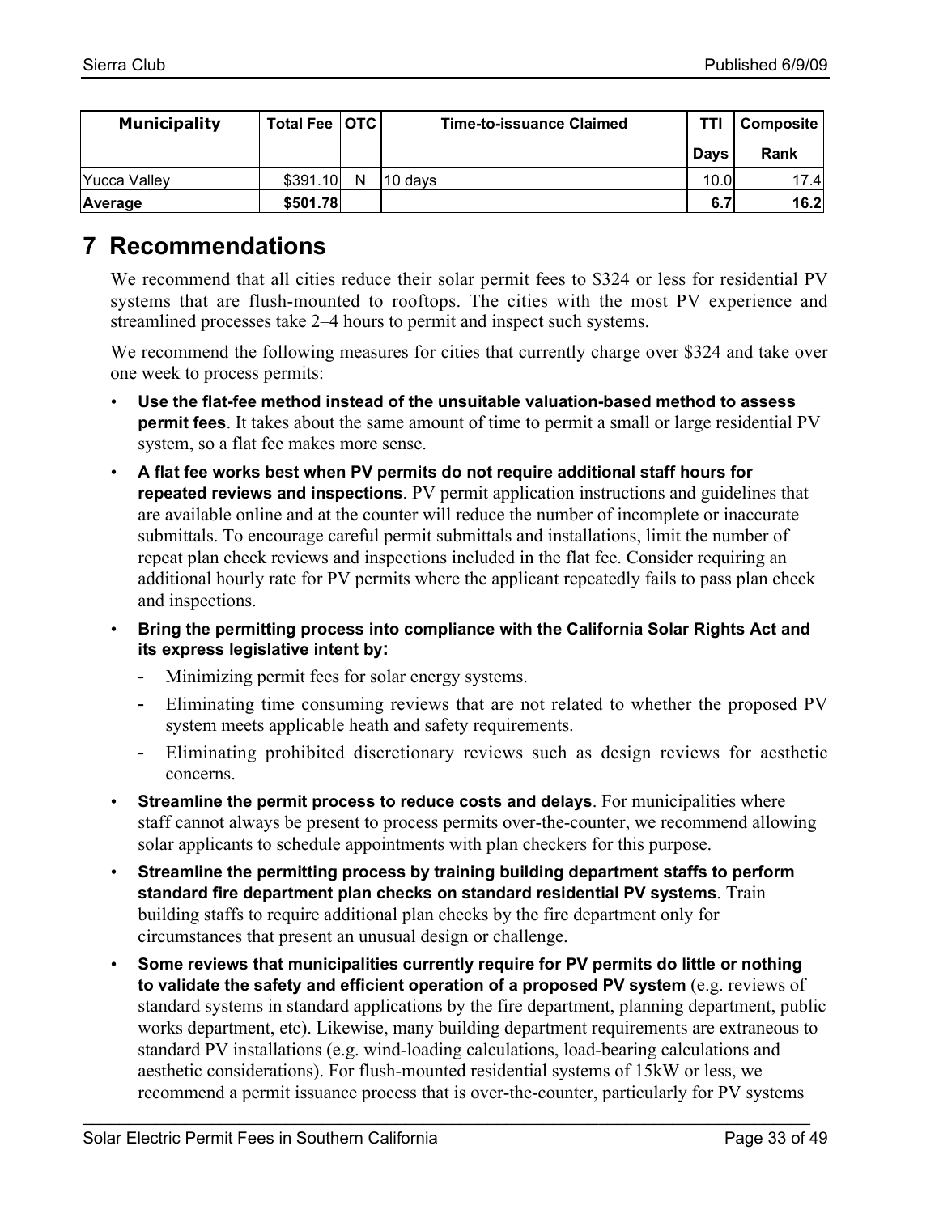| Municipality | Total Fee | OTC | Time-to-issuance Claimed | TTI Days | Composite Rank |
|---|---|---|---|---|---|
| Yucca Valley | $391.10 | N | 10 days | 10.0 | 17.4 |
| **Average** | **$501.78** | | | **6.7** | **16.2** |

# 7 Recommendations

We recommend that all cities reduce their solar permit fees to $324 or less for residential PV systems that are flush-mounted to rooftops. The cities with the most PV experience and streamlined processes take 2–4 hours to permit and inspect such systems.

We recommend the following measures for cities that currently charge over $324 and take over one week to process permits:

- **Use the flat-fee method instead of the unsuitable valuation-based method to assess permit fees**. It takes about the same amount of time to permit a small or large residential PV system, so a flat fee makes more sense.
- **A flat fee works best when PV permits do not require additional staff hours for repeated reviews and inspections**. PV permit application instructions and guidelines that are available online and at the counter will reduce the number of incomplete or inaccurate submittals. To encourage careful permit submittals and installations, limit the number of repeat plan check reviews and inspections included in the flat fee. Consider requiring an additional hourly rate for PV permits where the applicant repeatedly fails to pass plan check and inspections.
- **Bring the permitting process into compliance with the California Solar Rights Act and its express legislative intent by:**
  - Minimizing permit fees for solar energy systems.
  - Eliminating time consuming reviews that are not related to whether the proposed PV system meets applicable heath and safety requirements.
  - Eliminating prohibited discretionary reviews such as design reviews for aesthetic concerns.
- **Streamline the permit process to reduce costs and delays**. For municipalities where staff cannot always be present to process permits over-the-counter, we recommend allowing solar applicants to schedule appointments with plan checkers for this purpose.
- **Streamline the permitting process by training building department staffs to perform standard fire department plan checks on standard residential PV systems**. Train building staffs to require additional plan checks by the fire department only for circumstances that present an unusual design or challenge.
- **Some reviews that municipalities currently require for PV permits do little or nothing to validate the safety and efficient operation of a proposed PV system** (e.g. reviews of standard systems in standard applications by the fire department, planning department, public works department, etc). Likewise, many building department requirements are extraneous to standard PV installations (e.g. wind-loading calculations, load-bearing calculations and aesthetic considerations). For flush-mounted residential systems of 15kW or less, we recommend a permit issuance process that is over-the-counter, particularly for PV systems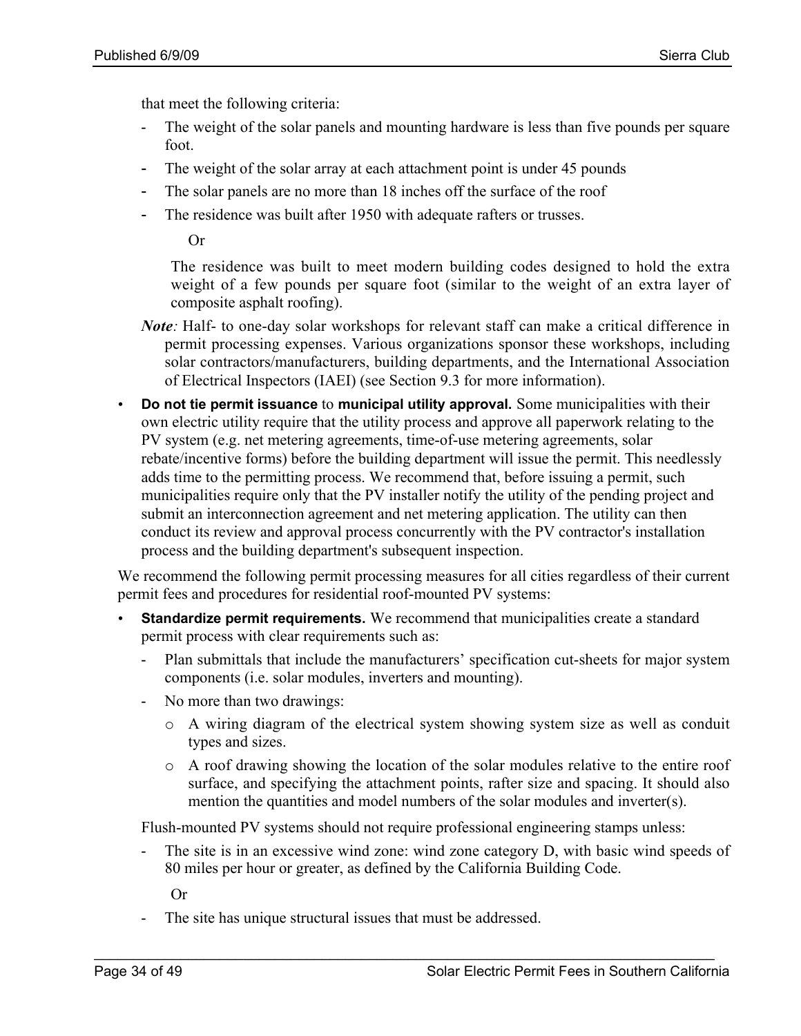that meet the following criteria:

- The weight of the solar panels and mounting hardware is less than five pounds per square foot.
- The weight of the solar array at each attachment point is under 45 pounds
- The solar panels are no more than 18 inches off the surface of the roof
- The residence was built after 1950 with adequate rafters or trusses.

  Or

  The residence was built to meet modern building codes designed to hold the extra weight of a few pounds per square foot (similar to the weight of an extra layer of composite asphalt roofing).

*Note:* Half- to one-day solar workshops for relevant staff can make a critical difference in permit processing expenses. Various organizations sponsor these workshops, including solar contractors/manufacturers, building departments, and the International Association of Electrical Inspectors (IAEI) (see Section 9.3 for more information).

- **Do not tie permit issuance** to **municipal utility approval.** Some municipalities with their own electric utility require that the utility process and approve all paperwork relating to the PV system (e.g. net metering agreements, time-of-use metering agreements, solar rebate/incentive forms) before the building department will issue the permit. This needlessly adds time to the permitting process. We recommend that, before issuing a permit, such municipalities require only that the PV installer notify the utility of the pending project and submit an interconnection agreement and net metering application. The utility can then conduct its review and approval process concurrently with the PV contractor's installation process and the building department's subsequent inspection.

We recommend the following permit processing measures for all cities regardless of their current permit fees and procedures for residential roof-mounted PV systems:

- **Standardize permit requirements.** We recommend that municipalities create a standard permit process with clear requirements such as:
  - Plan submittals that include the manufacturers' specification cut-sheets for major system components (i.e. solar modules, inverters and mounting).
  - No more than two drawings:
    - A wiring diagram of the electrical system showing system size as well as conduit types and sizes.
    - A roof drawing showing the location of the solar modules relative to the entire roof surface, and specifying the attachment points, rafter size and spacing. It should also mention the quantities and model numbers of the solar modules and inverter(s).

  Flush-mounted PV systems should not require professional engineering stamps unless:

  - The site is in an excessive wind zone: wind zone category D, with basic wind speeds of 80 miles per hour or greater, as defined by the California Building Code.

    Or

  - The site has unique structural issues that must be addressed.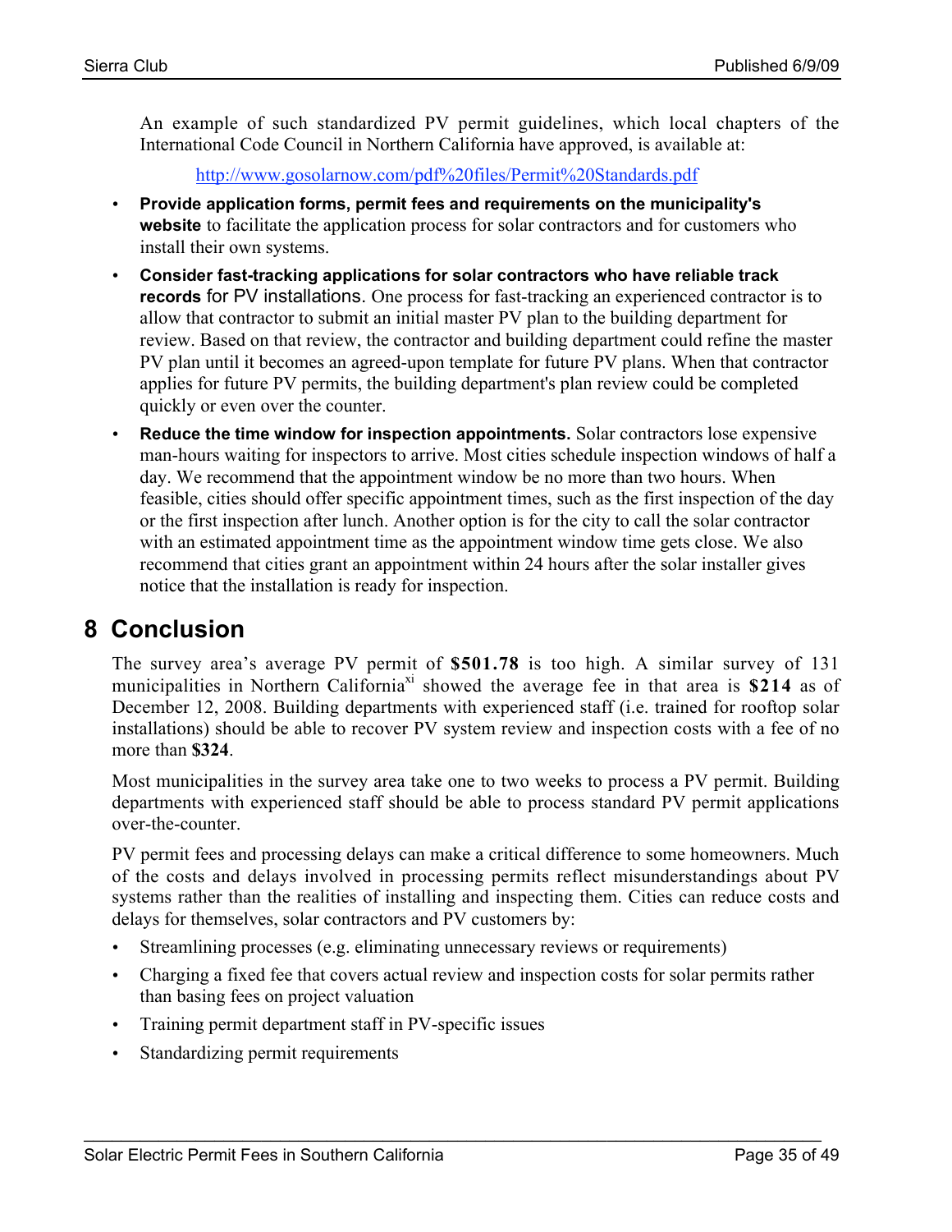An example of such standardized PV permit guidelines, which local chapters of the International Code Council in Northern California have approved, is available at:

http://www.gosolarnow.com/pdf%20files/Permit%20Standards.pdf

- **Provide application forms, permit fees and requirements on the municipality's website** to facilitate the application process for solar contractors and for customers who install their own systems.
- **Consider fast-tracking applications for solar contractors who have reliable track records** for PV installations. One process for fast-tracking an experienced contractor is to allow that contractor to submit an initial master PV plan to the building department for review. Based on that review, the contractor and building department could refine the master PV plan until it becomes an agreed-upon template for future PV plans. When that contractor applies for future PV permits, the building department's plan review could be completed quickly or even over the counter.
- **Reduce the time window for inspection appointments.** Solar contractors lose expensive man-hours waiting for inspectors to arrive. Most cities schedule inspection windows of half a day. We recommend that the appointment window be no more than two hours. When feasible, cities should offer specific appointment times, such as the first inspection of the day or the first inspection after lunch. Another option is for the city to call the solar contractor with an estimated appointment time as the appointment window time gets close. We also recommend that cities grant an appointment within 24 hours after the solar installer gives notice that the installation is ready for inspection.

# 8 Conclusion

The survey area's average PV permit of **$501.78** is too high. A similar survey of 131 municipalities in Northern California[xi] showed the average fee in that area is **$214** as of December 12, 2008. Building departments with experienced staff (i.e. trained for rooftop solar installations) should be able to recover PV system review and inspection costs with a fee of no more than **$324**.

Most municipalities in the survey area take one to two weeks to process a PV permit. Building departments with experienced staff should be able to process standard PV permit applications over-the-counter.

PV permit fees and processing delays can make a critical difference to some homeowners. Much of the costs and delays involved in processing permits reflect misunderstandings about PV systems rather than the realities of installing and inspecting them. Cities can reduce costs and delays for themselves, solar contractors and PV customers by:

- Streamlining processes (e.g. eliminating unnecessary reviews or requirements)
- Charging a fixed fee that covers actual review and inspection costs for solar permits rather than basing fees on project valuation
- Training permit department staff in PV-specific issues
- Standardizing permit requirements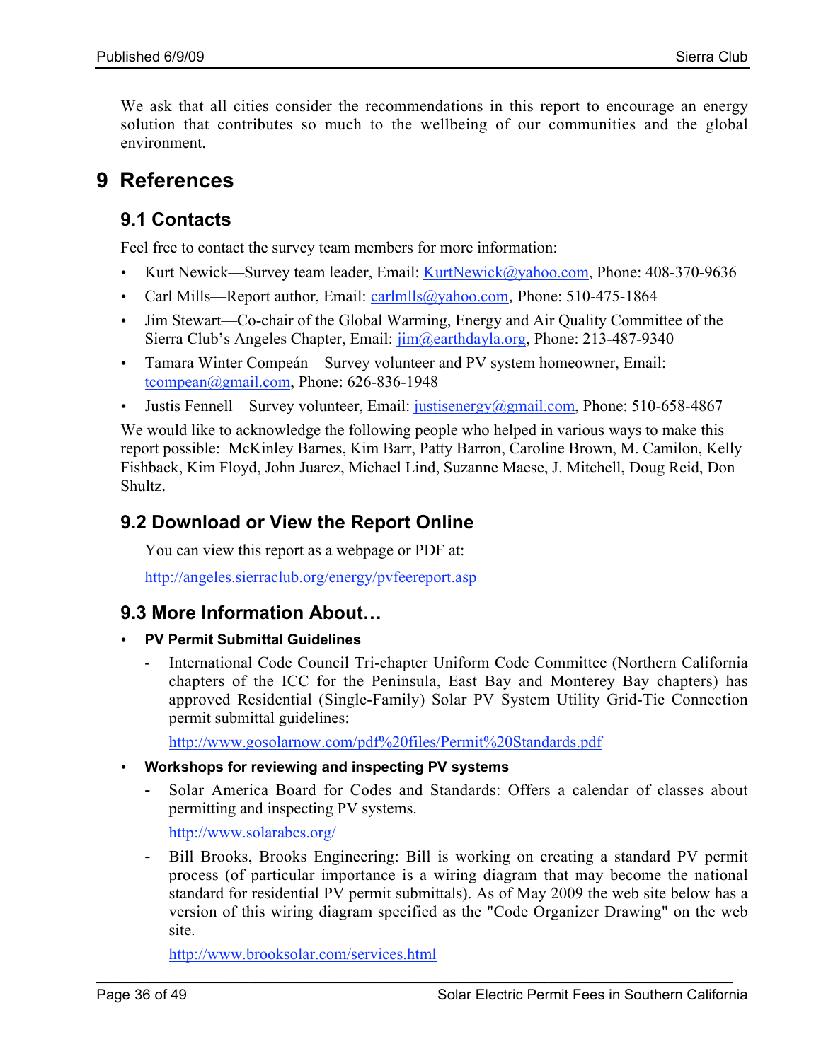We ask that all cities consider the recommendations in this report to encourage an energy solution that contributes so much to the wellbeing of our communities and the global environment.

# 9 References

## 9.1 Contacts

Feel free to contact the survey team members for more information:

- Kurt Newick—Survey team leader, Email: KurtNewick@yahoo.com, Phone: 408-370-9636
- Carl Mills—Report author, Email: carlmlls@yahoo.com, Phone: 510-475-1864
- Jim Stewart—Co-chair of the Global Warming, Energy and Air Quality Committee of the Sierra Club's Angeles Chapter, Email: jim@earthdayla.org, Phone: 213-487-9340
- Tamara Winter Compeán—Survey volunteer and PV system homeowner, Email: tcompean@gmail.com, Phone: 626-836-1948
- Justis Fennell—Survey volunteer, Email: justisenergy@gmail.com, Phone: 510-658-4867

We would like to acknowledge the following people who helped in various ways to make this report possible: McKinley Barnes, Kim Barr, Patty Barron, Caroline Brown, M. Camilon, Kelly Fishback, Kim Floyd, John Juarez, Michael Lind, Suzanne Maese, J. Mitchell, Doug Reid, Don Shultz.

## 9.2 Download or View the Report Online

You can view this report as a webpage or PDF at:

http://angeles.sierraclub.org/energy/pvfeereport.asp

## 9.3 More Information About…

- **PV Permit Submittal Guidelines**
  - International Code Council Tri-chapter Uniform Code Committee (Northern California chapters of the ICC for the Peninsula, East Bay and Monterey Bay chapters) has approved Residential (Single-Family) Solar PV System Utility Grid-Tie Connection permit submittal guidelines:

    http://www.gosolarnow.com/pdf%20files/Permit%20Standards.pdf
- **Workshops for reviewing and inspecting PV systems**
  - Solar America Board for Codes and Standards: Offers a calendar of classes about permitting and inspecting PV systems.

    http://www.solarabcs.org/
  - Bill Brooks, Brooks Engineering: Bill is working on creating a standard PV permit process (of particular importance is a wiring diagram that may become the national standard for residential PV permit submittals). As of May 2009 the web site below has a version of this wiring diagram specified as the "Code Organizer Drawing" on the web site.

    http://www.brooksolar.com/services.html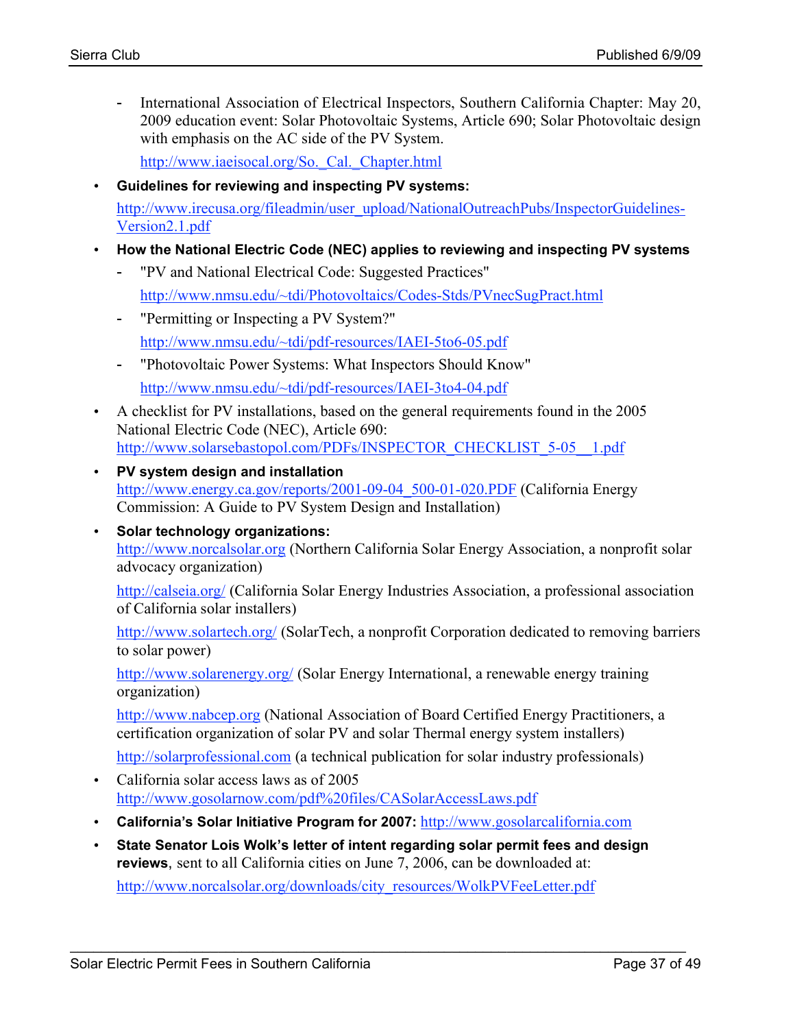- International Association of Electrical Inspectors, Southern California Chapter: May 20, 2009 education event: Solar Photovoltaic Systems, Article 690; Solar Photovoltaic design with emphasis on the AC side of the PV System.

  http://www.iaeisocal.org/So._Cal._Chapter.html

- **Guidelines for reviewing and inspecting PV systems:**

  http://www.irecusa.org/fileadmin/user_upload/NationalOutreachPubs/InspectorGuidelines-Version2.1.pdf

- **How the National Electric Code (NEC) applies to reviewing and inspecting PV systems**
  - "PV and National Electrical Code: Suggested Practices"

    http://www.nmsu.edu/~tdi/Photovoltaics/Codes-Stds/PVnecSugPract.html
  - "Permitting or Inspecting a PV System?"

    http://www.nmsu.edu/~tdi/pdf-resources/IAEI-5to6-05.pdf
  - "Photovoltaic Power Systems: What Inspectors Should Know"

    http://www.nmsu.edu/~tdi/pdf-resources/IAEI-3to4-04.pdf

- A checklist for PV installations, based on the general requirements found in the 2005 National Electric Code (NEC), Article 690: http://www.solarsebastopol.com/PDFs/INSPECTOR_CHECKLIST_5-05__1.pdf

- **PV system design and installation**
  http://www.energy.ca.gov/reports/2001-09-04_500-01-020.PDF (California Energy Commission: A Guide to PV System Design and Installation)

- **Solar technology organizations:**
  http://www.norcalsolar.org (Northern California Solar Energy Association, a nonprofit solar advocacy organization)

  http://calseia.org/ (California Solar Energy Industries Association, a professional association of California solar installers)

  http://www.solartech.org/ (SolarTech, a nonprofit Corporation dedicated to removing barriers to solar power)

  http://www.solarenergy.org/ (Solar Energy International, a renewable energy training organization)

  http://www.nabcep.org (National Association of Board Certified Energy Practitioners, a certification organization of solar PV and solar Thermal energy system installers)

  http://solarprofessional.com (a technical publication for solar industry professionals)

- California solar access laws as of 2005
  http://www.gosolarnow.com/pdf%20files/CASolarAccessLaws.pdf

- **California's Solar Initiative Program for 2007:** http://www.gosolarcalifornia.com

- **State Senator Lois Wolk's letter of intent regarding solar permit fees and design reviews**, sent to all California cities on June 7, 2006, can be downloaded at:

  http://www.norcalsolar.org/downloads/city_resources/WolkPVFeeLetter.pdf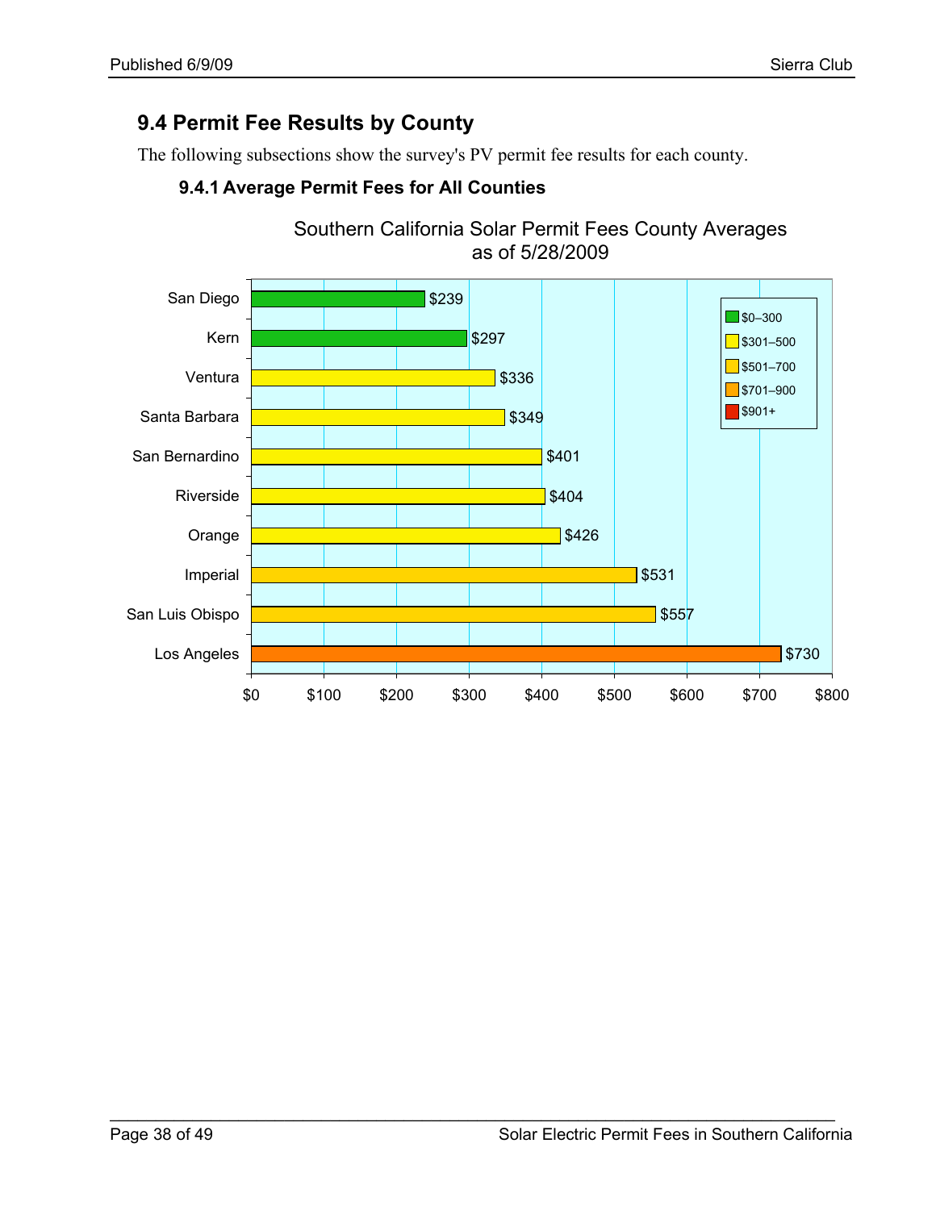## 9.4 Permit Fee Results by County

The following subsections show the survey's PV permit fee results for each county.

### 9.4.1 Average Permit Fees for All Counties

Southern California Solar Permit Fees County Averages as of 5/28/2009

| County | Average Permit Fee |
| --- | --- |
| San Diego | $239 |
| Kern | $297 |
| Ventura | $336 |
| Santa Barbara | $349 |
| San Bernardino | $401 |
| Riverside | $404 |
| Orange | $426 |
| Imperial | $531 |
| San Luis Obispo | $557 |
| Los Angeles | $730 |

Legend: $0–300; $301–500; $501–700; $701–900; $901+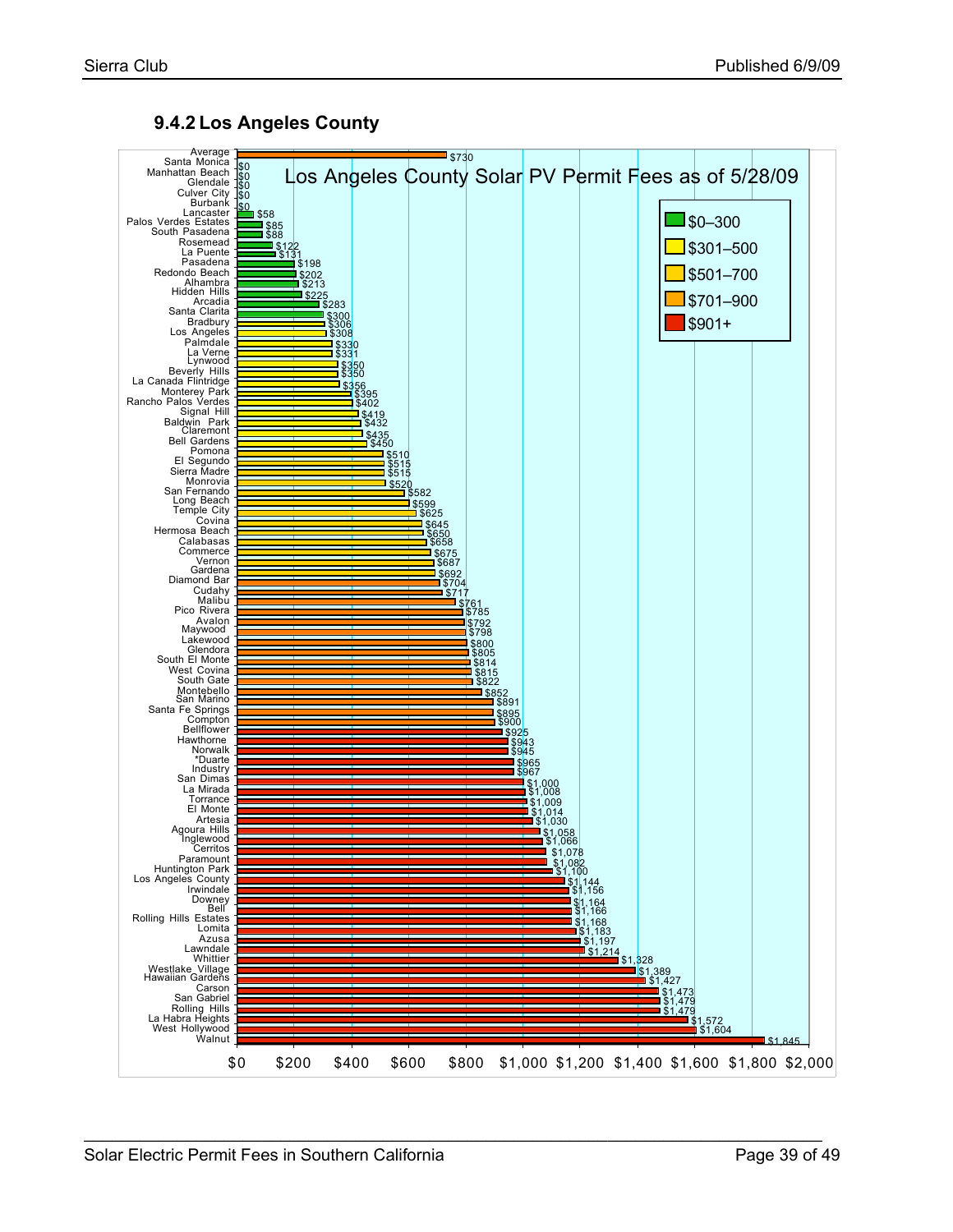### 9.4.2 Los Angeles County

Los Angeles County Solar PV Permit Fees as of 5/28/09

| City | Permit Fee |
|---|---|
| Average | $730 |
| Santa Monica | $0 |
| Manhattan Beach | $0 |
| Glendale | $0 |
| Culver City | $0 |
| Burbank | $0 |
| Lancaster | $58 |
| Palos Verdes Estates | $85 |
| South Pasadena | $88 |
| Rosemead | $122 |
| La Puente | $131 |
| Pasadena | $198 |
| Redondo Beach | $202 |
| Alhambra | $213 |
| Hidden Hills | $225 |
| Arcadia | $283 |
| Santa Clarita | $300 |
| Bradbury | $306 |
| Los Angeles | $308 |
| Palmdale | $330 |
| La Verne | $331 |
| Lynwood | $350 |
| Beverly Hills | $350 |
| La Canada Flintridge | $356 |
| Monterey Park | $395 |
| Rancho Palos Verdes | $402 |
| Signal Hill | $419 |
| Baldwin Park | $432 |
| Claremont | $435 |
| Bell Gardens | $450 |
| Pomona | $510 |
| El Segundo | $515 |
| Sierra Madre | $515 |
| Monrovia | $520 |
| San Fernando | $582 |
| Long Beach | $599 |
| Temple City | $625 |
| Covina | $645 |
| Hermosa Beach | $650 |
| Calabasas | $658 |
| Commerce | $675 |
| Vernon | $687 |
| Gardena | $692 |
| Diamond Bar | $704 |
| Cudahy | $717 |
| Malibu | $761 |
| Pico Rivera | $785 |
| Avalon | $792 |
| Maywood | $798 |
| Lakewood | $800 |
| Glendora | $805 |
| South El Monte | $814 |
| West Covina | $815 |
| South Gate | $822 |
| Montebello | $852 |
| San Marino | $891 |
| Santa Fe Springs | $895 |
| Compton | $900 |
| Bellflower | $925 |
| Hawthorne | $943 |
| Norwalk | $945 |
| *Duarte | $965 |
| Industry | $967 |
| San Dimas | $1,000 |
| La Mirada | $1,008 |
| Torrance | $1,009 |
| El Monte | $1,014 |
| Artesia | $1,030 |
| Agoura Hills | $1,058 |
| Inglewood | $1,066 |
| Cerritos | $1,078 |
| Paramount | $1,082 |
| Huntington Park | $1,100 |
| Los Angeles County | $1,144 |
| Irwindale | $1,156 |
| Downey | $1,164 |
| Bell | $1,166 |
| Rolling Hills Estates | $1,168 |
| Lomita | $1,183 |
| Azusa | $1,197 |
| Lawndale | $1,214 |
| Whittier | $1,328 |
| Westlake Village | $1,389 |
| Hawaiian Gardens | $1,427 |
| Carson | $1,473 |
| San Gabriel | $1,479 |
| Rolling Hills | $1,479 |
| La Habra Heights | $1,572 |
| West Hollywood | $1,604 |
| Walnut | $1,845 |

Legend: $0–300; $301–500; $501–700; $701–900; $901+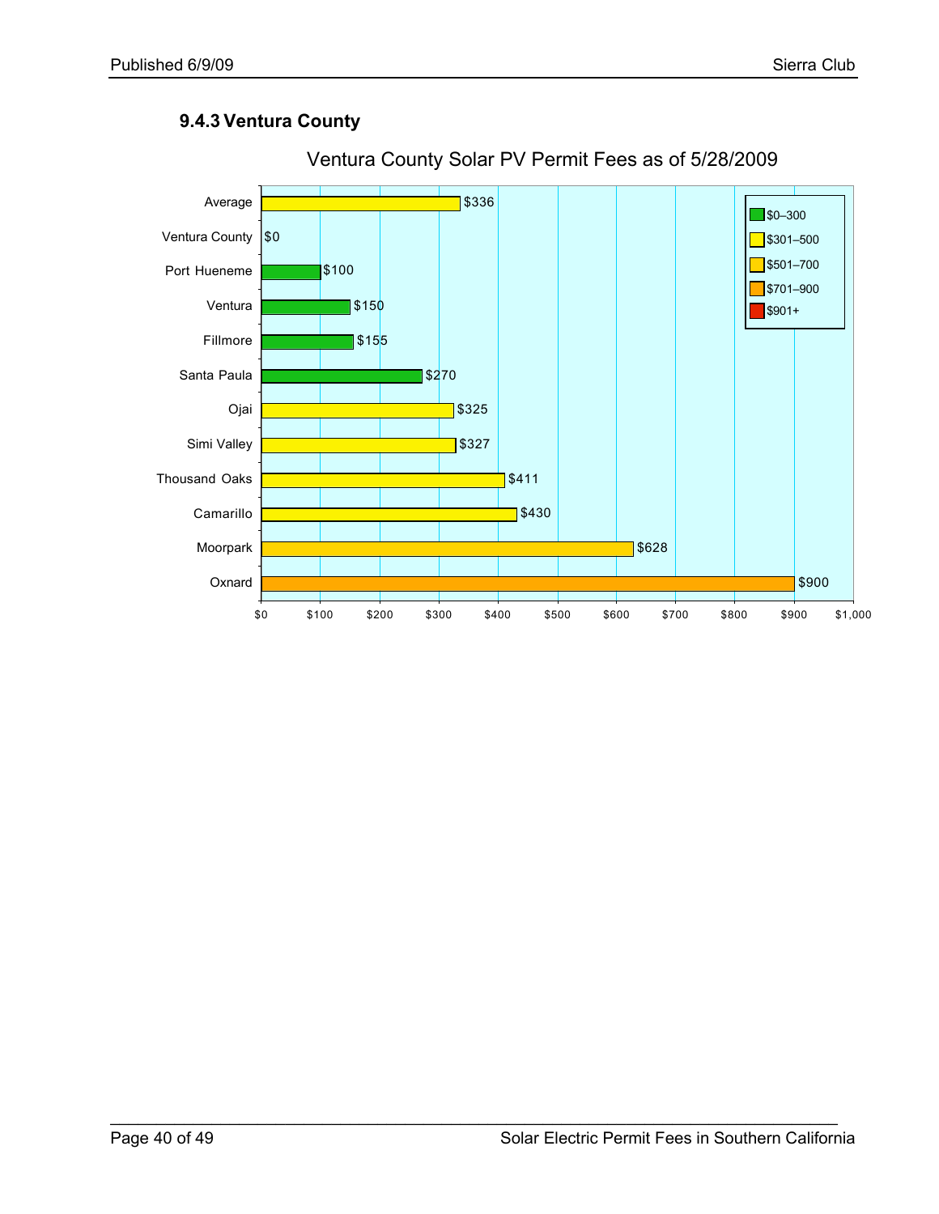### 9.4.3 Ventura County

Ventura County Solar PV Permit Fees as of 5/28/2009

| Jurisdiction | Permit Fee |
|---|---|
| Average | $336 |
| Ventura County | $0 |
| Port Hueneme | $100 |
| Ventura | $150 |
| Fillmore | $155 |
| Santa Paula | $270 |
| Ojai | $325 |
| Simi Valley | $327 |
| Thousand Oaks | $411 |
| Camarillo | $430 |
| Moorpark | $628 |
| Oxnard | $900 |

Legend: $0–300; $301–500; $501–700; $701–900; $901+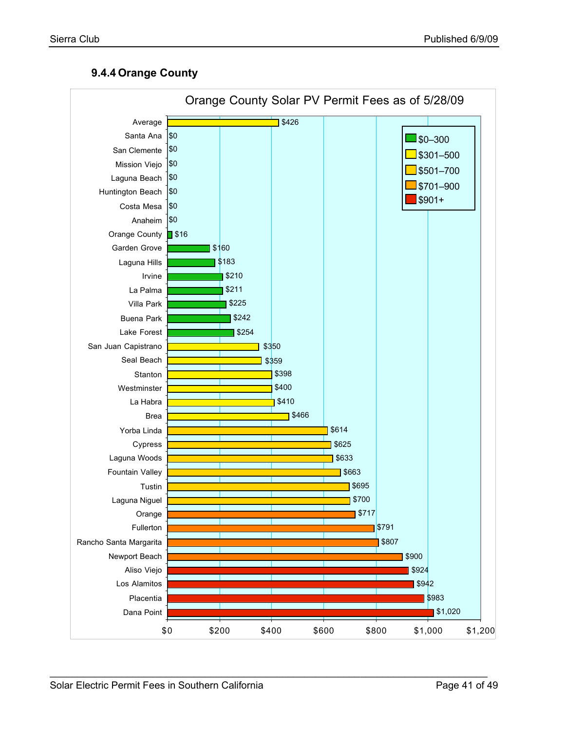### 9.4.4 Orange County

**Orange County Solar PV Permit Fees as of 5/28/09**

| Jurisdiction | Permit Fee |
|---|---|
| Average | $426 |
| Santa Ana | $0 |
| San Clemente | $0 |
| Mission Viejo | $0 |
| Laguna Beach | $0 |
| Huntington Beach | $0 |
| Costa Mesa | $0 |
| Anaheim | $0 |
| Orange County | $16 |
| Garden Grove | $160 |
| Laguna Hills | $183 |
| Irvine | $210 |
| La Palma | $211 |
| Villa Park | $225 |
| Buena Park | $242 |
| Lake Forest | $254 |
| San Juan Capistrano | $350 |
| Seal Beach | $359 |
| Stanton | $398 |
| Westminster | $400 |
| La Habra | $410 |
| Brea | $466 |
| Yorba Linda | $614 |
| Cypress | $625 |
| Laguna Woods | $633 |
| Fountain Valley | $663 |
| Tustin | $695 |
| Laguna Niguel | $700 |
| Orange | $717 |
| Fullerton | $791 |
| Rancho Santa Margarita | $807 |
| Newport Beach | $900 |
| Aliso Viejo | $924 |
| Los Alamitos | $942 |
| Placentia | $983 |
| Dana Point | $1,020 |

Legend: $0–300; $301–500; $501–700; $701–900; $901+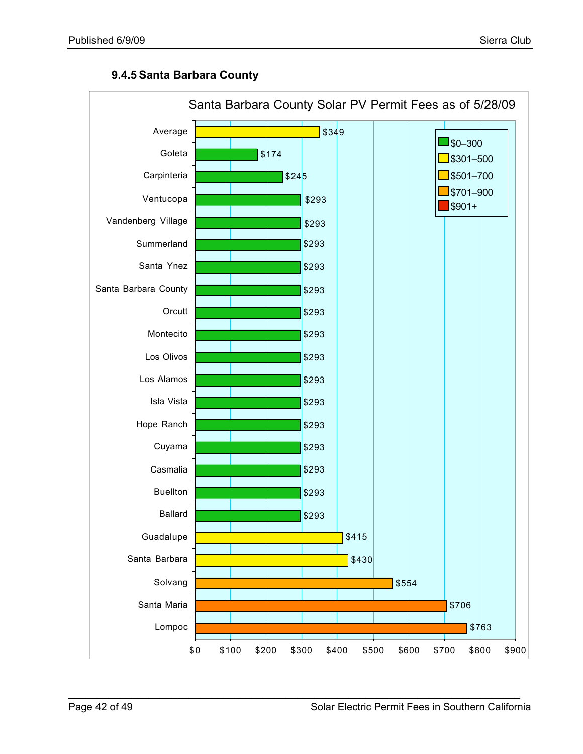### 9.4.5 Santa Barbara County

**Santa Barbara County Solar PV Permit Fees as of 5/28/09**

| Location | Fee |
|---|---|
| Average | $349 |
| Goleta | $174 |
| Carpinteria | $245 |
| Ventucopa | $293 |
| Vandenberg Village | $293 |
| Summerland | $293 |
| Santa Ynez | $293 |
| Santa Barbara County | $293 |
| Orcutt | $293 |
| Montecito | $293 |
| Los Olivos | $293 |
| Los Alamos | $293 |
| Isla Vista | $293 |
| Hope Ranch | $293 |
| Cuyama | $293 |
| Casmalia | $293 |
| Buellton | $293 |
| Ballard | $293 |
| Guadalupe | $415 |
| Santa Barbara | $430 |
| Solvang | $554 |
| Santa Maria | $706 |
| Lompoc | $763 |

Legend: $0–300; $301–500; $501–700; $701–900; $901+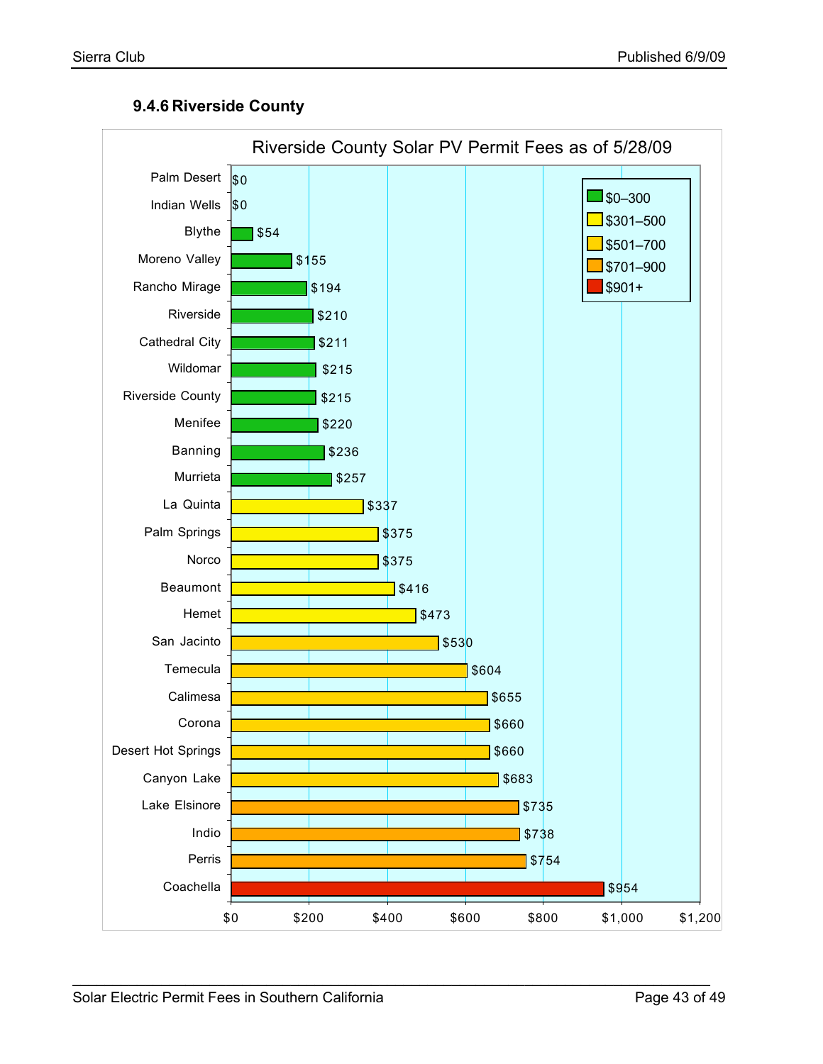### 9.4.6 Riverside County

**Riverside County Solar PV Permit Fees as of 5/28/09**

| City | Permit Fee |
|---|---|
| Palm Desert | $0 |
| Indian Wells | $0 |
| Blythe | $54 |
| Moreno Valley | $155 |
| Rancho Mirage | $194 |
| Riverside | $210 |
| Cathedral City | $211 |
| Wildomar | $215 |
| Riverside County | $215 |
| Menifee | $220 |
| Banning | $236 |
| Murrieta | $257 |
| La Quinta | $337 |
| Palm Springs | $375 |
| Norco | $375 |
| Beaumont | $416 |
| Hemet | $473 |
| San Jacinto | $530 |
| Temecula | $604 |
| Calimesa | $655 |
| Corona | $660 |
| Desert Hot Springs | $660 |
| Canyon Lake | $683 |
| Lake Elsinore | $735 |
| Indio | $738 |
| Perris | $754 |
| Coachella | $954 |

Legend: $0–300; $301–500; $501–700; $701–900; $901+

X-axis: $0, $200, $400, $600, $800, $1,000, $1,200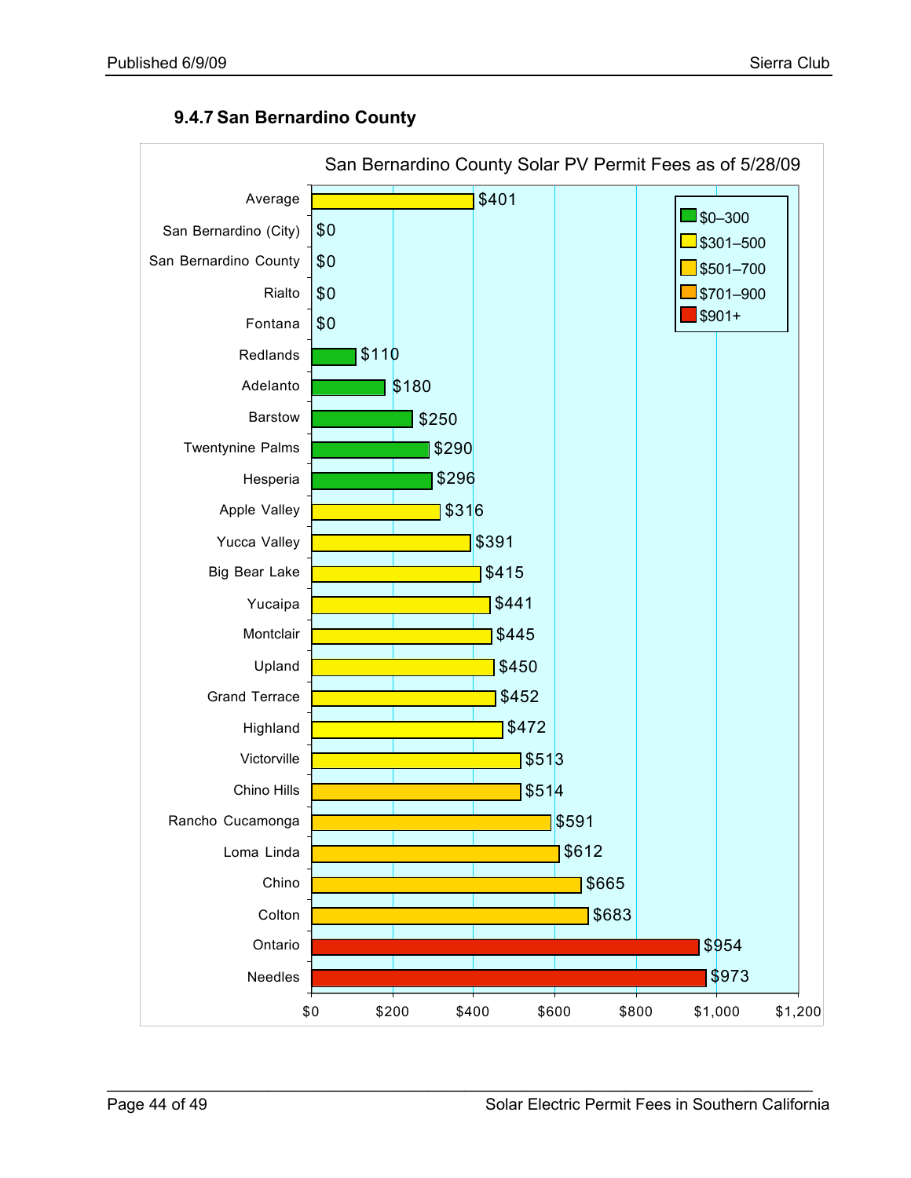### 9.4.7 San Bernardino County

San Bernardino County Solar PV Permit Fees as of 5/28/09

| Jurisdiction | Fee |
|---|---|
| Average | $401 |
| San Bernardino (City) | $0 |
| San Bernardino County | $0 |
| Rialto | $0 |
| Fontana | $0 |
| Redlands | $110 |
| Adelanto | $180 |
| Barstow | $250 |
| Twentynine Palms | $290 |
| Hesperia | $296 |
| Apple Valley | $316 |
| Yucca Valley | $391 |
| Big Bear Lake | $415 |
| Yucaipa | $441 |
| Montclair | $445 |
| Upland | $450 |
| Grand Terrace | $452 |
| Highland | $472 |
| Victorville | $513 |
| Chino Hills | $514 |
| Rancho Cucamonga | $591 |
| Loma Linda | $612 |
| Chino | $665 |
| Colton | $683 |
| Ontario | $954 |
| Needles | $973 |

Legend: $0–300; $301–500; $501–700; $701–900; $901+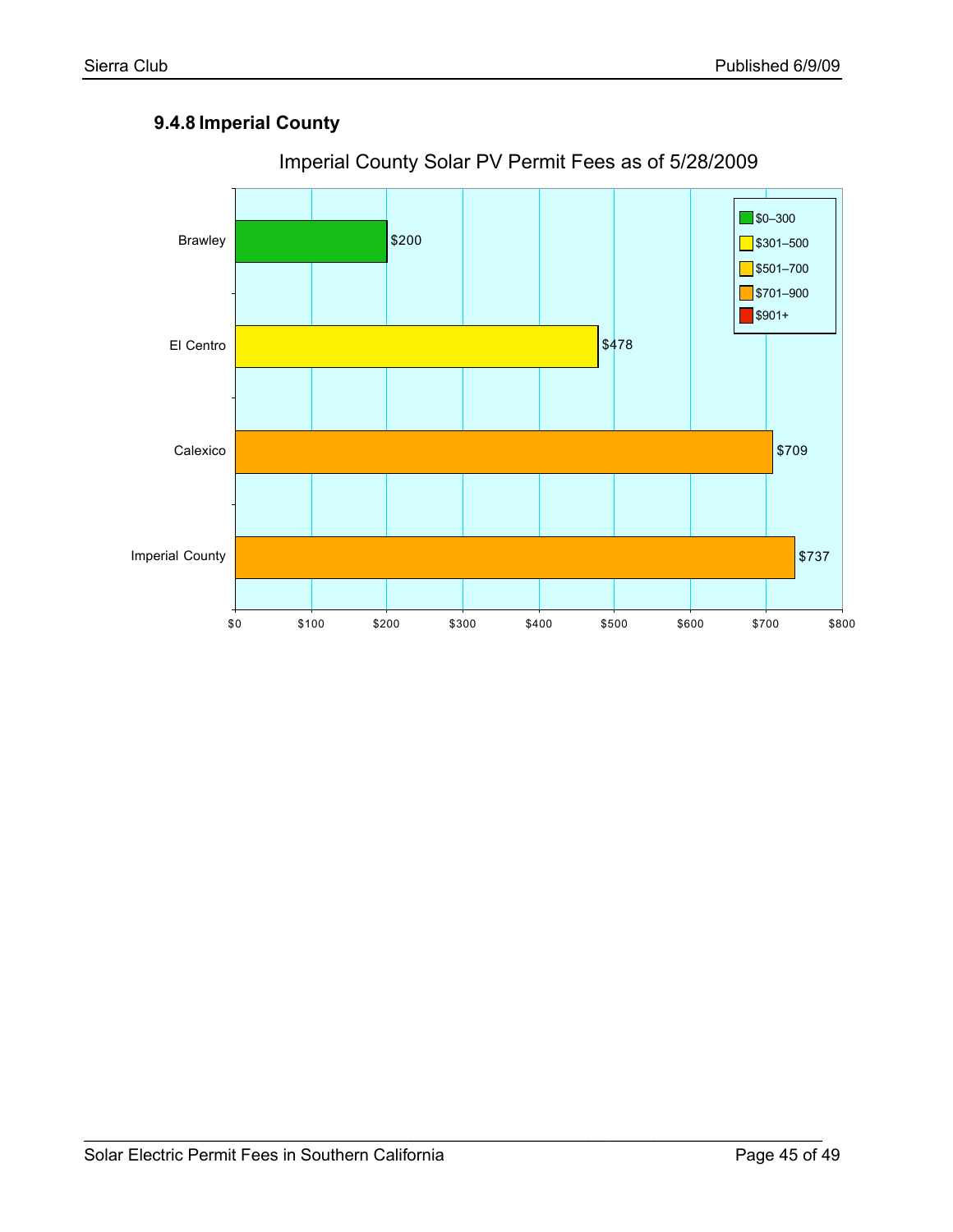### 9.4.8 Imperial County

Imperial County Solar PV Permit Fees as of 5/28/2009

| Jurisdiction | Fee |
|---|---|
| Brawley | $200 |
| El Centro | $478 |
| Calexico | $709 |
| Imperial County | $737 |

Legend: $0–300, $301–500, $501–700, $701–900, $901+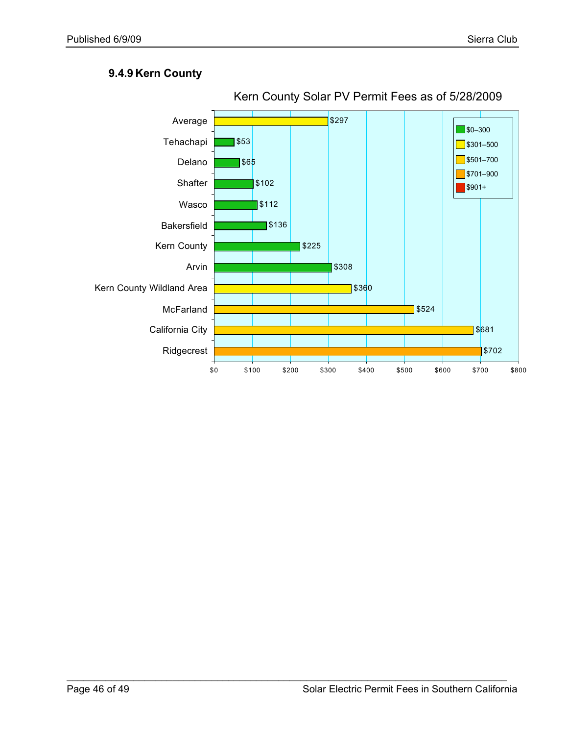### 9.4.9 Kern County

Kern County Solar PV Permit Fees as of 5/28/2009

| Jurisdiction | Fee |
|---|---|
| Average | $297 |
| Tehachapi | $53 |
| Delano | $65 |
| Shafter | $102 |
| Wasco | $112 |
| Bakersfield | $136 |
| Kern County | $225 |
| Arvin | $308 |
| Kern County Wildland Area | $360 |
| McFarland | $524 |
| California City | $681 |
| Ridgecrest | $702 |

Legend: $0–300; $301–500; $501–700; $701–900; $901+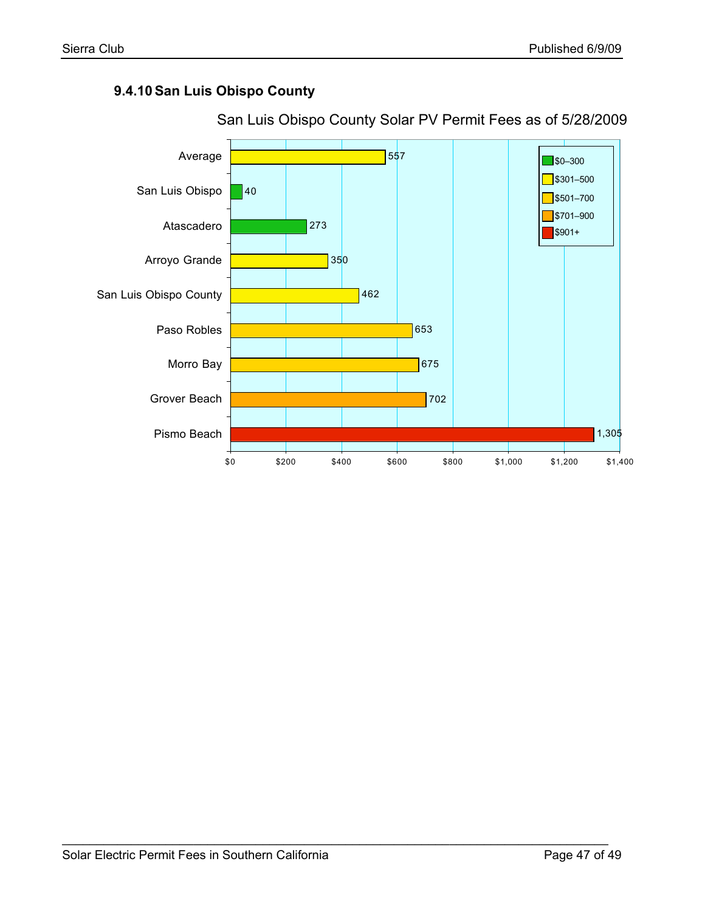### 9.4.10 San Luis Obispo County

San Luis Obispo County Solar PV Permit Fees as of 5/28/2009

| Jurisdiction | Fee ($) |
|---|---|
| Average | 557 |
| San Luis Obispo | 40 |
| Atascadero | 273 |
| Arroyo Grande | 350 |
| San Luis Obispo County | 462 |
| Paso Robles | 653 |
| Morro Bay | 675 |
| Grover Beach | 702 |
| Pismo Beach | 1,305 |

Legend: $0–300; $301–500; $501–700; $701–900; $901+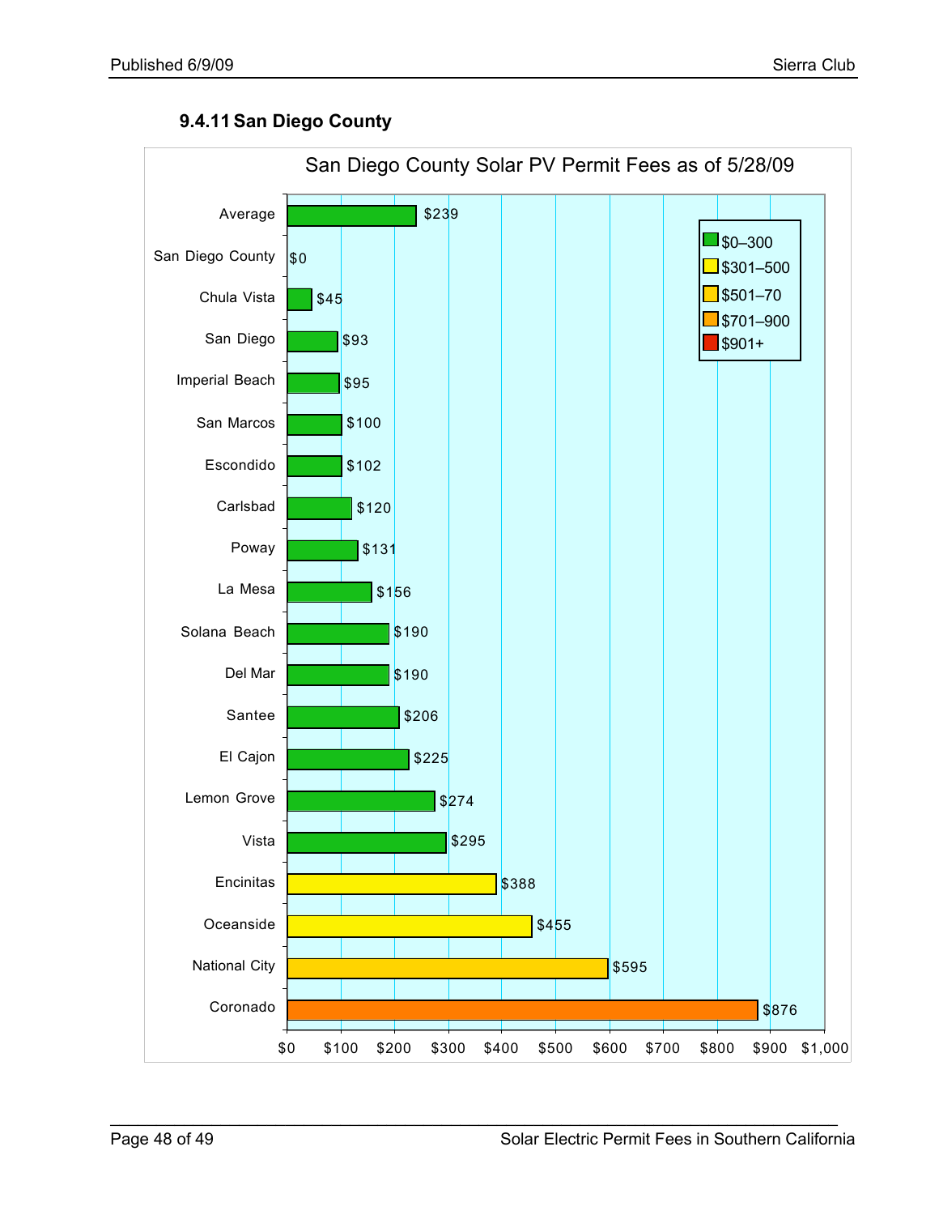### 9.4.11 San Diego County

San Diego County Solar PV Permit Fees as of 5/28/09

| Jurisdiction | Permit Fee |
|---|---|
| Average | $239 |
| San Diego County | $0 |
| Chula Vista | $45 |
| San Diego | $93 |
| Imperial Beach | $95 |
| San Marcos | $100 |
| Escondido | $102 |
| Carlsbad | $120 |
| Poway | $131 |
| La Mesa | $156 |
| Solana Beach | $190 |
| Del Mar | $190 |
| Santee | $206 |
| El Cajon | $225 |
| Lemon Grove | $274 |
| Vista | $295 |
| Encinitas | $388 |
| Oceanside | $455 |
| National City | $595 |
| Coronado | $876 |

Legend: $0–300; $301–500; $501–70; $701–900; $901+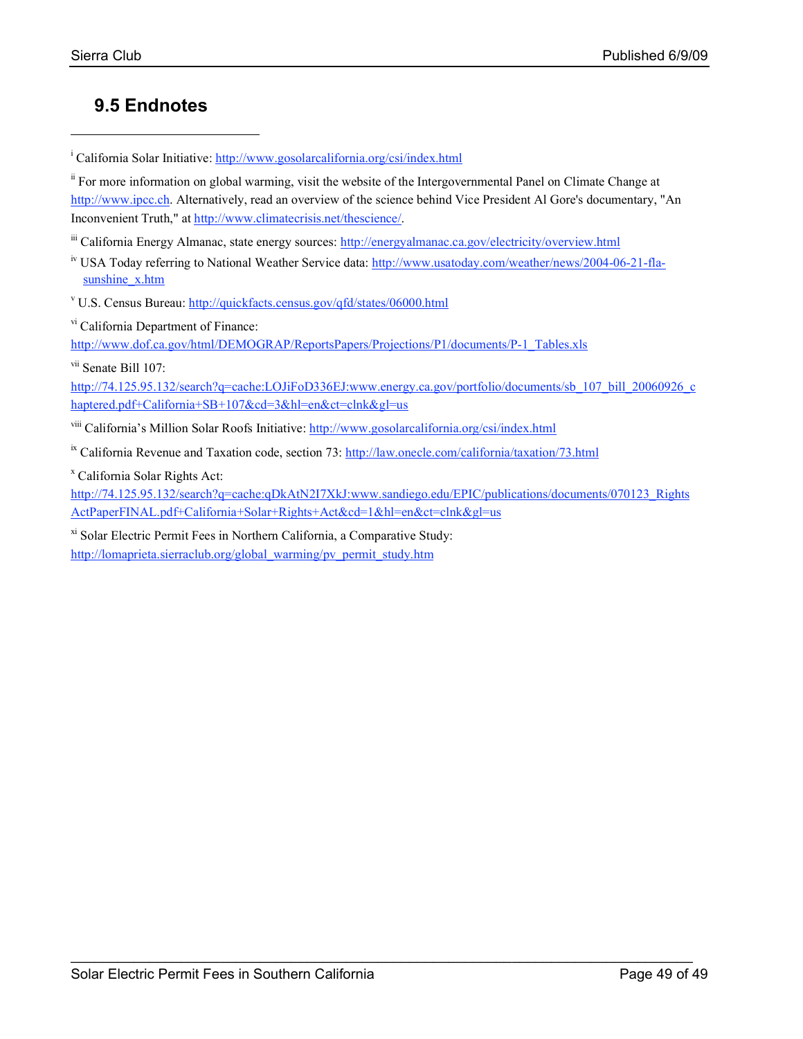## 9.5 Endnotes

[i] California Solar Initiative: http://www.gosolarcalifornia.org/csi/index.html

[ii] For more information on global warming, visit the website of the Intergovernmental Panel on Climate Change at http://www.ipcc.ch. Alternatively, read an overview of the science behind Vice President Al Gore's documentary, "An Inconvenient Truth," at http://www.climatecrisis.net/thescience/.

[iii] California Energy Almanac, state energy sources: http://energyalmanac.ca.gov/electricity/overview.html

[iv] USA Today referring to National Weather Service data: http://www.usatoday.com/weather/news/2004-06-21-fla-sunshine_x.htm

[v] U.S. Census Bureau: http://quickfacts.census.gov/qfd/states/06000.html

[vi] California Department of Finance: http://www.dof.ca.gov/html/DEMOGRAP/ReportsPapers/Projections/P1/documents/P-1_Tables.xls

[vii] Senate Bill 107: http://74.125.95.132/search?q=cache:LOJiFoD336EJ:www.energy.ca.gov/portfolio/documents/sb_107_bill_20060926_chaptered.pdf+California+SB+107&cd=3&hl=en&ct=clnk&gl=us

[viii] California's Million Solar Roofs Initiative: http://www.gosolarcalifornia.org/csi/index.html

[ix] California Revenue and Taxation code, section 73: http://law.onecle.com/california/taxation/73.html

[x] California Solar Rights Act: http://74.125.95.132/search?q=cache:qDkAtN2I7XkJ:www.sandiego.edu/EPIC/publications/documents/070123_RightsActPaperFINAL.pdf+California+Solar+Rights+Act&cd=1&hl=en&ct=clnk&gl=us

[xi] Solar Electric Permit Fees in Northern California, a Comparative Study: http://lomaprieta.sierraclub.org/global_warming/pv_permit_study.htm